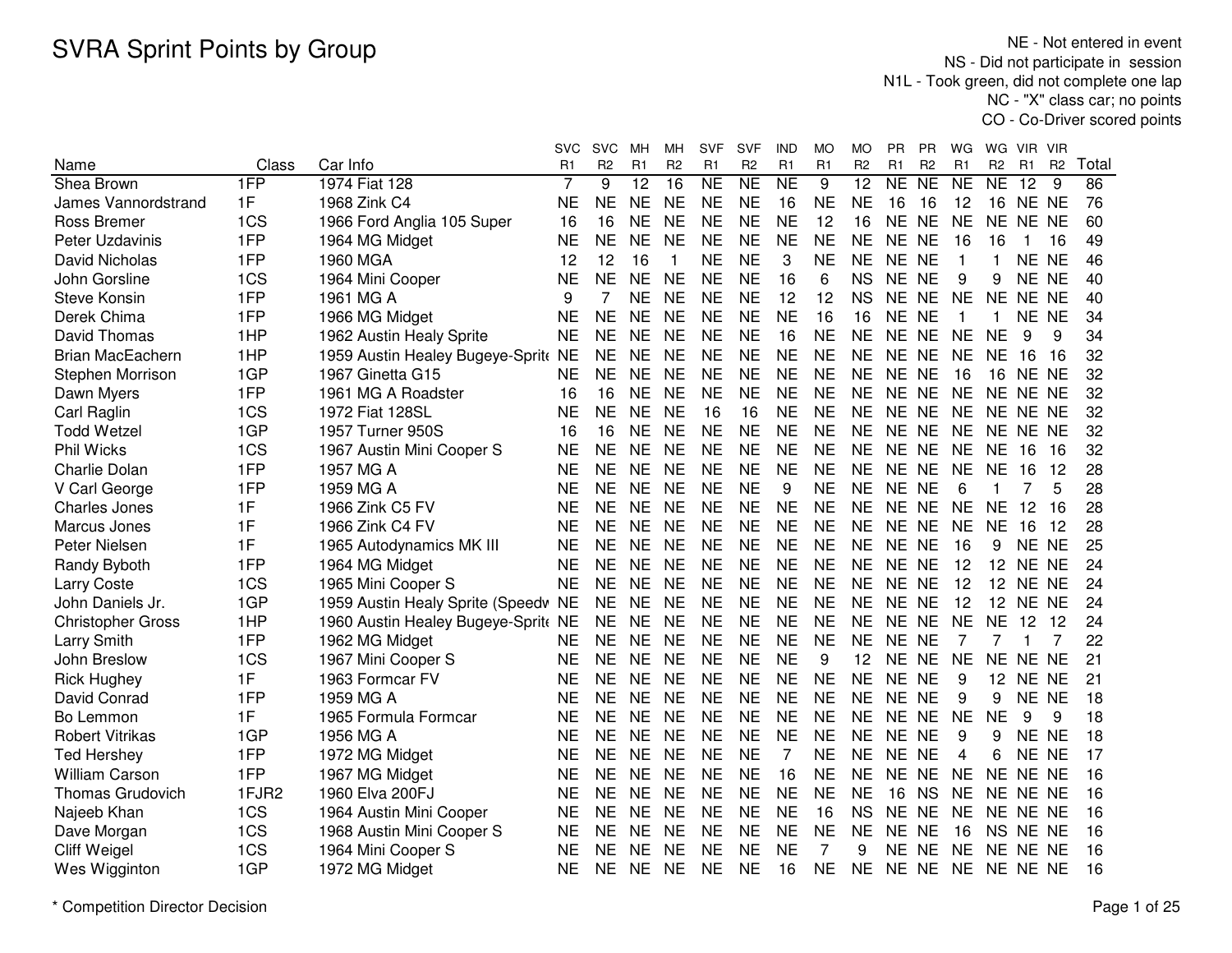# SVRA Sprint Points by Group

NE - Not entered in event
NS - Did not participate in session
N1L - Took green, did not complete one lap
NC - "X" class car; no points
CO - Co-Driver scored points

| Name | Class | Car Info | SVC R1 | SVC R2 | MH R1 | MH R2 | SVF R1 | SVF R2 | IND R1 | MO R1 | MO R2 | PR R1 | PR R2 | WG R1 | WG R2 | VIR R1 | VIR R2 | Total |
|---|---|---|---|---|---|---|---|---|---|---|---|---|---|---|---|---|---|---|
| Shea Brown | 1FP | 1974 Fiat 128 | 7 | 9 | 12 | 16 | NE | NE | NE | 9 | 12 | NE | NE | NE | NE | 12 | 9 | 86 |
| James Vannordstrand | 1F | 1968 Zink C4 | NE | NE | NE | NE | NE | NE | 16 | NE | NE | 16 | 16 | 12 | 16 | NE | NE | 76 |
| Ross Bremer | 1CS | 1966 Ford Anglia 105 Super | 16 | 16 | NE | NE | NE | NE | NE | 12 | 16 | NE | NE | NE | NE | NE | NE | 60 |
| Peter Uzdavinis | 1FP | 1964 MG Midget | NE | NE | NE | NE | NE | NE | NE | NE | NE | NE | NE | 16 | 16 | 1 | 16 | 49 |
| David Nicholas | 1FP | 1960 MGA | 12 | 12 | 16 | 1 | NE | NE | 3 | NE | NE | NE | NE | 1 | 1 | NE | NE | 46 |
| John Gorsline | 1CS | 1964 Mini Cooper | NE | NE | NE | NE | NE | NE | 16 | 6 | NS | NE | NE | 9 | 9 | NE | NE | 40 |
| Steve Konsin | 1FP | 1961 MG A | 9 | 7 | NE | NE | NE | NE | 12 | 12 | NS | NE | NE | NE | NE | NE | NE | 40 |
| Derek Chima | 1FP | 1966 MG Midget | NE | NE | NE | NE | NE | NE | NE | 16 | 16 | NE | NE | 1 | 1 | NE | NE | 34 |
| David Thomas | 1HP | 1962 Austin Healy Sprite | NE | NE | NE | NE | NE | NE | 16 | NE | NE | NE | NE | NE | NE | 9 | 9 | 34 |
| Brian MacEachern | 1HP | 1959 Austin Healey Bugeye-Sprite | NE | NE | NE | NE | NE | NE | NE | NE | NE | NE | NE | NE | NE | 16 | 16 | 32 |
| Stephen Morrison | 1GP | 1967 Ginetta G15 | NE | NE | NE | NE | NE | NE | NE | NE | NE | NE | NE | 16 | 16 | NE | NE | 32 |
| Dawn Myers | 1FP | 1961 MG A Roadster | 16 | 16 | NE | NE | NE | NE | NE | NE | NE | NE | NE | NE | NE | NE | NE | 32 |
| Carl Raglin | 1CS | 1972 Fiat 128SL | NE | NE | NE | NE | 16 | 16 | NE | NE | NE | NE | NE | NE | NE | NE | NE | 32 |
| Todd Wetzel | 1GP | 1957 Turner 950S | 16 | 16 | NE | NE | NE | NE | NE | NE | NE | NE | NE | NE | NE | NE | NE | 32 |
| Phil Wicks | 1CS | 1967 Austin Mini Cooper S | NE | NE | NE | NE | NE | NE | NE | NE | NE | NE | NE | NE | NE | 16 | 16 | 32 |
| Charlie Dolan | 1FP | 1957 MG A | NE | NE | NE | NE | NE | NE | NE | NE | NE | NE | NE | NE | NE | 16 | 12 | 28 |
| V Carl George | 1FP | 1959 MG A | NE | NE | NE | NE | NE | NE | 9 | NE | NE | NE | NE | 6 | 1 | 7 | 5 | 28 |
| Charles Jones | 1F | 1966 Zink C5 FV | NE | NE | NE | NE | NE | NE | NE | NE | NE | NE | NE | NE | NE | 12 | 16 | 28 |
| Marcus Jones | 1F | 1966 Zink C4 FV | NE | NE | NE | NE | NE | NE | NE | NE | NE | NE | NE | NE | NE | 16 | 12 | 28 |
| Peter Nielsen | 1F | 1965 Autodynamics MK III | NE | NE | NE | NE | NE | NE | NE | NE | NE | NE | NE | 16 | 9 | NE | NE | 25 |
| Randy Byboth | 1FP | 1964 MG Midget | NE | NE | NE | NE | NE | NE | NE | NE | NE | NE | NE | 12 | 12 | NE | NE | 24 |
| Larry Coste | 1CS | 1965 Mini Cooper S | NE | NE | NE | NE | NE | NE | NE | NE | NE | NE | NE | 12 | 12 | NE | NE | 24 |
| John Daniels Jr. | 1GP | 1959 Austin Healy Sprite (Speedw | NE | NE | NE | NE | NE | NE | NE | NE | NE | NE | NE | 12 | 12 | NE | NE | 24 |
| Christopher Gross | 1HP | 1960 Austin Healey Bugeye-Sprite | NE | NE | NE | NE | NE | NE | NE | NE | NE | NE | NE | NE | NE | 12 | 12 | 24 |
| Larry Smith | 1FP | 1962 MG Midget | NE | NE | NE | NE | NE | NE | NE | NE | NE | NE | NE | 7 | 7 | 1 | 7 | 22 |
| John Breslow | 1CS | 1967 Mini Cooper S | NE | NE | NE | NE | NE | NE | NE | 9 | 12 | NE | NE | NE | NE | NE | NE | 21 |
| Rick Hughey | 1F | 1963 Formcar FV | NE | NE | NE | NE | NE | NE | NE | NE | NE | NE | NE | 9 | 12 | NE | NE | 21 |
| David Conrad | 1FP | 1959 MG A | NE | NE | NE | NE | NE | NE | NE | NE | NE | NE | NE | 9 | 9 | NE | NE | 18 |
| Bo Lemmon | 1F | 1965 Formula Formcar | NE | NE | NE | NE | NE | NE | NE | NE | NE | NE | NE | NE | NE | 9 | 9 | 18 |
| Robert Vitrikas | 1GP | 1956 MG A | NE | NE | NE | NE | NE | NE | NE | NE | NE | NE | NE | 9 | 9 | NE | NE | 18 |
| Ted Hershey | 1FP | 1972 MG Midget | NE | NE | NE | NE | NE | NE | 7 | NE | NE | NE | NE | 4 | 6 | NE | NE | 17 |
| William Carson | 1FP | 1967 MG Midget | NE | NE | NE | NE | NE | NE | 16 | NE | NE | NE | NE | NE | NE | NE | NE | 16 |
| Thomas Grudovich | 1FJR2 | 1960 Elva 200FJ | NE | NE | NE | NE | NE | NE | NE | NE | NE | 16 | NS | NE | NE | NE | NE | 16 |
| Najeeb Khan | 1CS | 1964 Austin Mini Cooper | NE | NE | NE | NE | NE | NE | NE | 16 | NS | NE | NE | NE | NE | NE | NE | 16 |
| Dave Morgan | 1CS | 1968 Austin Mini Cooper S | NE | NE | NE | NE | NE | NE | NE | NE | NE | NE | NE | 16 | NS | NE | NE | 16 |
| Cliff Weigel | 1CS | 1964 Mini Cooper S | NE | NE | NE | NE | NE | NE | NE | 7 | 9 | NE | NE | NE | NE | NE | NE | 16 |
| Wes Wigginton | 1GP | 1972 MG Midget | NE | NE | NE | NE | NE | NE | 16 | NE | NE | NE | NE | NE | NE | NE | NE | 16 |

\* Competition Director Decision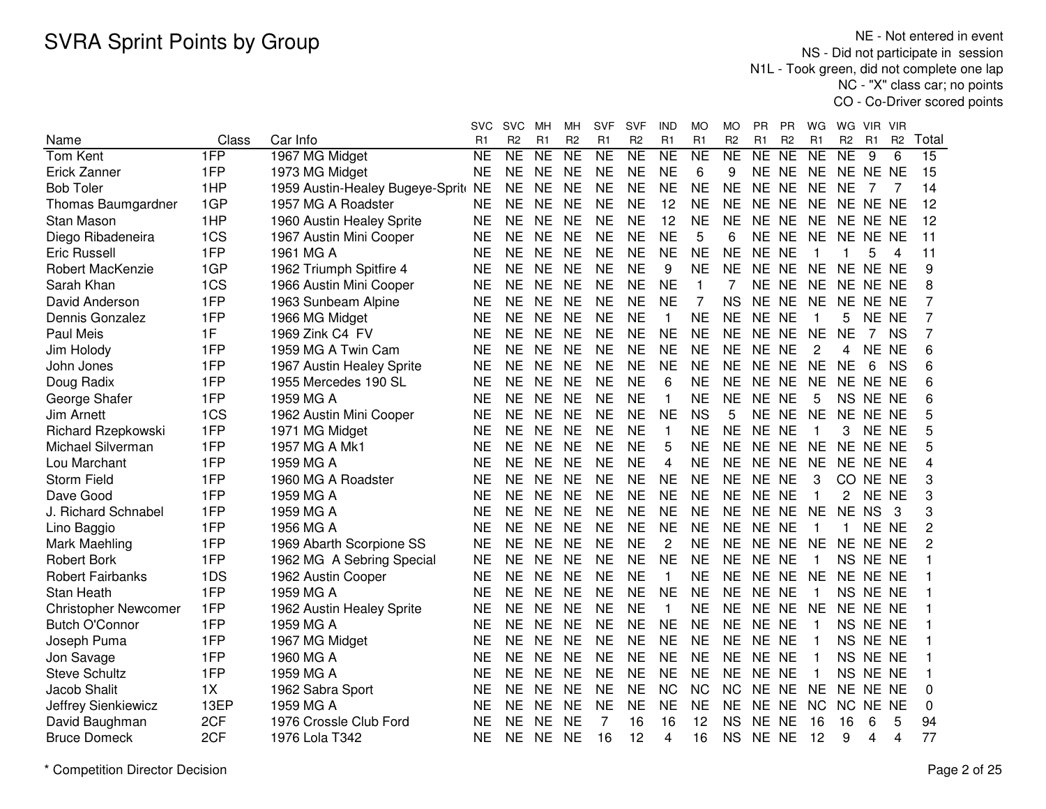# SVRA Sprint Points by Group

NE - Not entered in event
NS - Did not participate in session
N1L - Took green, did not complete one lap
NC - "X" class car; no points
CO - Co-Driver scored points

| Name | Class | Car Info | SVC R1 | SVC R2 | MH R1 | MH R2 | SVF R1 | SVF R2 | IND R1 | MO R1 | MO R2 | PR R1 | PR R2 | WG R1 | WG R2 | VIR R1 | VIR R2 | Total |
|---|---|---|---|---|---|---|---|---|---|---|---|---|---|---|---|---|---|---|
| Tom Kent | 1FP | 1967 MG Midget | NE | NE | NE | NE | NE | NE | NE | NE | NE | NE | NE | NE | NE | 9 | 6 | 15 |
| Erick Zanner | 1FP | 1973 MG Midget | NE | NE | NE | NE | NE | NE | NE | 6 | 9 | NE | NE | NE | NE | NE | NE | 15 |
| Bob Toler | 1HP | 1959 Austin-Healey Bugeye-Sprite | NE | NE | NE | NE | NE | NE | NE | NE | NE | NE | NE | NE | NE | 7 | 7 | 14 |
| Thomas Baumgardner | 1GP | 1957 MG A Roadster | NE | NE | NE | NE | NE | NE | 12 | NE | NE | NE | NE | NE | NE | NE | NE | 12 |
| Stan Mason | 1HP | 1960 Austin Healey Sprite | NE | NE | NE | NE | NE | NE | 12 | NE | NE | NE | NE | NE | NE | NE | NE | 12 |
| Diego Ribadeneira | 1CS | 1967 Austin Mini Cooper | NE | NE | NE | NE | NE | NE | NE | 5 | 6 | NE | NE | NE | NE | NE | NE | 11 |
| Eric Russell | 1FP | 1961 MG A | NE | NE | NE | NE | NE | NE | NE | NE | NE | NE | NE | 1 | 1 | 5 | 4 | 11 |
| Robert MacKenzie | 1GP | 1962 Triumph Spitfire 4 | NE | NE | NE | NE | NE | NE | 9 | NE | NE | NE | NE | NE | NE | NE | NE | 9 |
| Sarah Khan | 1CS | 1966 Austin Mini Cooper | NE | NE | NE | NE | NE | NE | NE | 1 | 7 | NE | NE | NE | NE | NE | NE | 8 |
| David Anderson | 1FP | 1963 Sunbeam Alpine | NE | NE | NE | NE | NE | NE | NE | 7 | NS | NE | NE | NE | NE | NE | NE | 7 |
| Dennis Gonzalez | 1FP | 1966 MG Midget | NE | NE | NE | NE | NE | NE | 1 | NE | NE | NE | NE | 1 | 5 | NE | NE | 7 |
| Paul Meis | 1F | 1969 Zink C4 FV | NE | NE | NE | NE | NE | NE | NE | NE | NE | NE | NE | NE | NE | 7 | NS | 7 |
| Jim Holody | 1FP | 1959 MG A Twin Cam | NE | NE | NE | NE | NE | NE | NE | NE | NE | NE | NE | 2 | 4 | NE | NE | 6 |
| John Jones | 1FP | 1967 Austin Healey Sprite | NE | NE | NE | NE | NE | NE | NE | NE | NE | NE | NE | NE | NE | 6 | NS | 6 |
| Doug Radix | 1FP | 1955 Mercedes 190 SL | NE | NE | NE | NE | NE | NE | 6 | NE | NE | NE | NE | NE | NE | NE | NE | 6 |
| George Shafer | 1FP | 1959 MG A | NE | NE | NE | NE | NE | NE | 1 | NE | NE | NE | NE | 5 | NS | NE | NE | 6 |
| Jim Arnett | 1CS | 1962 Austin Mini Cooper | NE | NE | NE | NE | NE | NE | NE | NS | 5 | NE | NE | NE | NE | NE | NE | 5 |
| Richard Rzepkowski | 1FP | 1971 MG Midget | NE | NE | NE | NE | NE | NE | 1 | NE | NE | NE | NE | 1 | 3 | NE | NE | 5 |
| Michael Silverman | 1FP | 1957 MG A Mk1 | NE | NE | NE | NE | NE | NE | 5 | NE | NE | NE | NE | NE | NE | NE | NE | 5 |
| Lou Marchant | 1FP | 1959 MG A | NE | NE | NE | NE | NE | NE | 4 | NE | NE | NE | NE | NE | NE | NE | NE | 4 |
| Storm Field | 1FP | 1960 MG A Roadster | NE | NE | NE | NE | NE | NE | NE | NE | NE | NE | NE | 3 | CO | NE | NE | 3 |
| Dave Good | 1FP | 1959 MG A | NE | NE | NE | NE | NE | NE | NE | NE | NE | NE | NE | 1 | 2 | NE | NE | 3 |
| J. Richard Schnabel | 1FP | 1959 MG A | NE | NE | NE | NE | NE | NE | NE | NE | NE | NE | NE | NE | NE | NS | 3 | 3 |
| Lino Baggio | 1FP | 1956 MG A | NE | NE | NE | NE | NE | NE | NE | NE | NE | NE | NE | 1 | 1 | NE | NE | 2 |
| Mark Maehling | 1FP | 1969 Abarth Scorpione SS | NE | NE | NE | NE | NE | NE | 2 | NE | NE | NE | NE | NE | NE | NE | NE | 2 |
| Robert Bork | 1FP | 1962 MG A Sebring Special | NE | NE | NE | NE | NE | NE | NE | NE | NE | NE | NE | 1 | NS | NE | NE | 1 |
| Robert Fairbanks | 1DS | 1962 Austin Cooper | NE | NE | NE | NE | NE | NE | 1 | NE | NE | NE | NE | NE | NE | NE | NE | 1 |
| Stan Heath | 1FP | 1959 MG A | NE | NE | NE | NE | NE | NE | NE | NE | NE | NE | NE | 1 | NS | NE | NE | 1 |
| Christopher Newcomer | 1FP | 1962 Austin Healey Sprite | NE | NE | NE | NE | NE | NE | 1 | NE | NE | NE | NE | NE | NE | NE | NE | 1 |
| Butch O'Connor | 1FP | 1959 MG A | NE | NE | NE | NE | NE | NE | NE | NE | NE | NE | NE | 1 | NS | NE | NE | 1 |
| Joseph Puma | 1FP | 1967 MG Midget | NE | NE | NE | NE | NE | NE | NE | NE | NE | NE | NE | 1 | NS | NE | NE | 1 |
| Jon Savage | 1FP | 1960 MG A | NE | NE | NE | NE | NE | NE | NE | NE | NE | NE | NE | 1 | NS | NE | NE | 1 |
| Steve Schultz | 1FP | 1959 MG A | NE | NE | NE | NE | NE | NE | NE | NE | NE | NE | NE | 1 | NS | NE | NE | 1 |
| Jacob Shalit | 1X | 1962 Sabra Sport | NE | NE | NE | NE | NE | NE | NC | NC | NC | NE | NE | NE | NE | NE | NE | 0 |
| Jeffrey Sienkiewicz | 13EP | 1959 MG A | NE | NE | NE | NE | NE | NE | NE | NE | NE | NE | NE | NC | NC | NE | NE | 0 |
| David Baughman | 2CF | 1976 Crossle Club Ford | NE | NE | NE | NE | 7 | 16 | 16 | 12 | NS | NE | NE | 16 | 16 | 6 | 5 | 94 |
| Bruce Domeck | 2CF | 1976 Lola T342 | NE | NE | NE | NE | 16 | 12 | 4 | 16 | NS | NE | NE | 12 | 9 | 4 | 4 | 77 |

\* Competition Director Decision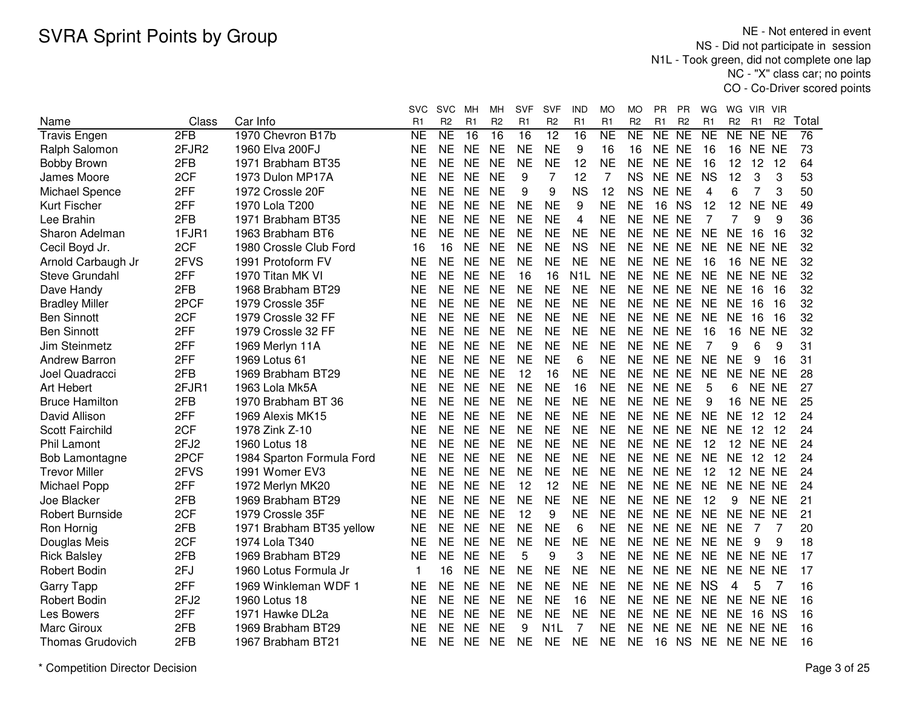# SVRA Sprint Points by Group

NE - Not entered in event
NS - Did not participate in session
N1L - Took green, did not complete one lap
NC - "X" class car; no points
CO - Co-Driver scored points

| Name | Class | Car Info | SVC R1 | SVC R2 | MH R1 | MH R2 | SVF R1 | SVF R2 | IND R1 | MO R1 | MO R2 | PR R1 | PR R2 | WG R1 | WG R2 | VIR R1 | VIR R2 | Total |
|---|---|---|---|---|---|---|---|---|---|---|---|---|---|---|---|---|---|---|
| Travis Engen | 2FB | 1970 Chevron B17b | NE | NE | 16 | 16 | 16 | 12 | 16 | NE | NE | NE | NE | NE | NE | NE | NE | 76 |
| Ralph Salomon | 2FJR2 | 1960 Elva 200FJ | NE | NE | NE | NE | NE | NE | 9 | 16 | 16 | NE | NE | 16 | 16 | NE | NE | 73 |
| Bobby Brown | 2FB | 1971 Brabham BT35 | NE | NE | NE | NE | NE | NE | 12 | NE | NE | NE | NE | 16 | 12 | 12 | 12 | 64 |
| James Moore | 2CF | 1973 Dulon MP17A | NE | NE | NE | NE | 9 | 7 | 12 | 7 | NS | NE | NE | NS | 12 | 3 | 3 | 53 |
| Michael Spence | 2FF | 1972 Crossle 20F | NE | NE | NE | NE | 9 | 9 | NS | 12 | NS | NE | NE | 4 | 6 | 7 | 3 | 50 |
| Kurt Fischer | 2FF | 1970 Lola T200 | NE | NE | NE | NE | NE | NE | 9 | NE | NE | 16 | NS | 12 | 12 | NE | NE | 49 |
| Lee Brahin | 2FB | 1971 Brabham BT35 | NE | NE | NE | NE | NE | NE | 4 | NE | NE | NE | NE | 7 | 7 | 9 | 9 | 36 |
| Sharon Adelman | 1FJR1 | 1963 Brabham BT6 | NE | NE | NE | NE | NE | NE | NE | NE | NE | NE | NE | NE | NE | 16 | 16 | 32 |
| Cecil Boyd Jr. | 2CF | 1980 Crossle Club Ford | 16 | 16 | NE | NE | NE | NE | NS | NE | NE | NE | NE | NE | NE | NE | NE | 32 |
| Arnold Carbaugh Jr | 2FVS | 1991 Protoform FV | NE | NE | NE | NE | NE | NE | NE | NE | NE | NE | NE | 16 | 16 | NE | NE | 32 |
| Steve Grundahl | 2FF | 1970 Titan MK VI | NE | NE | NE | NE | 16 | 16 | N1L | NE | NE | NE | NE | NE | NE | NE | NE | 32 |
| Dave Handy | 2FB | 1968 Brabham BT29 | NE | NE | NE | NE | NE | NE | NE | NE | NE | NE | NE | NE | NE | 16 | 16 | 32 |
| Bradley Miller | 2PCF | 1979 Crossle 35F | NE | NE | NE | NE | NE | NE | NE | NE | NE | NE | NE | NE | NE | 16 | 16 | 32 |
| Ben Sinnott | 2CF | 1979 Crossle 32 FF | NE | NE | NE | NE | NE | NE | NE | NE | NE | NE | NE | NE | NE | 16 | 16 | 32 |
| Ben Sinnott | 2FF | 1979 Crossle 32 FF | NE | NE | NE | NE | NE | NE | NE | NE | NE | NE | NE | 16 | 16 | NE | NE | 32 |
| Jim Steinmetz | 2FF | 1969 Merlyn 11A | NE | NE | NE | NE | NE | NE | NE | NE | NE | NE | NE | 7 | 9 | 6 | 9 | 31 |
| Andrew Barron | 2FF | 1969 Lotus 61 | NE | NE | NE | NE | NE | NE | 6 | NE | NE | NE | NE | NE | NE | 9 | 16 | 31 |
| Joel Quadracci | 2FB | 1969 Brabham BT29 | NE | NE | NE | NE | 12 | 16 | NE | NE | NE | NE | NE | NE | NE | NE | NE | 28 |
| Art Hebert | 2FJR1 | 1963 Lola Mk5A | NE | NE | NE | NE | NE | NE | 16 | NE | NE | NE | NE | 5 | 6 | NE | NE | 27 |
| Bruce Hamilton | 2FB | 1970 Brabham BT 36 | NE | NE | NE | NE | NE | NE | NE | NE | NE | NE | NE | 9 | 16 | NE | NE | 25 |
| David Allison | 2FF | 1969 Alexis MK15 | NE | NE | NE | NE | NE | NE | NE | NE | NE | NE | NE | NE | NE | 12 | 12 | 24 |
| Scott Fairchild | 2CF | 1978 Zink Z-10 | NE | NE | NE | NE | NE | NE | NE | NE | NE | NE | NE | NE | NE | 12 | 12 | 24 |
| Phil Lamont | 2FJ2 | 1960 Lotus 18 | NE | NE | NE | NE | NE | NE | NE | NE | NE | NE | NE | 12 | 12 | NE | NE | 24 |
| Bob Lamontagne | 2PCF | 1984 Sparton Formula Ford | NE | NE | NE | NE | NE | NE | NE | NE | NE | NE | NE | NE | NE | 12 | 12 | 24 |
| Trevor Miller | 2FVS | 1991 Womer EV3 | NE | NE | NE | NE | NE | NE | NE | NE | NE | NE | NE | 12 | 12 | NE | NE | 24 |
| Michael Popp | 2FF | 1972 Merlyn MK20 | NE | NE | NE | NE | 12 | 12 | NE | NE | NE | NE | NE | NE | NE | NE | NE | 24 |
| Joe Blacker | 2FB | 1969 Brabham BT29 | NE | NE | NE | NE | NE | NE | NE | NE | NE | NE | NE | 12 | 9 | NE | NE | 21 |
| Robert Burnside | 2CF | 1979 Crossle 35F | NE | NE | NE | NE | 12 | 9 | NE | NE | NE | NE | NE | NE | NE | NE | NE | 21 |
| Ron Hornig | 2FB | 1971 Brabham BT35 yellow | NE | NE | NE | NE | NE | NE | 6 | NE | NE | NE | NE | NE | NE | 7 | 7 | 20 |
| Douglas Meis | 2CF | 1974 Lola T340 | NE | NE | NE | NE | NE | NE | NE | NE | NE | NE | NE | NE | NE | 9 | 9 | 18 |
| Rick Balsley | 2FB | 1969 Brabham BT29 | NE | NE | NE | NE | 5 | 9 | 3 | NE | NE | NE | NE | NE | NE | NE | NE | 17 |
| Robert Bodin | 2FJ | 1960 Lotus Formula Jr | 1 | 16 | NE | NE | NE | NE | NE | NE | NE | NE | NE | NE | NE | NE | NE | 17 |
| Garry Tapp | 2FF | 1969 Winkleman WDF 1 | NE | NE | NE | NE | NE | NE | NE | NE | NE | NE | NE | NS | 4 | 5 | 7 | 16 |
| Robert Bodin | 2FJ2 | 1960 Lotus 18 | NE | NE | NE | NE | NE | NE | 16 | NE | NE | NE | NE | NE | NE | NE | NE | 16 |
| Les Bowers | 2FF | 1971 Hawke DL2a | NE | NE | NE | NE | NE | NE | NE | NE | NE | NE | NE | NE | NE | 16 | NS | 16 |
| Marc Giroux | 2FB | 1969 Brabham BT29 | NE | NE | NE | NE | 9 | N1L | 7 | NE | NE | NE | NE | NE | NE | NE | NE | 16 |
| Thomas Grudovich | 2FB | 1967 Brabham BT21 | NE | NE | NE | NE | NE | NE | NE | NE | NE | 16 | NS | NE | NE | NE | NE | 16 |

* Competition Director Decision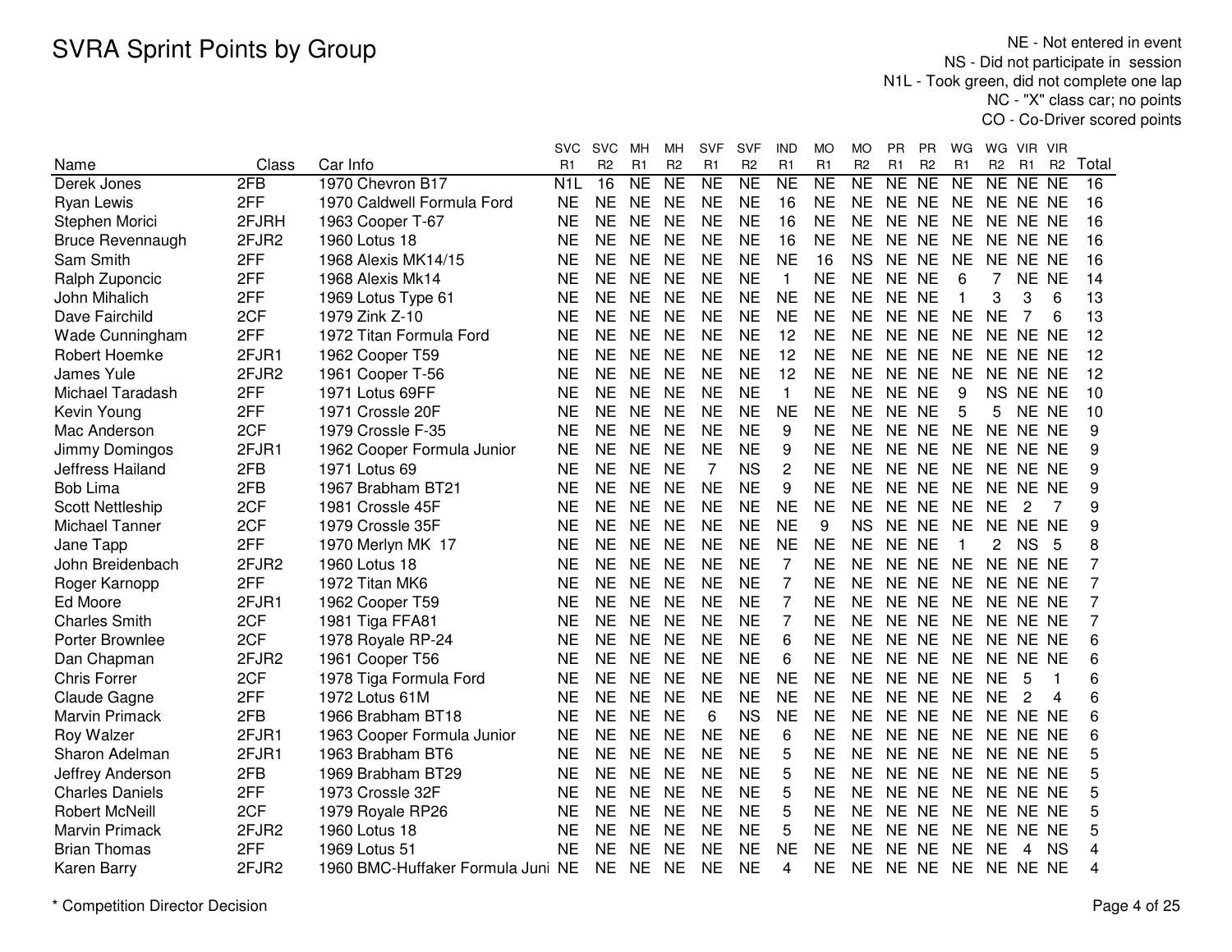# SVRA Sprint Points by Group

NE - Not entered in event
NS - Did not participate in session
N1L - Took green, did not complete one lap
NC - "X" class car; no points
CO - Co-Driver scored points

| Name | Class | Car Info | SVC R1 | SVC R2 | MH R1 | MH R2 | SVF R1 | SVF R2 | IND R1 | MO R1 | MO R2 | PR R1 | PR R2 | WG R1 | WG R2 | VIR R1 | VIR R2 | Total |
|---|---|---|---|---|---|---|---|---|---|---|---|---|---|---|---|---|---|---|
| Derek Jones | 2FB | 1970 Chevron B17 | N1L | 16 | NE | NE | NE | NE | NE | NE | NE | NE | NE | NE | NE | NE | NE | 16 |
| Ryan Lewis | 2FF | 1970 Caldwell Formula Ford | NE | NE | NE | NE | NE | NE | 16 | NE | NE | NE | NE | NE | NE | NE | NE | 16 |
| Stephen Morici | 2FJRH | 1963 Cooper T-67 | NE | NE | NE | NE | NE | NE | 16 | NE | NE | NE | NE | NE | NE | NE | NE | 16 |
| Bruce Revennaugh | 2FJR2 | 1960 Lotus 18 | NE | NE | NE | NE | NE | NE | 16 | NE | NE | NE | NE | NE | NE | NE | NE | 16 |
| Sam Smith | 2FF | 1968 Alexis MK14/15 | NE | NE | NE | NE | NE | NE | NE | 16 | NS | NE | NE | NE | NE | NE | NE | 16 |
| Ralph Zuponcic | 2FF | 1968 Alexis Mk14 | NE | NE | NE | NE | NE | NE | 1 | NE | NE | NE | NE | 6 | 7 | NE | NE | 14 |
| John Mihalich | 2FF | 1969 Lotus Type 61 | NE | NE | NE | NE | NE | NE | NE | NE | NE | NE | NE | 1 | 3 | 3 | 6 | 13 |
| Dave Fairchild | 2CF | 1979 Zink Z-10 | NE | NE | NE | NE | NE | NE | NE | NE | NE | NE | NE | NE | NE | 7 | 6 | 13 |
| Wade Cunningham | 2FF | 1972 Titan Formula Ford | NE | NE | NE | NE | NE | NE | 12 | NE | NE | NE | NE | NE | NE | NE | NE | 12 |
| Robert Hoemke | 2FJR1 | 1962 Cooper T59 | NE | NE | NE | NE | NE | NE | 12 | NE | NE | NE | NE | NE | NE | NE | NE | 12 |
| James Yule | 2FJR2 | 1961 Cooper T-56 | NE | NE | NE | NE | NE | NE | 12 | NE | NE | NE | NE | NE | NE | NE | NE | 12 |
| Michael Taradash | 2FF | 1971 Lotus 69FF | NE | NE | NE | NE | NE | NE | 1 | NE | NE | NE | NE | 9 | NS | NE | NE | 10 |
| Kevin Young | 2FF | 1971 Crossle 20F | NE | NE | NE | NE | NE | NE | NE | NE | NE | NE | NE | 5 | 5 | NE | NE | 10 |
| Mac Anderson | 2CF | 1979 Crossle F-35 | NE | NE | NE | NE | NE | NE | 9 | NE | NE | NE | NE | NE | NE | NE | NE | 9 |
| Jimmy Domingos | 2FJR1 | 1962 Cooper Formula Junior | NE | NE | NE | NE | NE | NE | 9 | NE | NE | NE | NE | NE | NE | NE | NE | 9 |
| Jeffress Hailand | 2FB | 1971 Lotus 69 | NE | NE | NE | NE | 7 | NS | 2 | NE | NE | NE | NE | NE | NE | NE | NE | 9 |
| Bob Lima | 2FB | 1967 Brabham BT21 | NE | NE | NE | NE | NE | NE | 9 | NE | NE | NE | NE | NE | NE | NE | NE | 9 |
| Scott Nettleship | 2CF | 1981 Crossle 45F | NE | NE | NE | NE | NE | NE | NE | NE | NE | NE | NE | NE | NE | 2 | 7 | 9 |
| Michael Tanner | 2CF | 1979 Crossle 35F | NE | NE | NE | NE | NE | NE | NE | 9 | NS | NE | NE | NE | NE | NE | NE | 9 |
| Jane Tapp | 2FF | 1970 Merlyn MK 17 | NE | NE | NE | NE | NE | NE | NE | NE | NE | NE | NE | 1 | 2 | NS | 5 | 8 |
| John Breidenbach | 2FJR2 | 1960 Lotus 18 | NE | NE | NE | NE | NE | NE | 7 | NE | NE | NE | NE | NE | NE | NE | NE | 7 |
| Roger Karnopp | 2FF | 1972 Titan MK6 | NE | NE | NE | NE | NE | NE | 7 | NE | NE | NE | NE | NE | NE | NE | NE | 7 |
| Ed Moore | 2FJR1 | 1962 Cooper T59 | NE | NE | NE | NE | NE | NE | 7 | NE | NE | NE | NE | NE | NE | NE | NE | 7 |
| Charles Smith | 2CF | 1981 Tiga FFA81 | NE | NE | NE | NE | NE | NE | 7 | NE | NE | NE | NE | NE | NE | NE | NE | 7 |
| Porter Brownlee | 2CF | 1978 Royale RP-24 | NE | NE | NE | NE | NE | NE | 6 | NE | NE | NE | NE | NE | NE | NE | NE | 6 |
| Dan Chapman | 2FJR2 | 1961 Cooper T56 | NE | NE | NE | NE | NE | NE | 6 | NE | NE | NE | NE | NE | NE | NE | NE | 6 |
| Chris Forrer | 2CF | 1978 Tiga Formula Ford | NE | NE | NE | NE | NE | NE | NE | NE | NE | NE | NE | NE | NE | 5 | 1 | 6 |
| Claude Gagne | 2FF | 1972 Lotus 61M | NE | NE | NE | NE | NE | NE | NE | NE | NE | NE | NE | NE | NE | 2 | 4 | 6 |
| Marvin Primack | 2FB | 1966 Brabham BT18 | NE | NE | NE | NE | 6 | NS | NE | NE | NE | NE | NE | NE | NE | NE | NE | 6 |
| Roy Walzer | 2FJR1 | 1963 Cooper Formula Junior | NE | NE | NE | NE | NE | NE | 6 | NE | NE | NE | NE | NE | NE | NE | NE | 6 |
| Sharon Adelman | 2FJR1 | 1963 Brabham BT6 | NE | NE | NE | NE | NE | NE | 5 | NE | NE | NE | NE | NE | NE | NE | NE | 5 |
| Jeffrey Anderson | 2FB | 1969 Brabham BT29 | NE | NE | NE | NE | NE | NE | 5 | NE | NE | NE | NE | NE | NE | NE | NE | 5 |
| Charles Daniels | 2FF | 1973 Crossle 32F | NE | NE | NE | NE | NE | NE | 5 | NE | NE | NE | NE | NE | NE | NE | NE | 5 |
| Robert McNeill | 2CF | 1979 Royale RP26 | NE | NE | NE | NE | NE | NE | 5 | NE | NE | NE | NE | NE | NE | NE | NE | 5 |
| Marvin Primack | 2FJR2 | 1960 Lotus 18 | NE | NE | NE | NE | NE | NE | 5 | NE | NE | NE | NE | NE | NE | NE | NE | 5 |
| Brian Thomas | 2FF | 1969 Lotus 51 | NE | NE | NE | NE | NE | NE | NE | NE | NE | NE | NE | NE | NE | 4 | NS | 4 |
| Karen Barry | 2FJR2 | 1960 BMC-Huffaker Formula Juni | NE | NE | NE | NE | NE | NE | 4 | NE | NE | NE | NE | NE | NE | NE | NE | 4 |

\* Competition Director Decision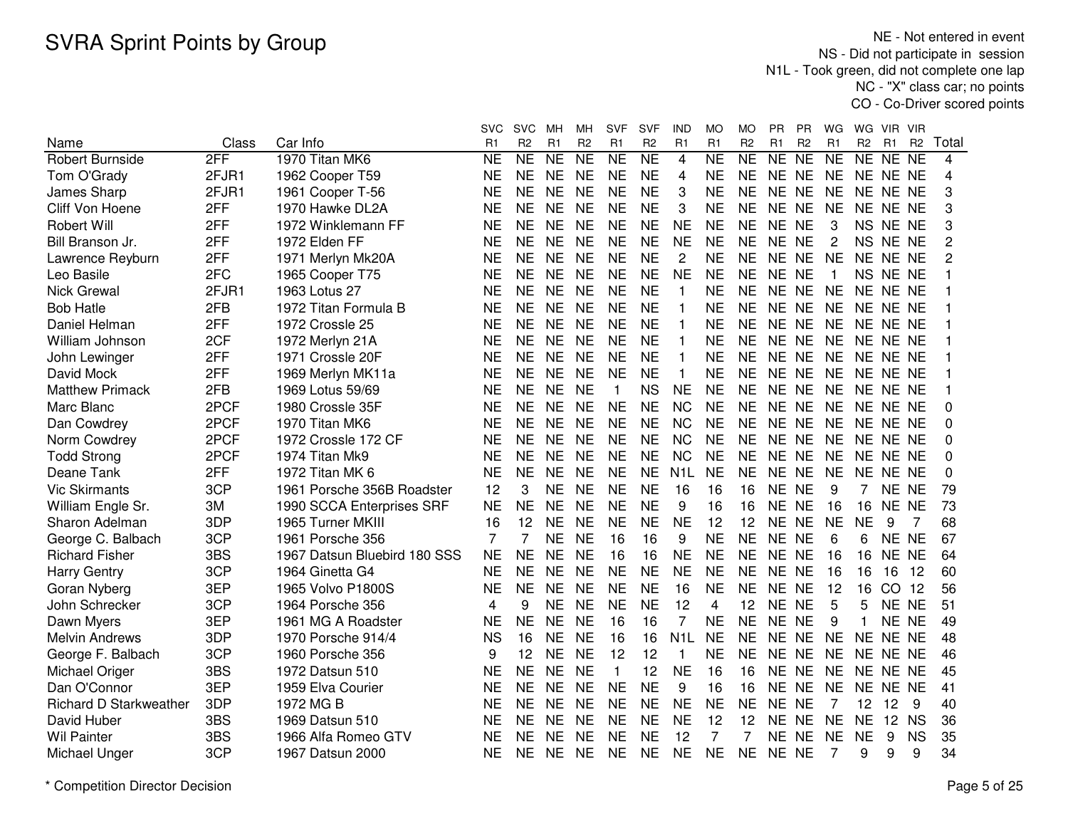# SVRA Sprint Points by Group

NE - Not entered in event
NS - Did not participate in session
N1L - Took green, did not complete one lap
NC - "X" class car; no points
CO - Co-Driver scored points

| Name | Class | Car Info | SVC R1 | SVC R2 | MH R1 | MH R2 | SVF R1 | SVF R2 | IND R1 | MO R1 | MO R2 | PR R1 | PR R2 | WG R1 | WG R2 | VIR R1 | VIR R2 | Total |
|---|---|---|---|---|---|---|---|---|---|---|---|---|---|---|---|---|---|---|
| Robert Burnside | 2FF | 1970 Titan MK6 | NE | NE | NE | NE | NE | NE | 4 | NE | NE | NE | NE | NE | NE | NE | NE | 4 |
| Tom O'Grady | 2FJR1 | 1962 Cooper T59 | NE | NE | NE | NE | NE | NE | 4 | NE | NE | NE | NE | NE | NE | NE | NE | 4 |
| James Sharp | 2FJR1 | 1961 Cooper T-56 | NE | NE | NE | NE | NE | NE | 3 | NE | NE | NE | NE | NE | NE | NE | NE | 3 |
| Cliff Von Hoene | 2FF | 1970 Hawke DL2A | NE | NE | NE | NE | NE | NE | 3 | NE | NE | NE | NE | NE | NE | NE | NE | 3 |
| Robert Will | 2FF | 1972 Winklemann FF | NE | NE | NE | NE | NE | NE | NE | NE | NE | NE | NE | 3 | NS | NE | NE | 3 |
| Bill Branson Jr. | 2FF | 1972 Elden FF | NE | NE | NE | NE | NE | NE | NE | NE | NE | NE | NE | 2 | NS | NE | NE | 2 |
| Lawrence Reyburn | 2FF | 1971 Merlyn Mk20A | NE | NE | NE | NE | NE | NE | 2 | NE | NE | NE | NE | NE | NE | NE | NE | 2 |
| Leo Basile | 2FC | 1965 Cooper T75 | NE | NE | NE | NE | NE | NE | NE | NE | NE | NE | NE | 1 | NS | NE | NE | 1 |
| Nick Grewal | 2FJR1 | 1963 Lotus 27 | NE | NE | NE | NE | NE | NE | 1 | NE | NE | NE | NE | NE | NE | NE | NE | 1 |
| Bob Hatle | 2FB | 1972 Titan Formula B | NE | NE | NE | NE | NE | NE | 1 | NE | NE | NE | NE | NE | NE | NE | NE | 1 |
| Daniel Helman | 2FF | 1972 Crossle 25 | NE | NE | NE | NE | NE | NE | 1 | NE | NE | NE | NE | NE | NE | NE | NE | 1 |
| William Johnson | 2CF | 1972 Merlyn 21A | NE | NE | NE | NE | NE | NE | 1 | NE | NE | NE | NE | NE | NE | NE | NE | 1 |
| John Lewinger | 2FF | 1971 Crossle 20F | NE | NE | NE | NE | NE | NE | 1 | NE | NE | NE | NE | NE | NE | NE | NE | 1 |
| David Mock | 2FF | 1969 Merlyn MK11a | NE | NE | NE | NE | NE | NE | 1 | NE | NE | NE | NE | NE | NE | NE | NE | 1 |
| Matthew Primack | 2FB | 1969 Lotus 59/69 | NE | NE | NE | NE | 1 | NS | NE | NE | NE | NE | NE | NE | NE | NE | NE | 1 |
| Marc Blanc | 2PCF | 1980 Crossle 35F | NE | NE | NE | NE | NE | NE | NC | NE | NE | NE | NE | NE | NE | NE | NE | 0 |
| Dan Cowdrey | 2PCF | 1970 Titan MK6 | NE | NE | NE | NE | NE | NE | NC | NE | NE | NE | NE | NE | NE | NE | NE | 0 |
| Norm Cowdrey | 2PCF | 1972 Crossle 172 CF | NE | NE | NE | NE | NE | NE | NC | NE | NE | NE | NE | NE | NE | NE | NE | 0 |
| Todd Strong | 2PCF | 1974 Titan Mk9 | NE | NE | NE | NE | NE | NE | NC | NE | NE | NE | NE | NE | NE | NE | NE | 0 |
| Deane Tank | 2FF | 1972 Titan MK 6 | NE | NE | NE | NE | NE | NE | N1L | NE | NE | NE | NE | NE | NE | NE | NE | 0 |
| Vic Skirmants | 3CP | 1961 Porsche 356B Roadster | 12 | 3 | NE | NE | NE | NE | 16 | 16 | 16 | NE | NE | 9 | 7 | NE | NE | 79 |
| William Engle Sr. | 3M | 1990 SCCA Enterprises SRF | NE | NE | NE | NE | NE | NE | 9 | 16 | 16 | NE | NE | 16 | 16 | NE | NE | 73 |
| Sharon Adelman | 3DP | 1965 Turner MKIII | 16 | 12 | NE | NE | NE | NE | NE | 12 | 12 | NE | NE | NE | NE | 9 | 7 | 68 |
| George C. Balbach | 3CP | 1961 Porsche 356 | 7 | 7 | NE | NE | 16 | 16 | 9 | NE | NE | NE | NE | 6 | 6 | NE | NE | 67 |
| Richard Fisher | 3BS | 1967 Datsun Bluebird 180 SSS | NE | NE | NE | NE | 16 | 16 | NE | NE | NE | NE | NE | 16 | 16 | NE | NE | 64 |
| Harry Gentry | 3CP | 1964 Ginetta G4 | NE | NE | NE | NE | NE | NE | NE | NE | NE | NE | NE | 16 | 16 | 16 | 12 | 60 |
| Goran Nyberg | 3EP | 1965 Volvo P1800S | NE | NE | NE | NE | NE | NE | 16 | NE | NE | NE | NE | 12 | 16 | CO | 12 | 56 |
| John Schrecker | 3CP | 1964 Porsche 356 | 4 | 9 | NE | NE | NE | NE | 12 | 4 | 12 | NE | NE | 5 | 5 | NE | NE | 51 |
| Dawn Myers | 3EP | 1961 MG A Roadster | NE | NE | NE | NE | 16 | 16 | 7 | NE | NE | NE | NE | 9 | 1 | NE | NE | 49 |
| Melvin Andrews | 3DP | 1970 Porsche 914/4 | NS | 16 | NE | NE | 16 | 16 | N1L | NE | NE | NE | NE | NE | NE | NE | NE | 48 |
| George F. Balbach | 3CP | 1960 Porsche 356 | 9 | 12 | NE | NE | 12 | 12 | 1 | NE | NE | NE | NE | NE | NE | NE | NE | 46 |
| Michael Origer | 3BS | 1972 Datsun 510 | NE | NE | NE | NE | 1 | 12 | NE | 16 | 16 | NE | NE | NE | NE | NE | NE | 45 |
| Dan O'Connor | 3EP | 1959 Elva Courier | NE | NE | NE | NE | NE | NE | 9 | 16 | 16 | NE | NE | NE | NE | NE | NE | 41 |
| Richard D Starkweather | 3DP | 1972 MG B | NE | NE | NE | NE | NE | NE | NE | NE | NE | NE | NE | 7 | 12 | 12 | 9 | 40 |
| David Huber | 3BS | 1969 Datsun 510 | NE | NE | NE | NE | NE | NE | NE | 12 | 12 | NE | NE | NE | NE | 12 | NS | 36 |
| Wil Painter | 3BS | 1966 Alfa Romeo GTV | NE | NE | NE | NE | NE | NE | 12 | 7 | 7 | NE | NE | NE | NE | 9 | NS | 35 |
| Michael Unger | 3CP | 1967 Datsun 2000 | NE | NE | NE | NE | NE | NE | NE | NE | NE | NE | NE | 7 | 9 | 9 | 9 | 34 |

* Competition Director Decision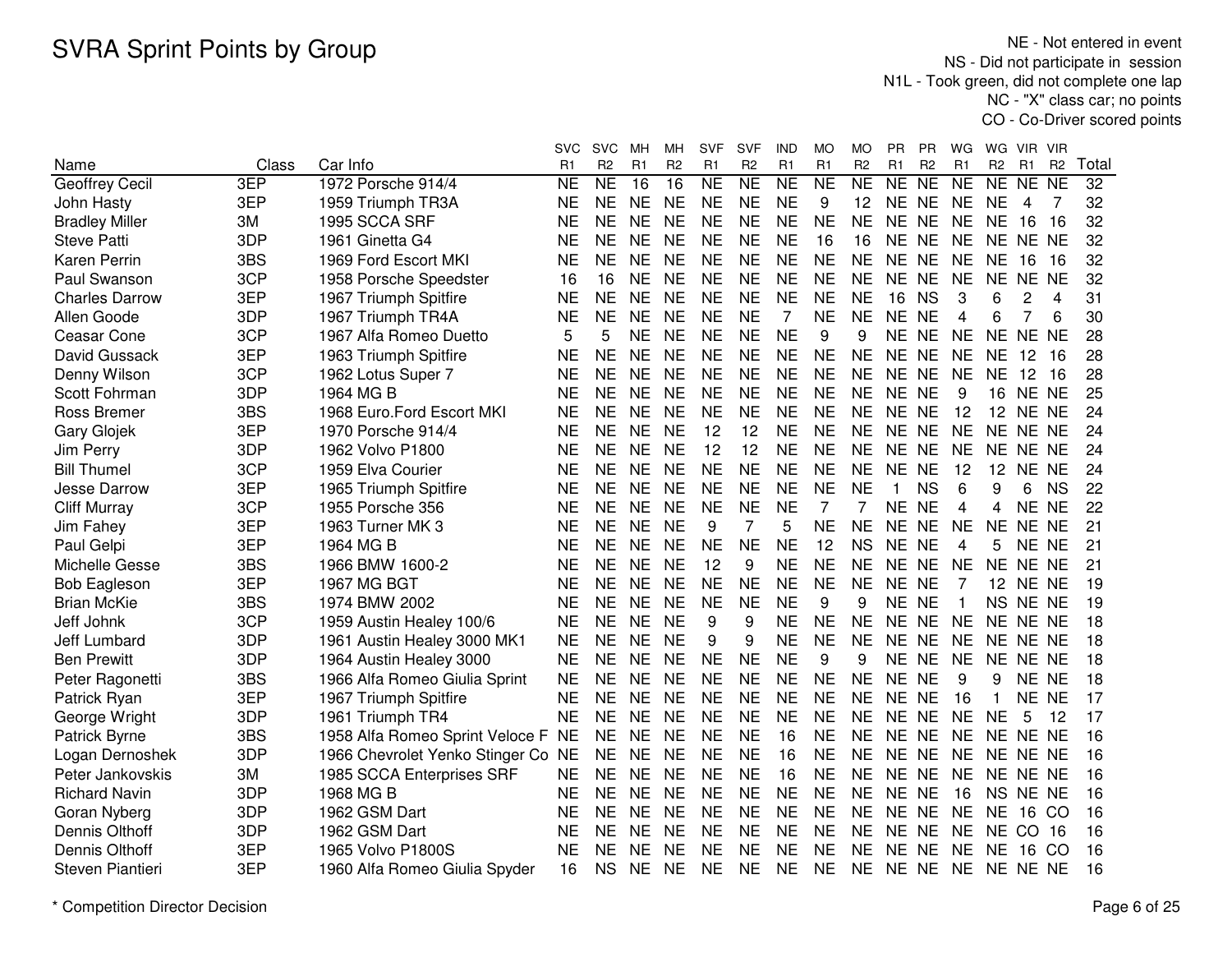# SVRA Sprint Points by Group

NE - Not entered in event
NS - Did not participate in session
N1L - Took green, did not complete one lap
NC - "X" class car; no points
CO - Co-Driver scored points

| Name | Class | Car Info | SVC R1 | SVC R2 | MH R1 | MH R2 | SVF R1 | SVF R2 | IND R1 | MO R1 | MO R2 | PR R1 | PR R2 | WG R1 | WG R2 | VIR R1 | VIR R2 | Total |
|---|---|---|---|---|---|---|---|---|---|---|---|---|---|---|---|---|---|---|
| Geoffrey Cecil | 3EP | 1972 Porsche 914/4 | NE | NE | 16 | 16 | NE | NE | NE | NE | NE | NE | NE | NE | NE | NE | NE | 32 |
| John Hasty | 3EP | 1959 Triumph TR3A | NE | NE | NE | NE | NE | NE | NE | 9 | 12 | NE | NE | NE | NE | 4 | 7 | 32 |
| Bradley Miller | 3M | 1995 SCCA SRF | NE | NE | NE | NE | NE | NE | NE | NE | NE | NE | NE | NE | NE | 16 | 16 | 32 |
| Steve Patti | 3DP | 1961 Ginetta G4 | NE | NE | NE | NE | NE | NE | NE | 16 | 16 | NE | NE | NE | NE | NE | NE | 32 |
| Karen Perrin | 3BS | 1969 Ford Escort MKI | NE | NE | NE | NE | NE | NE | NE | NE | NE | NE | NE | NE | NE | 16 | 16 | 32 |
| Paul Swanson | 3CP | 1958 Porsche Speedster | 16 | 16 | NE | NE | NE | NE | NE | NE | NE | NE | NE | NE | NE | NE | NE | 32 |
| Charles Darrow | 3EP | 1967 Triumph Spitfire | NE | NE | NE | NE | NE | NE | NE | NE | NE | 16 | NS | 3 | 6 | 2 | 4 | 31 |
| Allen Goode | 3DP | 1967 Triumph TR4A | NE | NE | NE | NE | NE | NE | 7 | NE | NE | NE | NE | 4 | 6 | 7 | 6 | 30 |
| Ceasar Cone | 3CP | 1967 Alfa Romeo Duetto | 5 | 5 | NE | NE | NE | NE | NE | 9 | 9 | NE | NE | NE | NE | NE | NE | 28 |
| David Gussack | 3EP | 1963 Triumph Spitfire | NE | NE | NE | NE | NE | NE | NE | NE | NE | NE | NE | NE | NE | 12 | 16 | 28 |
| Denny Wilson | 3CP | 1962 Lotus Super 7 | NE | NE | NE | NE | NE | NE | NE | NE | NE | NE | NE | NE | NE | 12 | 16 | 28 |
| Scott Fohrman | 3DP | 1964 MG B | NE | NE | NE | NE | NE | NE | NE | NE | NE | NE | NE | 9 | 16 | NE | NE | 25 |
| Ross Bremer | 3BS | 1968 Euro.Ford Escort MKI | NE | NE | NE | NE | NE | NE | NE | NE | NE | NE | NE | 12 | 12 | NE | NE | 24 |
| Gary Glojek | 3EP | 1970 Porsche 914/4 | NE | NE | NE | NE | 12 | 12 | NE | NE | NE | NE | NE | NE | NE | NE | NE | 24 |
| Jim Perry | 3DP | 1962 Volvo P1800 | NE | NE | NE | NE | 12 | 12 | NE | NE | NE | NE | NE | NE | NE | NE | NE | 24 |
| Bill Thumel | 3CP | 1959 Elva Courier | NE | NE | NE | NE | NE | NE | NE | NE | NE | NE | NE | 12 | 12 | NE | NE | 24 |
| Jesse Darrow | 3EP | 1965 Triumph Spitfire | NE | NE | NE | NE | NE | NE | NE | NE | NE | 1 | NS | 6 | 9 | 6 | NS | 22 |
| Cliff Murray | 3CP | 1955 Porsche 356 | NE | NE | NE | NE | NE | NE | NE | 7 | 7 | NE | NE | 4 | 4 | NE | NE | 22 |
| Jim Fahey | 3EP | 1963 Turner MK 3 | NE | NE | NE | NE | 9 | 7 | 5 | NE | NE | NE | NE | NE | NE | NE | NE | 21 |
| Paul Gelpi | 3EP | 1964 MG B | NE | NE | NE | NE | NE | NE | NE | 12 | NS | NE | NE | 4 | 5 | NE | NE | 21 |
| Michelle Gesse | 3BS | 1966 BMW 1600-2 | NE | NE | NE | NE | 12 | 9 | NE | NE | NE | NE | NE | NE | NE | NE | NE | 21 |
| Bob Eagleson | 3EP | 1967 MG BGT | NE | NE | NE | NE | NE | NE | NE | NE | NE | NE | NE | 7 | 12 | NE | NE | 19 |
| Brian McKie | 3BS | 1974 BMW 2002 | NE | NE | NE | NE | NE | NE | NE | 9 | 9 | NE | NE | 1 | NS | NE | NE | 19 |
| Jeff Johnk | 3CP | 1959 Austin Healey 100/6 | NE | NE | NE | NE | 9 | 9 | NE | NE | NE | NE | NE | NE | NE | NE | NE | 18 |
| Jeff Lumbard | 3DP | 1961 Austin Healey 3000 MK1 | NE | NE | NE | NE | 9 | 9 | NE | NE | NE | NE | NE | NE | NE | NE | NE | 18 |
| Ben Prewitt | 3DP | 1964 Austin Healey 3000 | NE | NE | NE | NE | NE | NE | NE | 9 | 9 | NE | NE | NE | NE | NE | NE | 18 |
| Peter Ragonetti | 3BS | 1966 Alfa Romeo Giulia Sprint | NE | NE | NE | NE | NE | NE | NE | NE | NE | NE | NE | 9 | 9 | NE | NE | 18 |
| Patrick Ryan | 3EP | 1967 Triumph Spitfire | NE | NE | NE | NE | NE | NE | NE | NE | NE | NE | NE | 16 | 1 | NE | NE | 17 |
| George Wright | 3DP | 1961 Triumph TR4 | NE | NE | NE | NE | NE | NE | NE | NE | NE | NE | NE | NE | NE | 5 | 12 | 17 |
| Patrick Byrne | 3BS | 1958 Alfa Romeo Sprint Veloce F | NE | NE | NE | NE | NE | NE | 16 | NE | NE | NE | NE | NE | NE | NE | NE | 16 |
| Logan Dernoshek | 3DP | 1966 Chevrolet Yenko Stinger Co | NE | NE | NE | NE | NE | NE | 16 | NE | NE | NE | NE | NE | NE | NE | NE | 16 |
| Peter Jankovskis | 3M | 1985 SCCA Enterprises SRF | NE | NE | NE | NE | NE | NE | 16 | NE | NE | NE | NE | NE | NE | NE | NE | 16 |
| Richard Navin | 3DP | 1968 MG B | NE | NE | NE | NE | NE | NE | NE | NE | NE | NE | NE | 16 | NS | NE | NE | 16 |
| Goran Nyberg | 3DP | 1962 GSM Dart | NE | NE | NE | NE | NE | NE | NE | NE | NE | NE | NE | NE | NE | 16 | CO | 16 |
| Dennis Olthoff | 3DP | 1962 GSM Dart | NE | NE | NE | NE | NE | NE | NE | NE | NE | NE | NE | NE | NE | CO | 16 | 16 |
| Dennis Olthoff | 3EP | 1965 Volvo P1800S | NE | NE | NE | NE | NE | NE | NE | NE | NE | NE | NE | NE | NE | 16 | CO | 16 |
| Steven Piantieri | 3EP | 1960 Alfa Romeo Giulia Spyder | 16 | NS | NE | NE | NE | NE | NE | NE | NE | NE | NE | NE | NE | NE | NE | 16 |

\* Competition Director Decision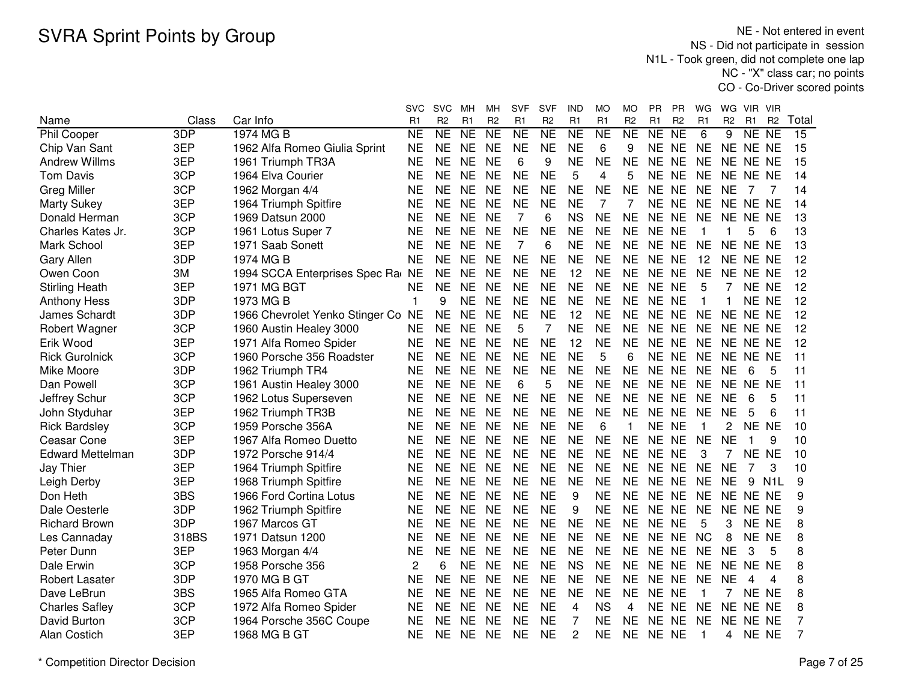# SVRA Sprint Points by Group

NE - Not entered in event
NS - Did not participate in session
N1L - Took green, did not complete one lap
NC - "X" class car; no points
CO - Co-Driver scored points

| Name | Class | Car Info | SVC R1 | SVC R2 | MH R1 | MH R2 | SVF R1 | SVF R2 | IND R1 | MO R1 | MO R2 | PR R1 | PR R2 | WG R1 | WG R2 | VIR R1 | VIR R2 | Total |
|---|---|---|---|---|---|---|---|---|---|---|---|---|---|---|---|---|---|---|
| Phil Cooper | 3DP | 1974 MG B | NE | NE | NE | NE | NE | NE | NE | NE | NE | NE | NE | 6 | 9 | NE | NE | 15 |
| Chip Van Sant | 3EP | 1962 Alfa Romeo Giulia Sprint | NE | NE | NE | NE | NE | NE | NE | 6 | 9 | NE | NE | NE | NE | NE | NE | 15 |
| Andrew Willms | 3EP | 1961 Triumph TR3A | NE | NE | NE | NE | 6 | 9 | NE | NE | NE | NE | NE | NE | NE | NE | NE | 15 |
| Tom Davis | 3CP | 1964 Elva Courier | NE | NE | NE | NE | NE | NE | 5 | 4 | 5 | NE | NE | NE | NE | NE | NE | 14 |
| Greg Miller | 3CP | 1962 Morgan 4/4 | NE | NE | NE | NE | NE | NE | NE | NE | NE | NE | NE | NE | NE | 7 | 7 | 14 |
| Marty Sukey | 3EP | 1964 Triumph Spitfire | NE | NE | NE | NE | NE | NE | NE | 7 | 7 | NE | NE | NE | NE | NE | NE | 14 |
| Donald Herman | 3CP | 1969 Datsun 2000 | NE | NE | NE | NE | 7 | 6 | NS | NE | NE | NE | NE | NE | NE | NE | NE | 13 |
| Charles Kates Jr. | 3CP | 1961 Lotus Super 7 | NE | NE | NE | NE | NE | NE | NE | NE | NE | NE | NE | 1 | 1 | 5 | 6 | 13 |
| Mark School | 3EP | 1971 Saab Sonett | NE | NE | NE | NE | 7 | 6 | NE | NE | NE | NE | NE | NE | NE | NE | NE | 13 |
| Gary Allen | 3DP | 1974 MG B | NE | NE | NE | NE | NE | NE | NE | NE | NE | NE | NE | 12 | NE | NE | NE | 12 |
| Owen Coon | 3M | 1994 SCCA Enterprises Spec Rac | NE | NE | NE | NE | NE | NE | 12 | NE | NE | NE | NE | NE | NE | NE | NE | 12 |
| Stirling Heath | 3EP | 1971 MG BGT | NE | NE | NE | NE | NE | NE | NE | NE | NE | NE | NE | 5 | 7 | NE | NE | 12 |
| Anthony Hess | 3DP | 1973 MG B | 1 | 9 | NE | NE | NE | NE | NE | NE | NE | NE | NE | 1 | 1 | NE | NE | 12 |
| James Schardt | 3DP | 1966 Chevrolet Yenko Stinger Co | NE | NE | NE | NE | NE | NE | 12 | NE | NE | NE | NE | NE | NE | NE | NE | 12 |
| Robert Wagner | 3CP | 1960 Austin Healey 3000 | NE | NE | NE | NE | 5 | 7 | NE | NE | NE | NE | NE | NE | NE | NE | NE | 12 |
| Erik Wood | 3EP | 1971 Alfa Romeo Spider | NE | NE | NE | NE | NE | NE | 12 | NE | NE | NE | NE | NE | NE | NE | NE | 12 |
| Rick Gurolnick | 3CP | 1960 Porsche 356 Roadster | NE | NE | NE | NE | NE | NE | NE | 5 | 6 | NE | NE | NE | NE | NE | NE | 11 |
| Mike Moore | 3DP | 1962 Triumph TR4 | NE | NE | NE | NE | NE | NE | NE | NE | NE | NE | NE | NE | NE | 6 | 5 | 11 |
| Dan Powell | 3CP | 1961 Austin Healey 3000 | NE | NE | NE | NE | 6 | 5 | NE | NE | NE | NE | NE | NE | NE | NE | NE | 11 |
| Jeffrey Schur | 3CP | 1962 Lotus Superseven | NE | NE | NE | NE | NE | NE | NE | NE | NE | NE | NE | NE | NE | 6 | 5 | 11 |
| John Styduhar | 3EP | 1962 Triumph TR3B | NE | NE | NE | NE | NE | NE | NE | NE | NE | NE | NE | NE | NE | 5 | 6 | 11 |
| Rick Bardsley | 3CP | 1959 Porsche 356A | NE | NE | NE | NE | NE | NE | NE | 6 | 1 | NE | NE | 1 | 2 | NE | NE | 10 |
| Ceasar Cone | 3EP | 1967 Alfa Romeo Duetto | NE | NE | NE | NE | NE | NE | NE | NE | NE | NE | NE | NE | NE | 1 | 9 | 10 |
| Edward Mettelman | 3DP | 1972 Porsche 914/4 | NE | NE | NE | NE | NE | NE | NE | NE | NE | NE | NE | 3 | 7 | NE | NE | 10 |
| Jay Thier | 3EP | 1964 Triumph Spitfire | NE | NE | NE | NE | NE | NE | NE | NE | NE | NE | NE | NE | NE | 7 | 3 | 10 |
| Leigh Derby | 3EP | 1968 Triumph Spitfire | NE | NE | NE | NE | NE | NE | NE | NE | NE | NE | NE | NE | NE | 9 | N1L | 9 |
| Don Heth | 3BS | 1966 Ford Cortina Lotus | NE | NE | NE | NE | NE | NE | 9 | NE | NE | NE | NE | NE | NE | NE | NE | 9 |
| Dale Oesterle | 3DP | 1962 Triumph Spitfire | NE | NE | NE | NE | NE | NE | 9 | NE | NE | NE | NE | NE | NE | NE | NE | 9 |
| Richard Brown | 3DP | 1967 Marcos GT | NE | NE | NE | NE | NE | NE | NE | NE | NE | NE | NE | 5 | 3 | NE | NE | 8 |
| Les Cannaday | 318BS | 1971 Datsun 1200 | NE | NE | NE | NE | NE | NE | NE | NE | NE | NE | NE | NC | 8 | NE | NE | 8 |
| Peter Dunn | 3EP | 1963 Morgan 4/4 | NE | NE | NE | NE | NE | NE | NE | NE | NE | NE | NE | NE | NE | 3 | 5 | 8 |
| Dale Erwin | 3CP | 1958 Porsche 356 | 2 | 6 | NE | NE | NE | NE | NS | NE | NE | NE | NE | NE | NE | NE | NE | 8 |
| Robert Lasater | 3DP | 1970 MG B GT | NE | NE | NE | NE | NE | NE | NE | NE | NE | NE | NE | NE | NE | 4 | 4 | 8 |
| Dave LeBrun | 3BS | 1965 Alfa Romeo GTA | NE | NE | NE | NE | NE | NE | NE | NE | NE | NE | NE | 1 | 7 | NE | NE | 8 |
| Charles Safley | 3CP | 1972 Alfa Romeo Spider | NE | NE | NE | NE | NE | NE | 4 | NS | 4 | NE | NE | NE | NE | NE | NE | 8 |
| David Burton | 3CP | 1964 Porsche 356C Coupe | NE | NE | NE | NE | NE | NE | 7 | NE | NE | NE | NE | NE | NE | NE | NE | 7 |
| Alan Costich | 3EP | 1968 MG B GT | NE | NE | NE | NE | NE | NE | 2 | NE | NE | NE | NE | 1 | 4 | NE | NE | 7 |

\* Competition Director Decision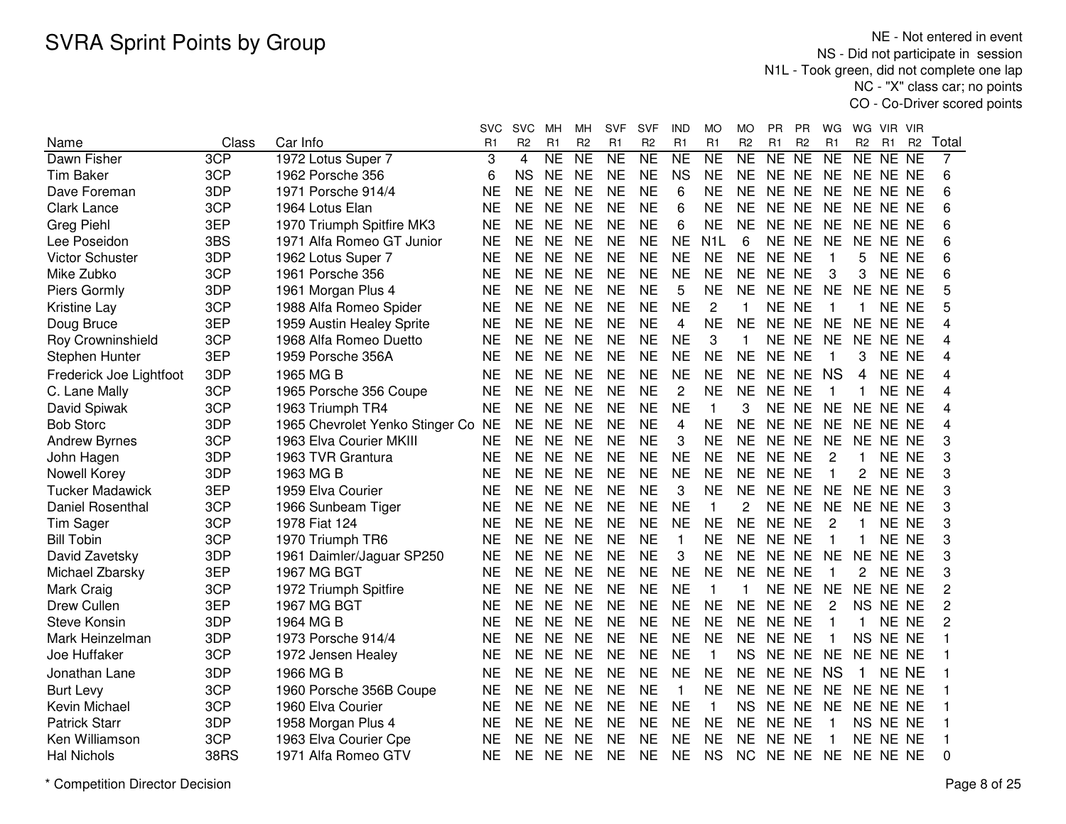# SVRA Sprint Points by Group

NE - Not entered in event
NS - Did not participate in session
N1L - Took green, did not complete one lap
NC - "X" class car; no points
CO - Co-Driver scored points

| Name | Class | Car Info | SVC R1 | SVC R2 | MH R1 | MH R2 | SVF R1 | SVF R2 | IND R1 | MO R1 | MO R2 | PR R1 | PR R2 | WG R1 | WG R2 | VIR R1 | VIR R2 | Total |
|---|---|---|---|---|---|---|---|---|---|---|---|---|---|---|---|---|---|---|
| Dawn Fisher | 3CP | 1972 Lotus Super 7 | 3 | 4 | NE | NE | NE | NE | NE | NE | NE | NE | NE | NE | NE | NE | NE | 7 |
| Tim Baker | 3CP | 1962 Porsche 356 | 6 | NS | NE | NE | NE | NE | NS | NE | NE | NE | NE | NE | NE | NE | NE | 6 |
| Dave Foreman | 3DP | 1971 Porsche 914/4 | NE | NE | NE | NE | NE | NE | 6 | NE | NE | NE | NE | NE | NE | NE | NE | 6 |
| Clark Lance | 3CP | 1964 Lotus Elan | NE | NE | NE | NE | NE | NE | 6 | NE | NE | NE | NE | NE | NE | NE | NE | 6 |
| Greg Piehl | 3EP | 1970 Triumph Spitfire MK3 | NE | NE | NE | NE | NE | NE | 6 | NE | NE | NE | NE | NE | NE | NE | NE | 6 |
| Lee Poseidon | 3BS | 1971 Alfa Romeo GT Junior | NE | NE | NE | NE | NE | NE | NE | N1L | 6 | NE | NE | NE | NE | NE | NE | 6 |
| Victor Schuster | 3DP | 1962 Lotus Super 7 | NE | NE | NE | NE | NE | NE | NE | NE | NE | NE | NE | 1 | 5 | NE | NE | 6 |
| Mike Zubko | 3CP | 1961 Porsche 356 | NE | NE | NE | NE | NE | NE | NE | NE | NE | NE | NE | 3 | 3 | NE | NE | 6 |
| Piers Gormly | 3DP | 1961 Morgan Plus 4 | NE | NE | NE | NE | NE | NE | 5 | NE | NE | NE | NE | NE | NE | NE | NE | 5 |
| Kristine Lay | 3CP | 1988 Alfa Romeo Spider | NE | NE | NE | NE | NE | NE | NE | 2 | 1 | NE | NE | 1 | 1 | NE | NE | 5 |
| Doug Bruce | 3EP | 1959 Austin Healey Sprite | NE | NE | NE | NE | NE | NE | 4 | NE | NE | NE | NE | NE | NE | NE | NE | 4 |
| Roy Crowninshield | 3CP | 1968 Alfa Romeo Duetto | NE | NE | NE | NE | NE | NE | NE | 3 | 1 | NE | NE | NE | NE | NE | NE | 4 |
| Stephen Hunter | 3EP | 1959 Porsche 356A | NE | NE | NE | NE | NE | NE | NE | NE | NE | NE | NE | 1 | 3 | NE | NE | 4 |
| Frederick Joe Lightfoot | 3DP | 1965 MG B | NE | NE | NE | NE | NE | NE | NE | NE | NE | NE | NE | NS | 4 | NE | NE | 4 |
| C. Lane Mally | 3CP | 1965 Porsche 356 Coupe | NE | NE | NE | NE | NE | NE | 2 | NE | NE | NE | NE | 1 | 1 | NE | NE | 4 |
| David Spiwak | 3CP | 1963 Triumph TR4 | NE | NE | NE | NE | NE | NE | NE | 1 | 3 | NE | NE | NE | NE | NE | NE | 4 |
| Bob Storc | 3DP | 1965 Chevrolet Yenko Stinger Co | NE | NE | NE | NE | NE | NE | 4 | NE | NE | NE | NE | NE | NE | NE | NE | 4 |
| Andrew Byrnes | 3CP | 1963 Elva Courier MKIII | NE | NE | NE | NE | NE | NE | 3 | NE | NE | NE | NE | NE | NE | NE | NE | 3 |
| John Hagen | 3DP | 1963 TVR Grantura | NE | NE | NE | NE | NE | NE | NE | NE | NE | NE | NE | 2 | 1 | NE | NE | 3 |
| Nowell Korey | 3DP | 1963 MG B | NE | NE | NE | NE | NE | NE | NE | NE | NE | NE | NE | 1 | 2 | NE | NE | 3 |
| Tucker Madawick | 3EP | 1959 Elva Courier | NE | NE | NE | NE | NE | NE | 3 | NE | NE | NE | NE | NE | NE | NE | NE | 3 |
| Daniel Rosenthal | 3CP | 1966 Sunbeam Tiger | NE | NE | NE | NE | NE | NE | NE | 1 | 2 | NE | NE | NE | NE | NE | NE | 3 |
| Tim Sager | 3CP | 1978 Fiat 124 | NE | NE | NE | NE | NE | NE | NE | NE | NE | NE | NE | 2 | 1 | NE | NE | 3 |
| Bill Tobin | 3CP | 1970 Triumph TR6 | NE | NE | NE | NE | NE | NE | 1 | NE | NE | NE | NE | 1 | 1 | NE | NE | 3 |
| David Zavetsky | 3DP | 1961 Daimler/Jaguar SP250 | NE | NE | NE | NE | NE | NE | 3 | NE | NE | NE | NE | NE | NE | NE | NE | 3 |
| Michael Zbarsky | 3EP | 1967 MG BGT | NE | NE | NE | NE | NE | NE | NE | NE | NE | NE | NE | 1 | 2 | NE | NE | 3 |
| Mark Craig | 3CP | 1972 Triumph Spitfire | NE | NE | NE | NE | NE | NE | NE | 1 | 1 | NE | NE | NE | NE | NE | NE | 2 |
| Drew Cullen | 3EP | 1967 MG BGT | NE | NE | NE | NE | NE | NE | NE | NE | NE | NE | NE | 2 | NS | NE | NE | 2 |
| Steve Konsin | 3DP | 1964 MG B | NE | NE | NE | NE | NE | NE | NE | NE | NE | NE | NE | 1 | 1 | NE | NE | 2 |
| Mark Heinzelman | 3DP | 1973 Porsche 914/4 | NE | NE | NE | NE | NE | NE | NE | NE | NE | NE | NE | 1 | NS | NE | NE | 1 |
| Joe Huffaker | 3CP | 1972 Jensen Healey | NE | NE | NE | NE | NE | NE | NE | 1 | NS | NE | NE | NE | NE | NE | NE | 1 |
| Jonathan Lane | 3DP | 1966 MG B | NE | NE | NE | NE | NE | NE | NE | NE | NE | NE | NE | NS | 1 | NE | NE | 1 |
| Burt Levy | 3CP | 1960 Porsche 356B Coupe | NE | NE | NE | NE | NE | NE | 1 | NE | NE | NE | NE | NE | NE | NE | NE | 1 |
| Kevin Michael | 3CP | 1960 Elva Courier | NE | NE | NE | NE | NE | NE | NE | 1 | NS | NE | NE | NE | NE | NE | NE | 1 |
| Patrick Starr | 3DP | 1958 Morgan Plus 4 | NE | NE | NE | NE | NE | NE | NE | NE | NE | NE | NE | 1 | NS | NE | NE | 1 |
| Ken Williamson | 3CP | 1963 Elva Courier Cpe | NE | NE | NE | NE | NE | NE | NE | NE | NE | NE | NE | 1 | NE | NE | NE | 1 |
| Hal Nichols | 38RS | 1971 Alfa Romeo GTV | NE | NE | NE | NE | NE | NE | NE | NS | NC | NE | NE | NE | NE | NE | NE | 0 |

\* Competition Director Decision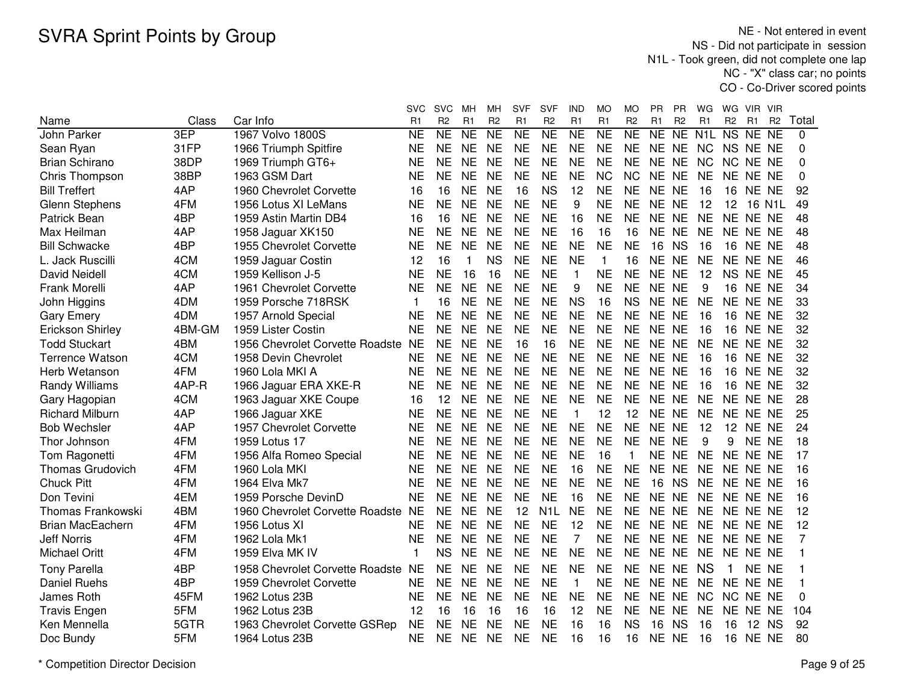# SVRA Sprint Points by Group

NE - Not entered in event
NS - Did not participate in session
N1L - Took green, did not complete one lap
NC - "X" class car; no points
CO - Co-Driver scored points

| Name | Class | Car Info | SVC R1 | SVC R2 | MH R1 | MH R2 | SVF R1 | SVF R2 | IND R1 | MO R1 | MO R2 | PR R1 | PR R2 | WG R1 | WG R2 | VIR R1 | VIR R2 | Total |
|---|---|---|---|---|---|---|---|---|---|---|---|---|---|---|---|---|---|---|
| John Parker | 3EP | 1967 Volvo 1800S | NE | NE | NE | NE | NE | NE | NE | NE | NE | NE | NE | N1L | NS | NE | NE | 0 |
| Sean Ryan | 31FP | 1966 Triumph Spitfire | NE | NE | NE | NE | NE | NE | NE | NE | NE | NE | NE | NC | NS | NE | NE | 0 |
| Brian Schirano | 38DP | 1969 Triumph GT6+ | NE | NE | NE | NE | NE | NE | NE | NE | NE | NE | NE | NC | NC | NE | NE | 0 |
| Chris Thompson | 38BP | 1963 GSM Dart | NE | NE | NE | NE | NE | NE | NE | NC | NC | NE | NE | NE | NE | NE | NE | 0 |
| Bill Treffert | 4AP | 1960 Chevrolet Corvette | 16 | 16 | NE | NE | 16 | NS | 12 | NE | NE | NE | NE | 16 | 16 | NE | NE | 92 |
| Glenn Stephens | 4FM | 1956 Lotus XI LeMans | NE | NE | NE | NE | NE | NE | 9 | NE | NE | NE | NE | 12 | 12 | 16 | N1L | 49 |
| Patrick Bean | 4BP | 1959 Astin Martin DB4 | 16 | 16 | NE | NE | NE | NE | 16 | NE | NE | NE | NE | NE | NE | NE | NE | 48 |
| Max Heilman | 4AP | 1958 Jaguar XK150 | NE | NE | NE | NE | NE | NE | 16 | 16 | 16 | NE | NE | NE | NE | NE | NE | 48 |
| Bill Schwacke | 4BP | 1955 Chevrolet Corvette | NE | NE | NE | NE | NE | NE | NE | NE | NE | 16 | NS | 16 | 16 | NE | NE | 48 |
| L. Jack Ruscilli | 4CM | 1959 Jaguar Costin | 12 | 16 | 1 | NS | NE | NE | NE | 1 | 16 | NE | NE | NE | NE | NE | NE | 46 |
| David Neidell | 4CM | 1959 Kellison J-5 | NE | NE | 16 | 16 | NE | NE | 1 | NE | NE | NE | NE | 12 | NS | NE | NE | 45 |
| Frank Morelli | 4AP | 1961 Chevrolet Corvette | NE | NE | NE | NE | NE | NE | 9 | NE | NE | NE | NE | 9 | 16 | NE | NE | 34 |
| John Higgins | 4DM | 1959 Porsche 718RSK | 1 | 16 | NE | NE | NE | NE | NS | 16 | NS | NE | NE | NE | NE | NE | NE | 33 |
| Gary Emery | 4DM | 1957 Arnold Special | NE | NE | NE | NE | NE | NE | NE | NE | NE | NE | NE | 16 | 16 | NE | NE | 32 |
| Erickson Shirley | 4BM-GM | 1959 Lister Costin | NE | NE | NE | NE | NE | NE | NE | NE | NE | NE | NE | 16 | 16 | NE | NE | 32 |
| Todd Stuckart | 4BM | 1956 Chevrolet Corvette Roadste | NE | NE | NE | NE | 16 | 16 | NE | NE | NE | NE | NE | NE | NE | NE | NE | 32 |
| Terrence Watson | 4CM | 1958 Devin Chevrolet | NE | NE | NE | NE | NE | NE | NE | NE | NE | NE | NE | 16 | 16 | NE | NE | 32 |
| Herb Wetanson | 4FM | 1960 Lola MKI A | NE | NE | NE | NE | NE | NE | NE | NE | NE | NE | NE | 16 | 16 | NE | NE | 32 |
| Randy Williams | 4AP-R | 1966 Jaguar ERA XKE-R | NE | NE | NE | NE | NE | NE | NE | NE | NE | NE | NE | 16 | 16 | NE | NE | 32 |
| Gary Hagopian | 4CM | 1963 Jaguar XKE Coupe | 16 | 12 | NE | NE | NE | NE | NE | NE | NE | NE | NE | NE | NE | NE | NE | 28 |
| Richard Milburn | 4AP | 1966 Jaguar XKE | NE | NE | NE | NE | NE | NE | 1 | 12 | 12 | NE | NE | NE | NE | NE | NE | 25 |
| Bob Wechsler | 4AP | 1957 Chevrolet Corvette | NE | NE | NE | NE | NE | NE | NE | NE | NE | NE | NE | 12 | 12 | NE | NE | 24 |
| Thor Johnson | 4FM | 1959 Lotus 17 | NE | NE | NE | NE | NE | NE | NE | NE | NE | NE | NE | 9 | 9 | NE | NE | 18 |
| Tom Ragonetti | 4FM | 1956 Alfa Romeo Special | NE | NE | NE | NE | NE | NE | NE | 16 | 1 | NE | NE | NE | NE | NE | NE | 17 |
| Thomas Grudovich | 4FM | 1960 Lola MKI | NE | NE | NE | NE | NE | NE | 16 | NE | NE | NE | NE | NE | NE | NE | NE | 16 |
| Chuck Pitt | 4FM | 1964 Elva Mk7 | NE | NE | NE | NE | NE | NE | NE | NE | NE | 16 | NS | NE | NE | NE | NE | 16 |
| Don Tevini | 4EM | 1959 Porsche DevinD | NE | NE | NE | NE | NE | NE | 16 | NE | NE | NE | NE | NE | NE | NE | NE | 16 |
| Thomas Frankowski | 4BM | 1960 Chevrolet Corvette Roadste | NE | NE | NE | NE | 12 | N1L | NE | NE | NE | NE | NE | NE | NE | NE | NE | 12 |
| Brian MacEachern | 4FM | 1956 Lotus XI | NE | NE | NE | NE | NE | NE | 12 | NE | NE | NE | NE | NE | NE | NE | NE | 12 |
| Jeff Norris | 4FM | 1962 Lola Mk1 | NE | NE | NE | NE | NE | NE | 7 | NE | NE | NE | NE | NE | NE | NE | NE | 7 |
| Michael Oritt | 4FM | 1959 Elva MK IV | 1 | NS | NE | NE | NE | NE | NE | NE | NE | NE | NE | NE | NE | NE | NE | 1 |
| Tony Parella | 4BP | 1958 Chevrolet Corvette Roadste | NE | NE | NE | NE | NE | NE | NE | NE | NE | NE | NE | NS | 1 | NE | NE | 1 |
| Daniel Ruehs | 4BP | 1959 Chevrolet Corvette | NE | NE | NE | NE | NE | NE | 1 | NE | NE | NE | NE | NE | NE | NE | NE | 1 |
| James Roth | 45FM | 1962 Lotus 23B | NE | NE | NE | NE | NE | NE | NE | NE | NE | NE | NE | NC | NC | NE | NE | 0 |
| Travis Engen | 5FM | 1962 Lotus 23B | 12 | 16 | 16 | 16 | 16 | 16 | 12 | NE | NE | NE | NE | NE | NE | NE | NE | 104 |
| Ken Mennella | 5GTR | 1963 Chevrolet Corvette GSRep | NE | NE | NE | NE | NE | NE | 16 | 16 | NS | 16 | NS | 16 | 16 | 12 | NS | 92 |
| Doc Bundy | 5FM | 1964 Lotus 23B | NE | NE | NE | NE | NE | NE | 16 | 16 | 16 | NE | NE | 16 | 16 | NE | NE | 80 |

* Competition Director Decision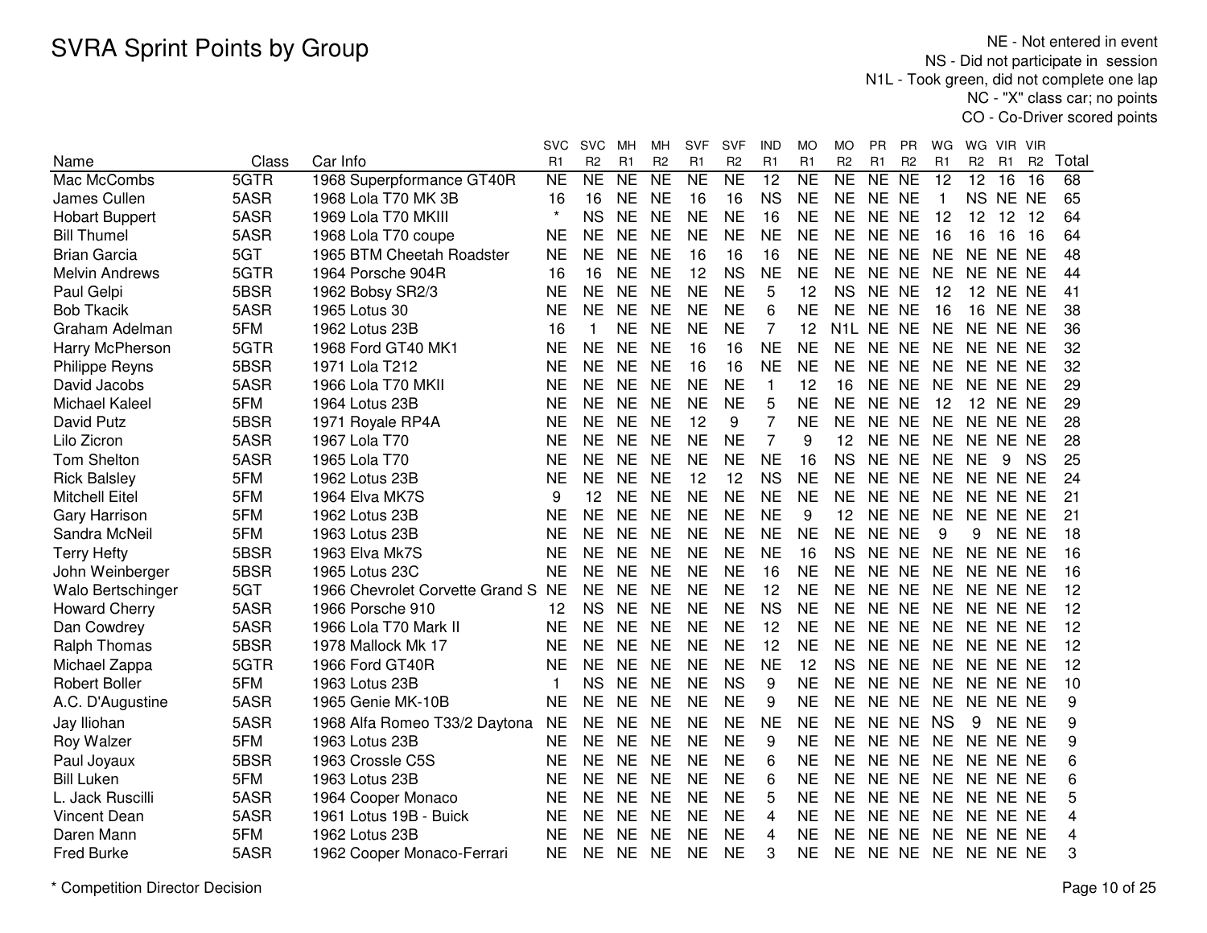# SVRA Sprint Points by Group

NE - Not entered in event
NS - Did not participate in session
N1L - Took green, did not complete one lap
NC - "X" class car; no points
CO - Co-Driver scored points

| Name | Class | Car Info | SVC R1 | SVC R2 | MH R1 | MH R2 | SVF R1 | SVF R2 | IND R1 | MO R1 | MO R2 | PR R1 | PR R2 | WG R1 | WG R2 | VIR R1 | VIR R2 | Total |
|---|---|---|---|---|---|---|---|---|---|---|---|---|---|---|---|---|---|---|
| Mac McCombs | 5GTR | 1968 Superpformance GT40R | NE | NE | NE | NE | NE | NE | 12 | NE | NE | NE | NE | 12 | 12 | 16 | 16 | 68 |
| James Cullen | 5ASR | 1968 Lola T70 MK 3B | 16 | 16 | NE | NE | 16 | 16 | NS | NE | NE | NE | NE | 1 | NS | NE | NE | 65 |
| Hobart Buppert | 5ASR | 1969 Lola T70 MKIII | * | NS | NE | NE | NE | NE | 16 | NE | NE | NE | NE | 12 | 12 | 12 | 12 | 64 |
| Bill Thumel | 5ASR | 1968 Lola T70 coupe | NE | NE | NE | NE | NE | NE | NE | NE | NE | NE | NE | 16 | 16 | 16 | 16 | 64 |
| Brian Garcia | 5GT | 1965 BTM Cheetah Roadster | NE | NE | NE | NE | 16 | 16 | 16 | NE | NE | NE | NE | NE | NE | NE | NE | 48 |
| Melvin Andrews | 5GTR | 1964 Porsche 904R | 16 | 16 | NE | NE | 12 | NS | NE | NE | NE | NE | NE | NE | NE | NE | NE | 44 |
| Paul Gelpi | 5BSR | 1962 Bobsy SR2/3 | NE | NE | NE | NE | NE | NE | 5 | 12 | NS | NE | NE | 12 | 12 | NE | NE | 41 |
| Bob Tkacik | 5ASR | 1965 Lotus 30 | NE | NE | NE | NE | NE | NE | 6 | NE | NE | NE | NE | 16 | 16 | NE | NE | 38 |
| Graham Adelman | 5FM | 1962 Lotus 23B | 16 | 1 | NE | NE | NE | NE | 7 | 12 | N1L | NE | NE | NE | NE | NE | NE | 36 |
| Harry McPherson | 5GTR | 1968 Ford GT40 MK1 | NE | NE | NE | NE | 16 | 16 | NE | NE | NE | NE | NE | NE | NE | NE | NE | 32 |
| Philippe Reyns | 5BSR | 1971 Lola T212 | NE | NE | NE | NE | 16 | 16 | NE | NE | NE | NE | NE | NE | NE | NE | NE | 32 |
| David Jacobs | 5ASR | 1966 Lola T70 MKII | NE | NE | NE | NE | NE | NE | 1 | 12 | 16 | NE | NE | NE | NE | NE | NE | 29 |
| Michael Kaleel | 5FM | 1964 Lotus 23B | NE | NE | NE | NE | NE | NE | 5 | NE | NE | NE | NE | 12 | 12 | NE | NE | 29 |
| David Putz | 5BSR | 1971 Royale RP4A | NE | NE | NE | NE | 12 | 9 | 7 | NE | NE | NE | NE | NE | NE | NE | NE | 28 |
| Lilo Zicron | 5ASR | 1967 Lola T70 | NE | NE | NE | NE | NE | NE | 7 | 9 | 12 | NE | NE | NE | NE | NE | NE | 28 |
| Tom Shelton | 5ASR | 1965 Lola T70 | NE | NE | NE | NE | NE | NE | NE | 16 | NS | NE | NE | NE | NE | 9 | NS | 25 |
| Rick Balsley | 5FM | 1962 Lotus 23B | NE | NE | NE | NE | 12 | 12 | NS | NE | NE | NE | NE | NE | NE | NE | NE | 24 |
| Mitchell Eitel | 5FM | 1964 Elva MK7S | 9 | 12 | NE | NE | NE | NE | NE | NE | NE | NE | NE | NE | NE | NE | NE | 21 |
| Gary Harrison | 5FM | 1962 Lotus 23B | NE | NE | NE | NE | NE | NE | NE | 9 | 12 | NE | NE | NE | NE | NE | NE | 21 |
| Sandra McNeil | 5FM | 1963 Lotus 23B | NE | NE | NE | NE | NE | NE | NE | NE | NE | NE | NE | 9 | 9 | NE | NE | 18 |
| Terry Hefty | 5BSR | 1963 Elva Mk7S | NE | NE | NE | NE | NE | NE | NE | 16 | NS | NE | NE | NE | NE | NE | NE | 16 |
| John Weinberger | 5BSR | 1965 Lotus 23C | NE | NE | NE | NE | NE | NE | 16 | NE | NE | NE | NE | NE | NE | NE | NE | 16 |
| Walo Bertschinger | 5GT | 1966 Chevrolet Corvette Grand S | NE | NE | NE | NE | NE | NE | 12 | NE | NE | NE | NE | NE | NE | NE | NE | 12 |
| Howard Cherry | 5ASR | 1966 Porsche 910 | 12 | NS | NE | NE | NE | NE | NS | NE | NE | NE | NE | NE | NE | NE | NE | 12 |
| Dan Cowdrey | 5ASR | 1966 Lola T70 Mark II | NE | NE | NE | NE | NE | NE | 12 | NE | NE | NE | NE | NE | NE | NE | NE | 12 |
| Ralph Thomas | 5BSR | 1978 Mallock Mk 17 | NE | NE | NE | NE | NE | NE | 12 | NE | NE | NE | NE | NE | NE | NE | NE | 12 |
| Michael Zappa | 5GTR | 1966 Ford GT40R | NE | NE | NE | NE | NE | NE | NE | 12 | NS | NE | NE | NE | NE | NE | NE | 12 |
| Robert Boller | 5FM | 1963 Lotus 23B | 1 | NS | NE | NE | NE | NS | 9 | NE | NE | NE | NE | NE | NE | NE | NE | 10 |
| A.C. D'Augustine | 5ASR | 1965 Genie MK-10B | NE | NE | NE | NE | NE | NE | 9 | NE | NE | NE | NE | NE | NE | NE | NE | 9 |
| Jay Iliohan | 5ASR | 1968 Alfa Romeo T33/2 Daytona | NE | NE | NE | NE | NE | NE | NE | NE | NE | NE | NE | NS | 9 | NE | NE | 9 |
| Roy Walzer | 5FM | 1963 Lotus 23B | NE | NE | NE | NE | NE | NE | 9 | NE | NE | NE | NE | NE | NE | NE | NE | 9 |
| Paul Joyaux | 5BSR | 1963 Crossle C5S | NE | NE | NE | NE | NE | NE | 6 | NE | NE | NE | NE | NE | NE | NE | NE | 6 |
| Bill Luken | 5FM | 1963 Lotus 23B | NE | NE | NE | NE | NE | NE | 6 | NE | NE | NE | NE | NE | NE | NE | NE | 6 |
| L. Jack Ruscilli | 5ASR | 1964 Cooper Monaco | NE | NE | NE | NE | NE | NE | 5 | NE | NE | NE | NE | NE | NE | NE | NE | 5 |
| Vincent Dean | 5ASR | 1961 Lotus 19B - Buick | NE | NE | NE | NE | NE | NE | 4 | NE | NE | NE | NE | NE | NE | NE | NE | 4 |
| Daren Mann | 5FM | 1962 Lotus 23B | NE | NE | NE | NE | NE | NE | 4 | NE | NE | NE | NE | NE | NE | NE | NE | 4 |
| Fred Burke | 5ASR | 1962 Cooper Monaco-Ferrari | NE | NE | NE | NE | NE | NE | 3 | NE | NE | NE | NE | NE | NE | NE | NE | 3 |

\* Competition Director Decision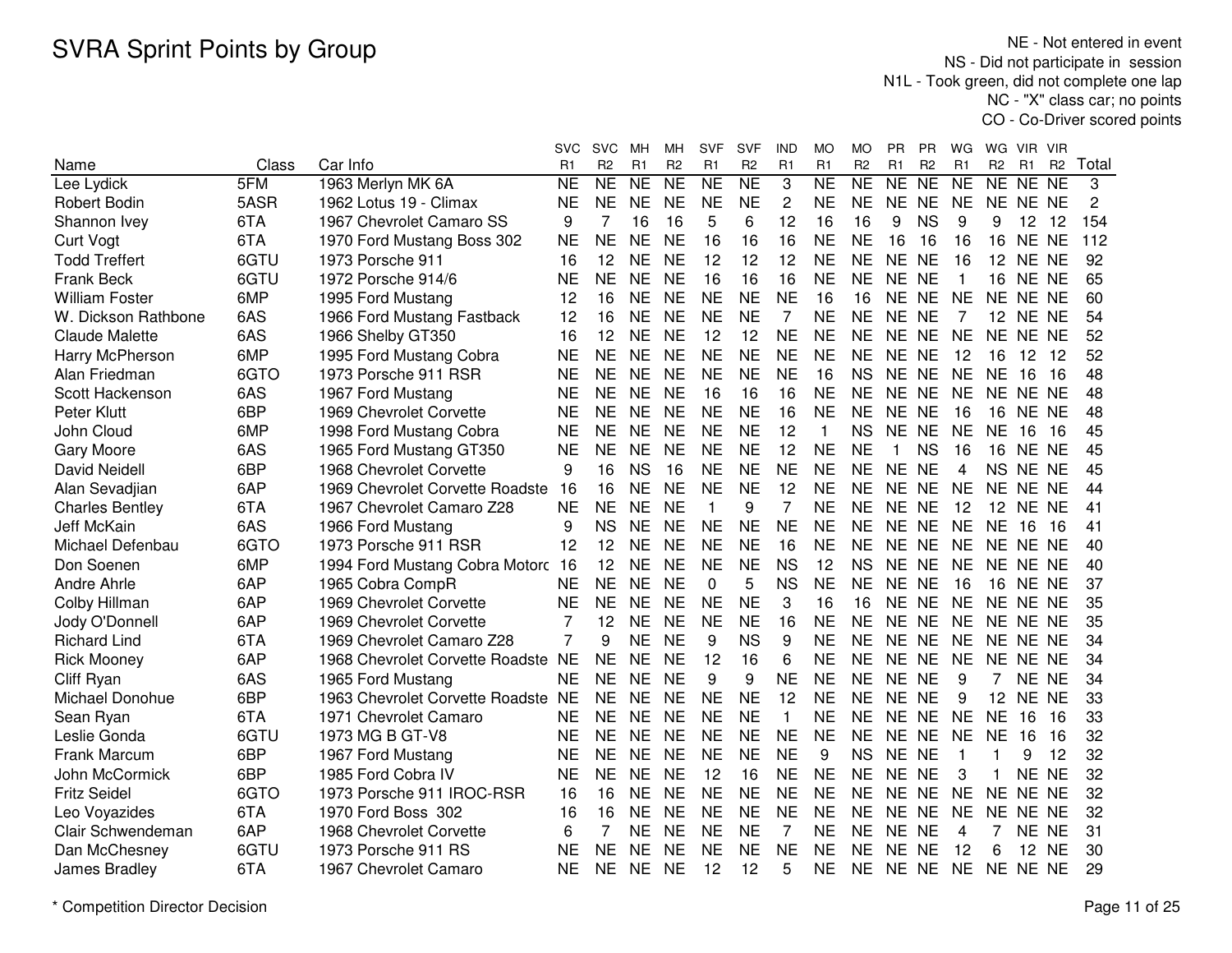# SVRA Sprint Points by Group

NE - Not entered in event
NS - Did not participate in session
N1L - Took green, did not complete one lap
NC - "X" class car; no points
CO - Co-Driver scored points

| Name | Class | Car Info | SVC R1 | SVC R2 | MH R1 | MH R2 | SVF R1 | SVF R2 | IND R1 | MO R1 | MO R2 | PR R1 | PR R2 | WG R1 | WG R2 | VIR R1 | VIR R2 | Total |
|---|---|---|---|---|---|---|---|---|---|---|---|---|---|---|---|---|---|---|
| Lee Lydick | 5FM | 1963 Merlyn MK 6A | NE | NE | NE | NE | NE | NE | 3 | NE | NE | NE | NE | NE | NE | NE | NE | 3 |
| Robert Bodin | 5ASR | 1962 Lotus 19 - Climax | NE | NE | NE | NE | NE | NE | 2 | NE | NE | NE | NE | NE | NE | NE | NE | 2 |
| Shannon Ivey | 6TA | 1967 Chevrolet Camaro SS | 9 | 7 | 16 | 16 | 5 | 6 | 12 | 16 | 16 | 9 | NS | 9 | 9 | 12 | 12 | 154 |
| Curt Vogt | 6TA | 1970 Ford Mustang Boss 302 | NE | NE | NE | NE | 16 | 16 | 16 | NE | NE | 16 | 16 | 16 | 16 | NE | NE | 112 |
| Todd Treffert | 6GTU | 1973 Porsche 911 | 16 | 12 | NE | NE | 12 | 12 | 12 | NE | NE | NE | NE | 16 | 12 | NE | NE | 92 |
| Frank Beck | 6GTU | 1972 Porsche 914/6 | NE | NE | NE | NE | 16 | 16 | 16 | NE | NE | NE | NE | 1 | 16 | NE | NE | 65 |
| William Foster | 6MP | 1995 Ford Mustang | 12 | 16 | NE | NE | NE | NE | NE | 16 | 16 | NE | NE | NE | NE | NE | NE | 60 |
| W. Dickson Rathbone | 6AS | 1966 Ford Mustang Fastback | 12 | 16 | NE | NE | NE | NE | 7 | NE | NE | NE | NE | 7 | 12 | NE | NE | 54 |
| Claude Malette | 6AS | 1966 Shelby GT350 | 16 | 12 | NE | NE | 12 | 12 | NE | NE | NE | NE | NE | NE | NE | NE | NE | 52 |
| Harry McPherson | 6MP | 1995 Ford Mustang Cobra | NE | NE | NE | NE | NE | NE | NE | NE | NE | NE | NE | 12 | 16 | 12 | 12 | 52 |
| Alan Friedman | 6GTO | 1973 Porsche 911 RSR | NE | NE | NE | NE | NE | NE | NE | 16 | NS | NE | NE | NE | NE | 16 | 16 | 48 |
| Scott Hackenson | 6AS | 1967 Ford Mustang | NE | NE | NE | NE | 16 | 16 | 16 | NE | NE | NE | NE | NE | NE | NE | NE | 48 |
| Peter Klutt | 6BP | 1969 Chevrolet Corvette | NE | NE | NE | NE | NE | NE | 16 | NE | NE | NE | NE | 16 | 16 | NE | NE | 48 |
| John Cloud | 6MP | 1998 Ford Mustang Cobra | NE | NE | NE | NE | NE | NE | 12 | 1 | NS | NE | NE | NE | NE | 16 | 16 | 45 |
| Gary Moore | 6AS | 1965 Ford Mustang GT350 | NE | NE | NE | NE | NE | NE | 12 | NE | NE | 1 | NS | 16 | 16 | NE | NE | 45 |
| David Neidell | 6BP | 1968 Chevrolet Corvette | 9 | 16 | NS | 16 | NE | NE | NE | NE | NE | NE | NE | 4 | NS | NE | NE | 45 |
| Alan Sevadjian | 6AP | 1969 Chevrolet Corvette Roadste | 16 | 16 | NE | NE | NE | NE | 12 | NE | NE | NE | NE | NE | NE | NE | NE | 44 |
| Charles Bentley | 6TA | 1967 Chevrolet Camaro Z28 | NE | NE | NE | NE | 1 | 9 | 7 | NE | NE | NE | NE | 12 | 12 | NE | NE | 41 |
| Jeff McKain | 6AS | 1966 Ford Mustang | 9 | NS | NE | NE | NE | NE | NE | NE | NE | NE | NE | NE | NE | 16 | 16 | 41 |
| Michael Defenbau | 6GTO | 1973 Porsche 911 RSR | 12 | 12 | NE | NE | NE | NE | 16 | NE | NE | NE | NE | NE | NE | NE | NE | 40 |
| Don Soenen | 6MP | 1994 Ford Mustang Cobra Motorc | 16 | 12 | NE | NE | NE | NE | NS | 12 | NS | NE | NE | NE | NE | NE | NE | 40 |
| Andre Ahrle | 6AP | 1965 Cobra CompR | NE | NE | NE | NE | 0 | 5 | NS | NE | NE | NE | NE | 16 | 16 | NE | NE | 37 |
| Colby Hillman | 6AP | 1969 Chevrolet Corvette | NE | NE | NE | NE | NE | NE | 3 | 16 | 16 | NE | NE | NE | NE | NE | NE | 35 |
| Jody O'Donnell | 6AP | 1969 Chevrolet Corvette | 7 | 12 | NE | NE | NE | NE | 16 | NE | NE | NE | NE | NE | NE | NE | NE | 35 |
| Richard Lind | 6TA | 1969 Chevrolet Camaro Z28 | 7 | 9 | NE | NE | 9 | NS | 9 | NE | NE | NE | NE | NE | NE | NE | NE | 34 |
| Rick Mooney | 6AP | 1968 Chevrolet Corvette Roadste | NE | NE | NE | NE | 12 | 16 | 6 | NE | NE | NE | NE | NE | NE | NE | NE | 34 |
| Cliff Ryan | 6AS | 1965 Ford Mustang | NE | NE | NE | NE | 9 | 9 | NE | NE | NE | NE | NE | 9 | 7 | NE | NE | 34 |
| Michael Donohue | 6BP | 1963 Chevrolet Corvette Roadste | NE | NE | NE | NE | NE | NE | 12 | NE | NE | NE | NE | 9 | 12 | NE | NE | 33 |
| Sean Ryan | 6TA | 1971 Chevrolet Camaro | NE | NE | NE | NE | NE | NE | 1 | NE | NE | NE | NE | NE | NE | 16 | 16 | 33 |
| Leslie Gonda | 6GTU | 1973 MG B GT-V8 | NE | NE | NE | NE | NE | NE | NE | NE | NE | NE | NE | NE | NE | 16 | 16 | 32 |
| Frank Marcum | 6BP | 1967 Ford Mustang | NE | NE | NE | NE | NE | NE | NE | 9 | NS | NE | NE | 1 | 1 | 9 | 12 | 32 |
| John McCormick | 6BP | 1985 Ford Cobra IV | NE | NE | NE | NE | 12 | 16 | NE | NE | NE | NE | NE | 3 | 1 | NE | NE | 32 |
| Fritz Seidel | 6GTO | 1973 Porsche 911 IROC-RSR | 16 | 16 | NE | NE | NE | NE | NE | NE | NE | NE | NE | NE | NE | NE | NE | 32 |
| Leo Voyazides | 6TA | 1970 Ford Boss 302 | 16 | 16 | NE | NE | NE | NE | NE | NE | NE | NE | NE | NE | NE | NE | NE | 32 |
| Clair Schwendeman | 6AP | 1968 Chevrolet Corvette | 6 | 7 | NE | NE | NE | NE | 7 | NE | NE | NE | NE | 4 | 7 | NE | NE | 31 |
| Dan McChesney | 6GTU | 1973 Porsche 911 RS | NE | NE | NE | NE | NE | NE | NE | NE | NE | NE | NE | 12 | 6 | 12 | NE | 30 |
| James Bradley | 6TA | 1967 Chevrolet Camaro | NE | NE | NE | NE | 12 | 12 | 5 | NE | NE | NE | NE | NE | NE | NE | NE | 29 |

\* Competition Director Decision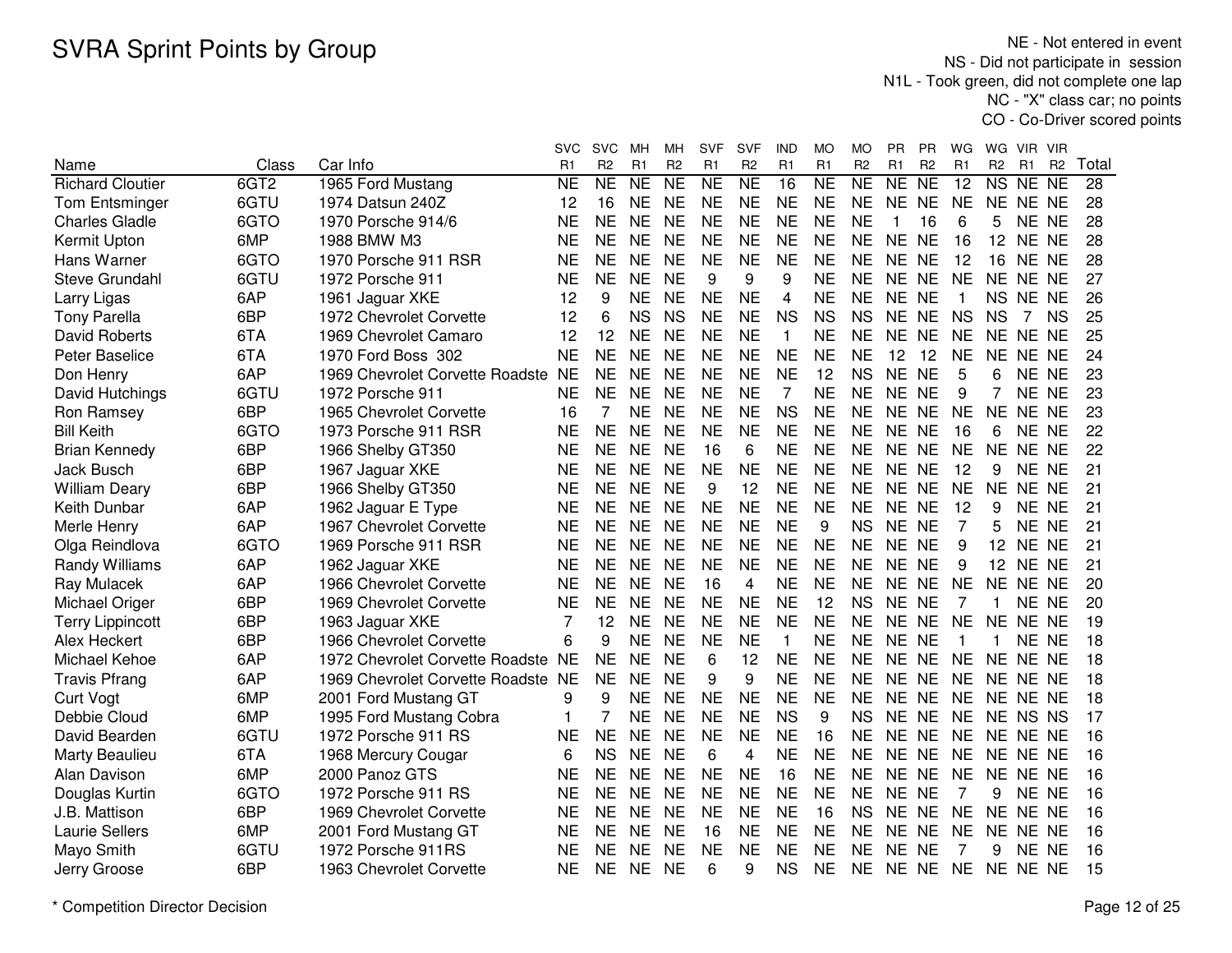# SVRA Sprint Points by Group

NE - Not entered in event
NS - Did not participate in session
N1L - Took green, did not complete one lap
NC - "X" class car; no points
CO - Co-Driver scored points

| Name | Class | Car Info | SVC R1 | SVC R2 | MH R1 | MH R2 | SVF R1 | SVF R2 | IND R1 | MO R1 | MO R2 | PR R1 | PR R2 | WG R1 | WG R2 | VIR R1 | VIR R2 | Total |
|---|---|---|---|---|---|---|---|---|---|---|---|---|---|---|---|---|---|---|
| Richard Cloutier | 6GT2 | 1965 Ford Mustang | NE | NE | NE | NE | NE | NE | 16 | NE | NE | NE | NE | 12 | NS | NE | NE | 28 |
| Tom Entsminger | 6GTU | 1974 Datsun 240Z | 12 | 16 | NE | NE | NE | NE | NE | NE | NE | NE | NE | NE | NE | NE | NE | 28 |
| Charles Gladle | 6GTO | 1970 Porsche 914/6 | NE | NE | NE | NE | NE | NE | NE | NE | NE | 1 | 16 | 6 | 5 | NE | NE | 28 |
| Kermit Upton | 6MP | 1988 BMW M3 | NE | NE | NE | NE | NE | NE | NE | NE | NE | NE | NE | 16 | 12 | NE | NE | 28 |
| Hans Warner | 6GTO | 1970 Porsche 911 RSR | NE | NE | NE | NE | NE | NE | NE | NE | NE | NE | NE | 12 | 16 | NE | NE | 28 |
| Steve Grundahl | 6GTU | 1972 Porsche 911 | NE | NE | NE | NE | 9 | 9 | 9 | NE | NE | NE | NE | NE | NE | NE | NE | 27 |
| Larry Ligas | 6AP | 1961 Jaguar XKE | 12 | 9 | NE | NE | NE | NE | 4 | NE | NE | NE | NE | 1 | NS | NE | NE | 26 |
| Tony Parella | 6BP | 1972 Chevrolet Corvette | 12 | 6 | NS | NS | NE | NE | NS | NS | NS | NE | NE | NS | NS | 7 | NS | 25 |
| David Roberts | 6TA | 1969 Chevrolet Camaro | 12 | 12 | NE | NE | NE | NE | 1 | NE | NE | NE | NE | NE | NE | NE | NE | 25 |
| Peter Baselice | 6TA | 1970 Ford Boss 302 | NE | NE | NE | NE | NE | NE | NE | NE | NE | 12 | 12 | NE | NE | NE | NE | 24 |
| Don Henry | 6AP | 1969 Chevrolet Corvette Roadste | NE | NE | NE | NE | NE | NE | NE | 12 | NS | NE | NE | 5 | 6 | NE | NE | 23 |
| David Hutchings | 6GTU | 1972 Porsche 911 | NE | NE | NE | NE | NE | NE | 7 | NE | NE | NE | NE | 9 | 7 | NE | NE | 23 |
| Ron Ramsey | 6BP | 1965 Chevrolet Corvette | 16 | 7 | NE | NE | NE | NE | NS | NE | NE | NE | NE | NE | NE | NE | NE | 23 |
| Bill Keith | 6GTO | 1973 Porsche 911 RSR | NE | NE | NE | NE | NE | NE | NE | NE | NE | NE | NE | 16 | 6 | NE | NE | 22 |
| Brian Kennedy | 6BP | 1966 Shelby GT350 | NE | NE | NE | NE | 16 | 6 | NE | NE | NE | NE | NE | NE | NE | NE | NE | 22 |
| Jack Busch | 6BP | 1967 Jaguar XKE | NE | NE | NE | NE | NE | NE | NE | NE | NE | NE | NE | 12 | 9 | NE | NE | 21 |
| William Deary | 6BP | 1966 Shelby GT350 | NE | NE | NE | NE | 9 | 12 | NE | NE | NE | NE | NE | NE | NE | NE | NE | 21 |
| Keith Dunbar | 6AP | 1962 Jaguar E Type | NE | NE | NE | NE | NE | NE | NE | NE | NE | NE | NE | 12 | 9 | NE | NE | 21 |
| Merle Henry | 6AP | 1967 Chevrolet Corvette | NE | NE | NE | NE | NE | NE | NE | 9 | NS | NE | NE | 7 | 5 | NE | NE | 21 |
| Olga Reindlova | 6GTO | 1969 Porsche 911 RSR | NE | NE | NE | NE | NE | NE | NE | NE | NE | NE | NE | 9 | 12 | NE | NE | 21 |
| Randy Williams | 6AP | 1962 Jaguar XKE | NE | NE | NE | NE | NE | NE | NE | NE | NE | NE | NE | 9 | 12 | NE | NE | 21 |
| Ray Mulacek | 6AP | 1966 Chevrolet Corvette | NE | NE | NE | NE | 16 | 4 | NE | NE | NE | NE | NE | NE | NE | NE | NE | 20 |
| Michael Origer | 6BP | 1969 Chevrolet Corvette | NE | NE | NE | NE | NE | NE | NE | 12 | NS | NE | NE | 7 | 1 | NE | NE | 20 |
| Terry Lippincott | 6BP | 1963 Jaguar XKE | 7 | 12 | NE | NE | NE | NE | NE | NE | NE | NE | NE | NE | NE | NE | NE | 19 |
| Alex Heckert | 6BP | 1966 Chevrolet Corvette | 6 | 9 | NE | NE | NE | NE | 1 | NE | NE | NE | NE | 1 | 1 | NE | NE | 18 |
| Michael Kehoe | 6AP | 1972 Chevrolet Corvette Roadste | NE | NE | NE | NE | 6 | 12 | NE | NE | NE | NE | NE | NE | NE | NE | NE | 18 |
| Travis Pfrang | 6AP | 1969 Chevrolet Corvette Roadste | NE | NE | NE | NE | 9 | 9 | NE | NE | NE | NE | NE | NE | NE | NE | NE | 18 |
| Curt Vogt | 6MP | 2001 Ford Mustang GT | 9 | 9 | NE | NE | NE | NE | NE | NE | NE | NE | NE | NE | NE | NE | NE | 18 |
| Debbie Cloud | 6MP | 1995 Ford Mustang Cobra | 1 | 7 | NE | NE | NE | NE | NS | 9 | NS | NE | NE | NE | NE | NS | NS | 17 |
| David Bearden | 6GTU | 1972 Porsche 911 RS | NE | NE | NE | NE | NE | NE | NE | 16 | NE | NE | NE | NE | NE | NE | NE | 16 |
| Marty Beaulieu | 6TA | 1968 Mercury Cougar | 6 | NS | NE | NE | 6 | 4 | NE | NE | NE | NE | NE | NE | NE | NE | NE | 16 |
| Alan Davison | 6MP | 2000 Panoz GTS | NE | NE | NE | NE | NE | NE | 16 | NE | NE | NE | NE | NE | NE | NE | NE | 16 |
| Douglas Kurtin | 6GTO | 1972 Porsche 911 RS | NE | NE | NE | NE | NE | NE | NE | NE | NE | NE | NE | 7 | 9 | NE | NE | 16 |
| J.B. Mattison | 6BP | 1969 Chevrolet Corvette | NE | NE | NE | NE | NE | NE | NE | 16 | NS | NE | NE | NE | NE | NE | NE | 16 |
| Laurie Sellers | 6MP | 2001 Ford Mustang GT | NE | NE | NE | NE | 16 | NE | NE | NE | NE | NE | NE | NE | NE | NE | NE | 16 |
| Mayo Smith | 6GTU | 1972 Porsche 911RS | NE | NE | NE | NE | NE | NE | NE | NE | NE | NE | NE | 7 | 9 | NE | NE | 16 |
| Jerry Groose | 6BP | 1963 Chevrolet Corvette | NE | NE | NE | NE | 6 | 9 | NS | NE | NE | NE | NE | NE | NE | NE | NE | 15 |

\* Competition Director Decision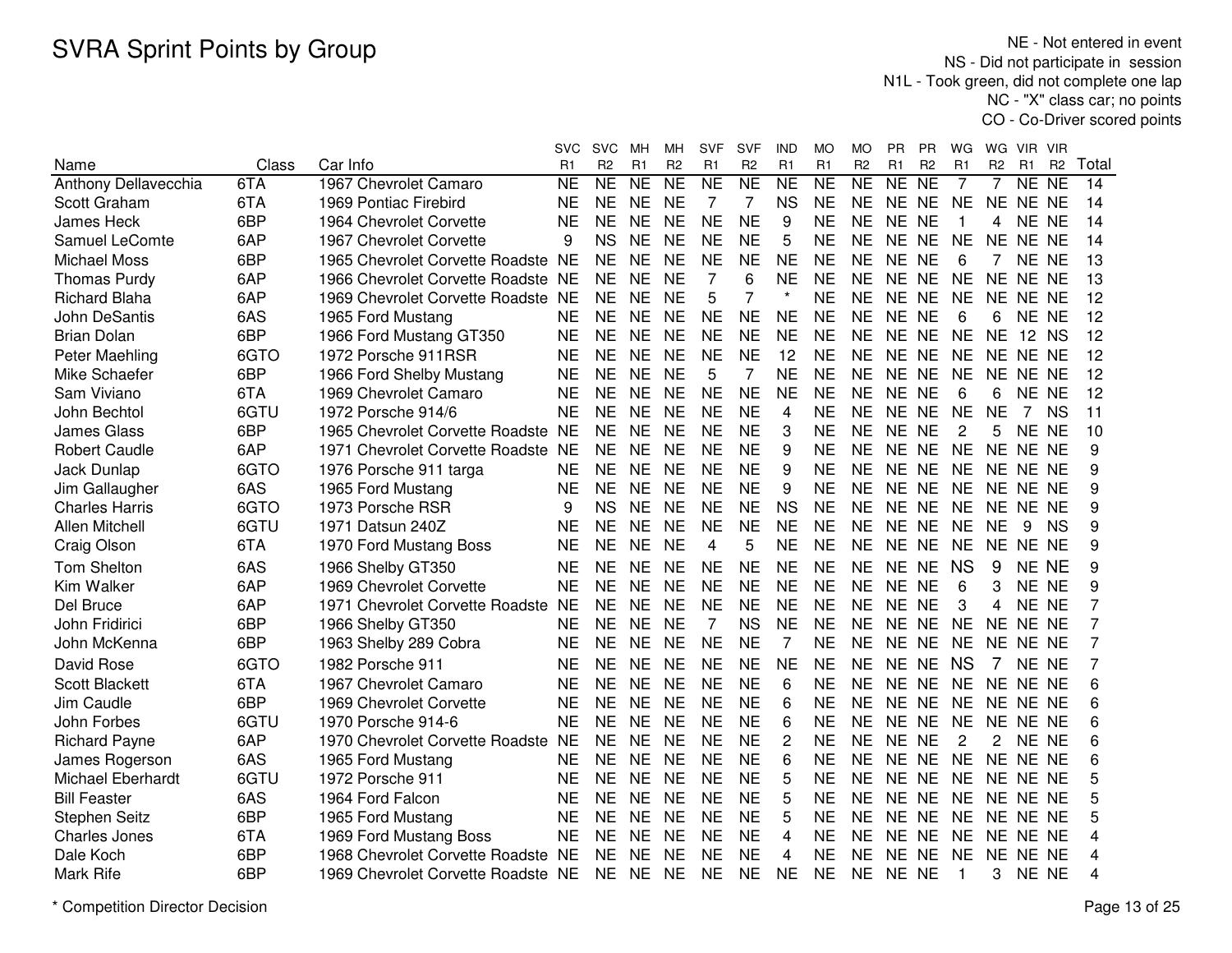# SVRA Sprint Points by Group

NE - Not entered in event
NS - Did not participate in session
N1L - Took green, did not complete one lap
NC - "X" class car; no points
CO - Co-Driver scored points

| Name | Class | Car Info | SVC R1 | SVC R2 | MH R1 | MH R2 | SVF R1 | SVF R2 | IND R1 | MO R1 | MO R2 | PR R1 | PR R2 | WG R1 | WG R2 | VIR R1 | VIR R2 | Total |
|---|---|---|---|---|---|---|---|---|---|---|---|---|---|---|---|---|---|---|
| Anthony Dellavecchia | 6TA | 1967 Chevrolet Camaro | NE | NE | NE | NE | NE | NE | NE | NE | NE | NE | NE | 7 | 7 | NE | NE | 14 |
| Scott Graham | 6TA | 1969 Pontiac Firebird | NE | NE | NE | NE | 7 | 7 | NS | NE | NE | NE | NE | NE | NE | NE | NE | 14 |
| James Heck | 6BP | 1964 Chevrolet Corvette | NE | NE | NE | NE | NE | NE | 9 | NE | NE | NE | NE | 1 | 4 | NE | NE | 14 |
| Samuel LeComte | 6AP | 1967 Chevrolet Corvette | 9 | NS | NE | NE | NE | NE | 5 | NE | NE | NE | NE | NE | NE | NE | NE | 14 |
| Michael Moss | 6BP | 1965 Chevrolet Corvette Roadste | NE | NE | NE | NE | NE | NE | NE | NE | NE | NE | NE | 6 | 7 | NE | NE | 13 |
| Thomas Purdy | 6AP | 1966 Chevrolet Corvette Roadste | NE | NE | NE | NE | 7 | 6 | NE | NE | NE | NE | NE | NE | NE | NE | NE | 13 |
| Richard Blaha | 6AP | 1969 Chevrolet Corvette Roadste | NE | NE | NE | NE | 5 | 7 | * | NE | NE | NE | NE | NE | NE | NE | NE | 12 |
| John DeSantis | 6AS | 1965 Ford Mustang | NE | NE | NE | NE | NE | NE | NE | NE | NE | NE | NE | 6 | 6 | NE | NE | 12 |
| Brian Dolan | 6BP | 1966 Ford Mustang GT350 | NE | NE | NE | NE | NE | NE | NE | NE | NE | NE | NE | NE | NE | 12 | NS | 12 |
| Peter Maehling | 6GTO | 1972 Porsche 911RSR | NE | NE | NE | NE | NE | NE | 12 | NE | NE | NE | NE | NE | NE | NE | NE | 12 |
| Mike Schaefer | 6BP | 1966 Ford Shelby Mustang | NE | NE | NE | NE | 5 | 7 | NE | NE | NE | NE | NE | NE | NE | NE | NE | 12 |
| Sam Viviano | 6TA | 1969 Chevrolet Camaro | NE | NE | NE | NE | NE | NE | NE | NE | NE | NE | NE | 6 | 6 | NE | NE | 12 |
| John Bechtol | 6GTU | 1972 Porsche 914/6 | NE | NE | NE | NE | NE | NE | 4 | NE | NE | NE | NE | NE | NE | 7 | NS | 11 |
| James Glass | 6BP | 1965 Chevrolet Corvette Roadste | NE | NE | NE | NE | NE | NE | 3 | NE | NE | NE | NE | 2 | 5 | NE | NE | 10 |
| Robert Caudle | 6AP | 1971 Chevrolet Corvette Roadste | NE | NE | NE | NE | NE | NE | 9 | NE | NE | NE | NE | NE | NE | NE | NE | 9 |
| Jack Dunlap | 6GTO | 1976 Porsche 911 targa | NE | NE | NE | NE | NE | NE | 9 | NE | NE | NE | NE | NE | NE | NE | NE | 9 |
| Jim Gallaugher | 6AS | 1965 Ford Mustang | NE | NE | NE | NE | NE | NE | 9 | NE | NE | NE | NE | NE | NE | NE | NE | 9 |
| Charles Harris | 6GTO | 1973 Porsche RSR | 9 | NS | NE | NE | NE | NE | NS | NE | NE | NE | NE | NE | NE | NE | NE | 9 |
| Allen Mitchell | 6GTU | 1971 Datsun 240Z | NE | NE | NE | NE | NE | NE | NE | NE | NE | NE | NE | NE | NE | 9 | NS | 9 |
| Craig Olson | 6TA | 1970 Ford Mustang Boss | NE | NE | NE | NE | 4 | 5 | NE | NE | NE | NE | NE | NE | NE | NE | NE | 9 |
| Tom Shelton | 6AS | 1966 Shelby GT350 | NE | NE | NE | NE | NE | NE | NE | NE | NE | NE | NE | NS | 9 | NE | NE | 9 |
| Kim Walker | 6AP | 1969 Chevrolet Corvette | NE | NE | NE | NE | NE | NE | NE | NE | NE | NE | NE | 6 | 3 | NE | NE | 9 |
| Del Bruce | 6AP | 1971 Chevrolet Corvette Roadste | NE | NE | NE | NE | NE | NE | NE | NE | NE | NE | NE | 3 | 4 | NE | NE | 7 |
| John Fridirici | 6BP | 1966 Shelby GT350 | NE | NE | NE | NE | 7 | NS | NE | NE | NE | NE | NE | NE | NE | NE | NE | 7 |
| John McKenna | 6BP | 1963 Shelby 289 Cobra | NE | NE | NE | NE | NE | NE | 7 | NE | NE | NE | NE | NE | NE | NE | NE | 7 |
| David Rose | 6GTO | 1982 Porsche 911 | NE | NE | NE | NE | NE | NE | NE | NE | NE | NE | NE | NS | 7 | NE | NE | 7 |
| Scott Blackett | 6TA | 1967 Chevrolet Camaro | NE | NE | NE | NE | NE | NE | 6 | NE | NE | NE | NE | NE | NE | NE | NE | 6 |
| Jim Caudle | 6BP | 1969 Chevrolet Corvette | NE | NE | NE | NE | NE | NE | 6 | NE | NE | NE | NE | NE | NE | NE | NE | 6 |
| John Forbes | 6GTU | 1970 Porsche 914-6 | NE | NE | NE | NE | NE | NE | 6 | NE | NE | NE | NE | NE | NE | NE | NE | 6 |
| Richard Payne | 6AP | 1970 Chevrolet Corvette Roadste | NE | NE | NE | NE | NE | NE | 2 | NE | NE | NE | NE | 2 | 2 | NE | NE | 6 |
| James Rogerson | 6AS | 1965 Ford Mustang | NE | NE | NE | NE | NE | NE | 6 | NE | NE | NE | NE | NE | NE | NE | NE | 6 |
| Michael Eberhardt | 6GTU | 1972 Porsche 911 | NE | NE | NE | NE | NE | NE | 5 | NE | NE | NE | NE | NE | NE | NE | NE | 5 |
| Bill Feaster | 6AS | 1964 Ford Falcon | NE | NE | NE | NE | NE | NE | 5 | NE | NE | NE | NE | NE | NE | NE | NE | 5 |
| Stephen Seitz | 6BP | 1965 Ford Mustang | NE | NE | NE | NE | NE | NE | 5 | NE | NE | NE | NE | NE | NE | NE | NE | 5 |
| Charles Jones | 6TA | 1969 Ford Mustang Boss | NE | NE | NE | NE | NE | NE | 4 | NE | NE | NE | NE | NE | NE | NE | NE | 4 |
| Dale Koch | 6BP | 1968 Chevrolet Corvette Roadste | NE | NE | NE | NE | NE | NE | 4 | NE | NE | NE | NE | NE | NE | NE | NE | 4 |
| Mark Rife | 6BP | 1969 Chevrolet Corvette Roadste | NE | NE | NE | NE | NE | NE | NE | NE | NE | NE | NE | 1 | 3 | NE | NE | 4 |

\* Competition Director Decision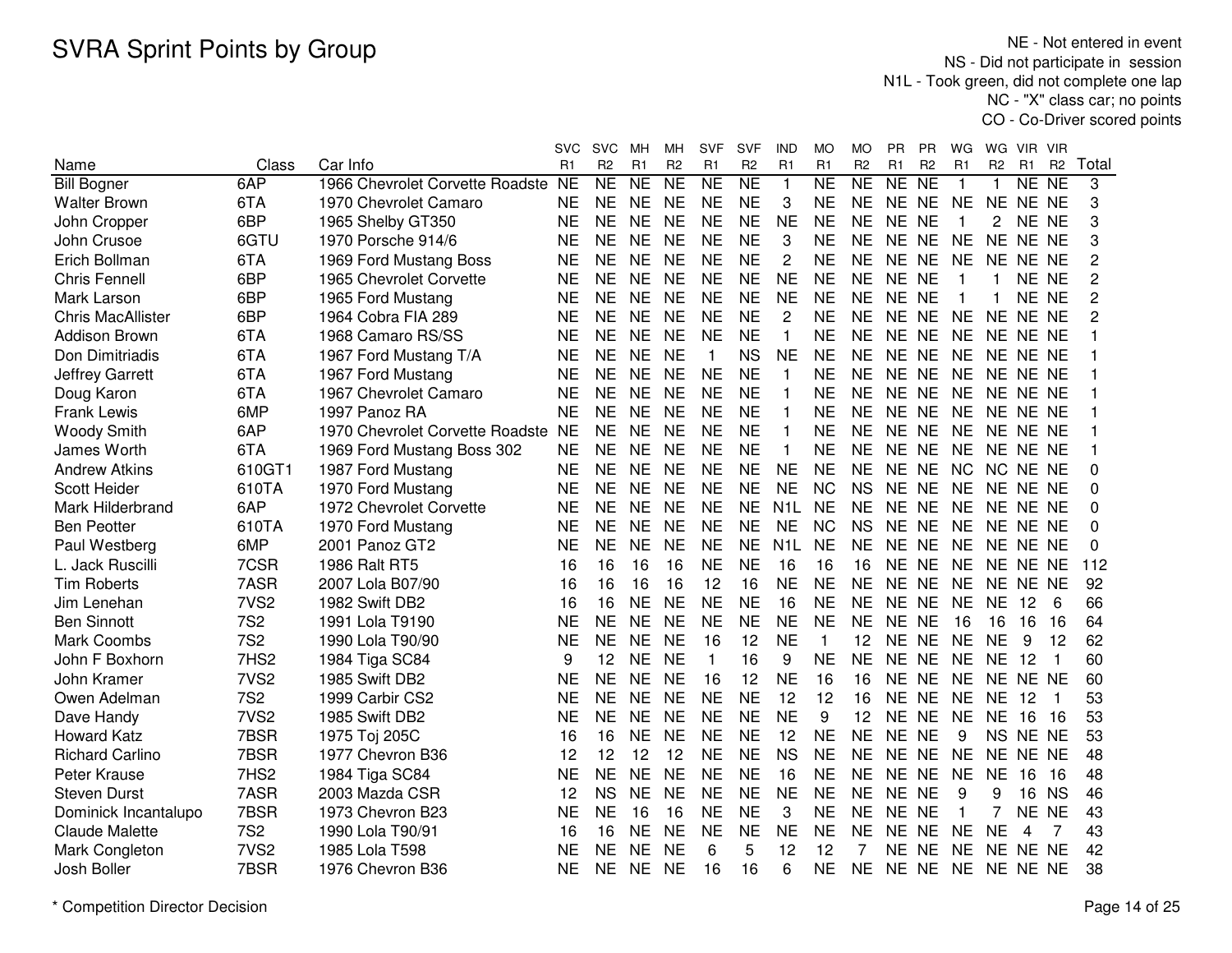# SVRA Sprint Points by Group

NE - Not entered in event
NS - Did not participate in session
N1L - Took green, did not complete one lap
NC - "X" class car; no points
CO - Co-Driver scored points

| Name | Class | Car Info | SVC R1 | SVC R2 | MH R1 | MH R2 | SVF R1 | SVF R2 | IND R1 | MO R1 | MO R2 | PR R1 | PR R2 | WG R1 | WG R2 | VIR R1 | VIR R2 | Total |
|---|---|---|---|---|---|---|---|---|---|---|---|---|---|---|---|---|---|---|
| Bill Bogner | 6AP | 1966 Chevrolet Corvette Roadste | NE | NE | NE | NE | NE | NE | 1 | NE | NE | NE | NE | 1 | 1 | NE | NE | 3 |
| Walter Brown | 6TA | 1970 Chevrolet Camaro | NE | NE | NE | NE | NE | NE | 3 | NE | NE | NE | NE | NE | NE | NE | NE | 3 |
| John Cropper | 6BP | 1965 Shelby GT350 | NE | NE | NE | NE | NE | NE | NE | NE | NE | NE | NE | 1 | 2 | NE | NE | 3 |
| John Crusoe | 6GTU | 1970 Porsche 914/6 | NE | NE | NE | NE | NE | NE | 3 | NE | NE | NE | NE | NE | NE | NE | NE | 3 |
| Erich Bollman | 6TA | 1969 Ford Mustang Boss | NE | NE | NE | NE | NE | NE | 2 | NE | NE | NE | NE | NE | NE | NE | NE | 2 |
| Chris Fennell | 6BP | 1965 Chevrolet Corvette | NE | NE | NE | NE | NE | NE | NE | NE | NE | NE | NE | 1 | 1 | NE | NE | 2 |
| Mark Larson | 6BP | 1965 Ford Mustang | NE | NE | NE | NE | NE | NE | NE | NE | NE | NE | NE | 1 | 1 | NE | NE | 2 |
| Chris MacAllister | 6BP | 1964 Cobra FIA 289 | NE | NE | NE | NE | NE | NE | 2 | NE | NE | NE | NE | NE | NE | NE | NE | 2 |
| Addison Brown | 6TA | 1968 Camaro RS/SS | NE | NE | NE | NE | NE | NE | 1 | NE | NE | NE | NE | NE | NE | NE | NE | 1 |
| Don Dimitriadis | 6TA | 1967 Ford Mustang T/A | NE | NE | NE | NE | 1 | NS | NE | NE | NE | NE | NE | NE | NE | NE | NE | 1 |
| Jeffrey Garrett | 6TA | 1967 Ford Mustang | NE | NE | NE | NE | NE | NE | 1 | NE | NE | NE | NE | NE | NE | NE | NE | 1 |
| Doug Karon | 6TA | 1967 Chevrolet Camaro | NE | NE | NE | NE | NE | NE | 1 | NE | NE | NE | NE | NE | NE | NE | NE | 1 |
| Frank Lewis | 6MP | 1997 Panoz RA | NE | NE | NE | NE | NE | NE | 1 | NE | NE | NE | NE | NE | NE | NE | NE | 1 |
| Woody Smith | 6AP | 1970 Chevrolet Corvette Roadste | NE | NE | NE | NE | NE | NE | 1 | NE | NE | NE | NE | NE | NE | NE | NE | 1 |
| James Worth | 6TA | 1969 Ford Mustang Boss 302 | NE | NE | NE | NE | NE | NE | 1 | NE | NE | NE | NE | NE | NE | NE | NE | 1 |
| Andrew Atkins | 610GT1 | 1987 Ford Mustang | NE | NE | NE | NE | NE | NE | NE | NE | NE | NE | NE | NC | NC | NE | NE | 0 |
| Scott Heider | 610TA | 1970 Ford Mustang | NE | NE | NE | NE | NE | NE | NE | NC | NS | NE | NE | NE | NE | NE | NE | 0 |
| Mark Hilderbrand | 6AP | 1972 Chevrolet Corvette | NE | NE | NE | NE | NE | NE | N1L | NE | NE | NE | NE | NE | NE | NE | NE | 0 |
| Ben Peotter | 610TA | 1970 Ford Mustang | NE | NE | NE | NE | NE | NE | NE | NC | NS | NE | NE | NE | NE | NE | NE | 0 |
| Paul Westberg | 6MP | 2001 Panoz GT2 | NE | NE | NE | NE | NE | NE | N1L | NE | NE | NE | NE | NE | NE | NE | NE | 0 |
| L. Jack Ruscilli | 7CSR | 1986 Ralt RT5 | 16 | 16 | 16 | 16 | NE | NE | 16 | 16 | 16 | NE | NE | NE | NE | NE | NE | 112 |
| Tim Roberts | 7ASR | 2007 Lola B07/90 | 16 | 16 | 16 | 16 | 12 | 16 | NE | NE | NE | NE | NE | NE | NE | NE | NE | 92 |
| Jim Lenehan | 7VS2 | 1982 Swift DB2 | 16 | 16 | NE | NE | NE | NE | 16 | NE | NE | NE | NE | NE | NE | 12 | 6 | 66 |
| Ben Sinnott | 7S2 | 1991 Lola T9190 | NE | NE | NE | NE | NE | NE | NE | NE | NE | NE | NE | 16 | 16 | 16 | 16 | 64 |
| Mark Coombs | 7S2 | 1990 Lola T90/90 | NE | NE | NE | NE | 16 | 12 | NE | 1 | 12 | NE | NE | NE | NE | 9 | 12 | 62 |
| John F Boxhorn | 7HS2 | 1984 Tiga SC84 | 9 | 12 | NE | NE | 1 | 16 | 9 | NE | NE | NE | NE | NE | NE | 12 | 1 | 60 |
| John Kramer | 7VS2 | 1985 Swift DB2 | NE | NE | NE | NE | 16 | 12 | NE | 16 | 16 | NE | NE | NE | NE | NE | NE | 60 |
| Owen Adelman | 7S2 | 1999 Carbir CS2 | NE | NE | NE | NE | NE | NE | 12 | 12 | 16 | NE | NE | NE | NE | 12 | 1 | 53 |
| Dave Handy | 7VS2 | 1985 Swift DB2 | NE | NE | NE | NE | NE | NE | NE | 9 | 12 | NE | NE | NE | NE | 16 | 16 | 53 |
| Howard Katz | 7BSR | 1975 Toj 205C | 16 | 16 | NE | NE | NE | NE | 12 | NE | NE | NE | NE | 9 | NS | NE | NE | 53 |
| Richard Carlino | 7BSR | 1977 Chevron B36 | 12 | 12 | 12 | 12 | NE | NE | NS | NE | NE | NE | NE | NE | NE | NE | NE | 48 |
| Peter Krause | 7HS2 | 1984 Tiga SC84 | NE | NE | NE | NE | NE | NE | 16 | NE | NE | NE | NE | NE | NE | 16 | 16 | 48 |
| Steven Durst | 7ASR | 2003 Mazda CSR | 12 | NS | NE | NE | NE | NE | NE | NE | NE | NE | NE | 9 | 9 | 16 | NS | 46 |
| Dominick Incantalupo | 7BSR | 1973 Chevron B23 | NE | NE | 16 | 16 | NE | NE | 3 | NE | NE | NE | NE | 1 | 7 | NE | NE | 43 |
| Claude Malette | 7S2 | 1990 Lola T90/91 | 16 | 16 | NE | NE | NE | NE | NE | NE | NE | NE | NE | NE | NE | 4 | 7 | 43 |
| Mark Congleton | 7VS2 | 1985 Lola T598 | NE | NE | NE | NE | 6 | 5 | 12 | 12 | 7 | NE | NE | NE | NE | NE | NE | 42 |
| Josh Boller | 7BSR | 1976 Chevron B36 | NE | NE | NE | NE | 16 | 16 | 6 | NE | NE | NE | NE | NE | NE | NE | NE | 38 |

\* Competition Director Decision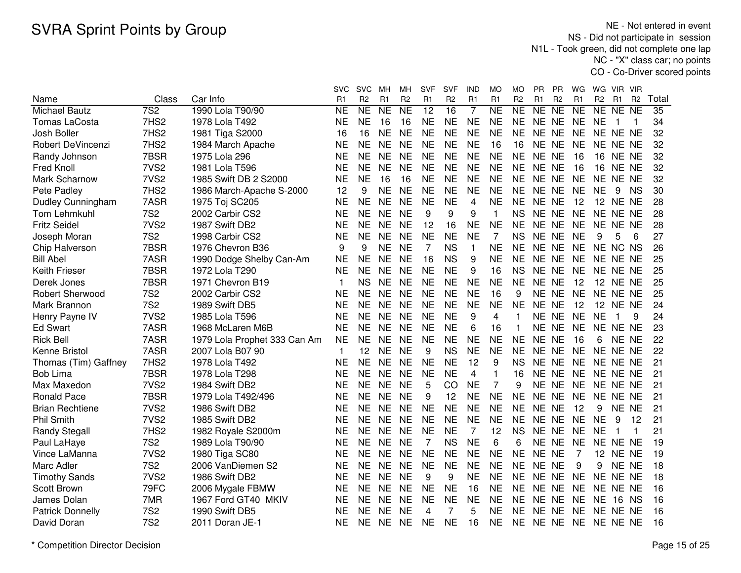# SVRA Sprint Points by Group

NE - Not entered in event
NS - Did not participate in session
N1L - Took green, did not complete one lap
NC - "X" class car; no points
CO - Co-Driver scored points

| Name | Class | Car Info | SVC R1 | SVC R2 | MH R1 | MH R2 | SVF R1 | SVF R2 | IND R1 | MO R1 | MO R2 | PR R1 | PR R2 | WG R1 | WG R2 | VIR R1 | VIR R2 | Total |
|---|---|---|---|---|---|---|---|---|---|---|---|---|---|---|---|---|---|---|
| Michael Bautz | 7S2 | 1990 Lola T90/90 | NE | NE | NE | NE | 12 | 16 | 7 | NE | NE | NE | NE | NE | NE | NE | NE | 35 |
| Tomas LaCosta | 7HS2 | 1978 Lola T492 | NE | NE | 16 | 16 | NE | NE | NE | NE | NE | NE | NE | NE | NE | 1 | 1 | 34 |
| Josh Boller | 7HS2 | 1981 Tiga S2000 | 16 | 16 | NE | NE | NE | NE | NE | NE | NE | NE | NE | NE | NE | NE | NE | 32 |
| Robert DeVincenzi | 7HS2 | 1984 March Apache | NE | NE | NE | NE | NE | NE | NE | 16 | 16 | NE | NE | NE | NE | NE | NE | 32 |
| Randy Johnson | 7BSR | 1975 Lola 296 | NE | NE | NE | NE | NE | NE | NE | NE | NE | NE | NE | 16 | 16 | NE | NE | 32 |
| Fred Knoll | 7VS2 | 1981 Lola T596 | NE | NE | NE | NE | NE | NE | NE | NE | NE | NE | NE | 16 | 16 | NE | NE | 32 |
| Mark Scharnow | 7VS2 | 1985 Swift DB 2 S2000 | NE | NE | 16 | 16 | NE | NE | NE | NE | NE | NE | NE | NE | NE | NE | NE | 32 |
| Pete Padley | 7HS2 | 1986 March-Apache S-2000 | 12 | 9 | NE | NE | NE | NE | NE | NE | NE | NE | NE | NE | NE | 9 | NS | 30 |
| Dudley Cunningham | 7ASR | 1975 Toj SC205 | NE | NE | NE | NE | NE | NE | 4 | NE | NE | NE | NE | 12 | 12 | NE | NE | 28 |
| Tom Lehmkuhl | 7S2 | 2002 Carbir CS2 | NE | NE | NE | NE | 9 | 9 | 9 | 1 | NS | NE | NE | NE | NE | NE | NE | 28 |
| Fritz Seidel | 7VS2 | 1987 Swift DB2 | NE | NE | NE | NE | 12 | 16 | NE | NE | NE | NE | NE | NE | NE | NE | NE | 28 |
| Joseph Moran | 7S2 | 1998 Carbir CS2 | NE | NE | NE | NE | NE | NE | NE | 7 | NS | NE | NE | NE | 9 | 5 | 6 | 27 |
| Chip Halverson | 7BSR | 1976 Chevron B36 | 9 | 9 | NE | NE | 7 | NS | 1 | NE | NE | NE | NE | NE | NE | NC | NS | 26 |
| Bill Abel | 7ASR | 1990 Dodge Shelby Can-Am | NE | NE | NE | NE | 16 | NS | 9 | NE | NE | NE | NE | NE | NE | NE | NE | 25 |
| Keith Frieser | 7BSR | 1972 Lola T290 | NE | NE | NE | NE | NE | NE | 9 | 16 | NS | NE | NE | NE | NE | NE | NE | 25 |
| Derek Jones | 7BSR | 1971 Chevron B19 | 1 | NS | NE | NE | NE | NE | NE | NE | NE | NE | NE | 12 | 12 | NE | NE | 25 |
| Robert Sherwood | 7S2 | 2002 Carbir CS2 | NE | NE | NE | NE | NE | NE | NE | 16 | 9 | NE | NE | NE | NE | NE | NE | 25 |
| Mark Brannon | 7S2 | 1989 Swift DB5 | NE | NE | NE | NE | NE | NE | NE | NE | NE | NE | NE | 12 | 12 | NE | NE | 24 |
| Henry Payne IV | 7VS2 | 1985 Lola T596 | NE | NE | NE | NE | NE | NE | 9 | 4 | 1 | NE | NE | NE | NE | 1 | 9 | 24 |
| Ed Swart | 7ASR | 1968 McLaren M6B | NE | NE | NE | NE | NE | NE | 6 | 16 | 1 | NE | NE | NE | NE | NE | NE | 23 |
| Rick Bell | 7ASR | 1979 Lola Prophet 333 Can Am | NE | NE | NE | NE | NE | NE | NE | NE | NE | NE | NE | 16 | 6 | NE | NE | 22 |
| Kenne Bristol | 7ASR | 2007 Lola B07 90 | 1 | 12 | NE | NE | 9 | NS | NE | NE | NE | NE | NE | NE | NE | NE | NE | 22 |
| Thomas (Tim) Gaffney | 7HS2 | 1978 Lola T492 | NE | NE | NE | NE | NE | NE | 12 | 9 | NS | NE | NE | NE | NE | NE | NE | 21 |
| Bob Lima | 7BSR | 1978 Lola T298 | NE | NE | NE | NE | NE | NE | 4 | 1 | 16 | NE | NE | NE | NE | NE | NE | 21 |
| Max Maxedon | 7VS2 | 1984 Swift DB2 | NE | NE | NE | NE | 5 | CO | NE | 7 | 9 | NE | NE | NE | NE | NE | NE | 21 |
| Ronald Pace | 7BSR | 1979 Lola T492/496 | NE | NE | NE | NE | 9 | 12 | NE | NE | NE | NE | NE | NE | NE | NE | NE | 21 |
| Brian Rechtiene | 7VS2 | 1986 Swift DB2 | NE | NE | NE | NE | NE | NE | NE | NE | NE | NE | NE | 12 | 9 | NE | NE | 21 |
| Phil Smith | 7VS2 | 1985 Swift DB2 | NE | NE | NE | NE | NE | NE | NE | NE | NE | NE | NE | NE | NE | 9 | 12 | 21 |
| Randy Stegall | 7HS2 | 1982 Royale S2000m | NE | NE | NE | NE | NE | NE | 7 | 12 | NS | NE | NE | NE | NE | 1 | 1 | 21 |
| Paul LaHaye | 7S2 | 1989 Lola T90/90 | NE | NE | NE | NE | 7 | NS | NE | 6 | 6 | NE | NE | NE | NE | NE | NE | 19 |
| Vince LaManna | 7VS2 | 1980 Tiga SC80 | NE | NE | NE | NE | NE | NE | NE | NE | NE | NE | NE | 7 | 12 | NE | NE | 19 |
| Marc Adler | 7S2 | 2006 VanDiemen S2 | NE | NE | NE | NE | NE | NE | NE | NE | NE | NE | NE | 9 | 9 | NE | NE | 18 |
| Timothy Sands | 7VS2 | 1986 Swift DB2 | NE | NE | NE | NE | 9 | 9 | NE | NE | NE | NE | NE | NE | NE | NE | NE | 18 |
| Scott Brown | 79FC | 2006 Mygale FBMW | NE | NE | NE | NE | NE | NE | 16 | NE | NE | NE | NE | NE | NE | NE | NE | 16 |
| James Dolan | 7MR | 1967 Ford GT40 MKIV | NE | NE | NE | NE | NE | NE | NE | NE | NE | NE | NE | NE | NE | 16 | NS | 16 |
| Patrick Donnelly | 7S2 | 1990 Swift DB5 | NE | NE | NE | NE | 4 | 7 | 5 | NE | NE | NE | NE | NE | NE | NE | NE | 16 |
| David Doran | 7S2 | 2011 Doran JE-1 | NE | NE | NE | NE | NE | NE | 16 | NE | NE | NE | NE | NE | NE | NE | NE | 16 |

\* Competition Director Decision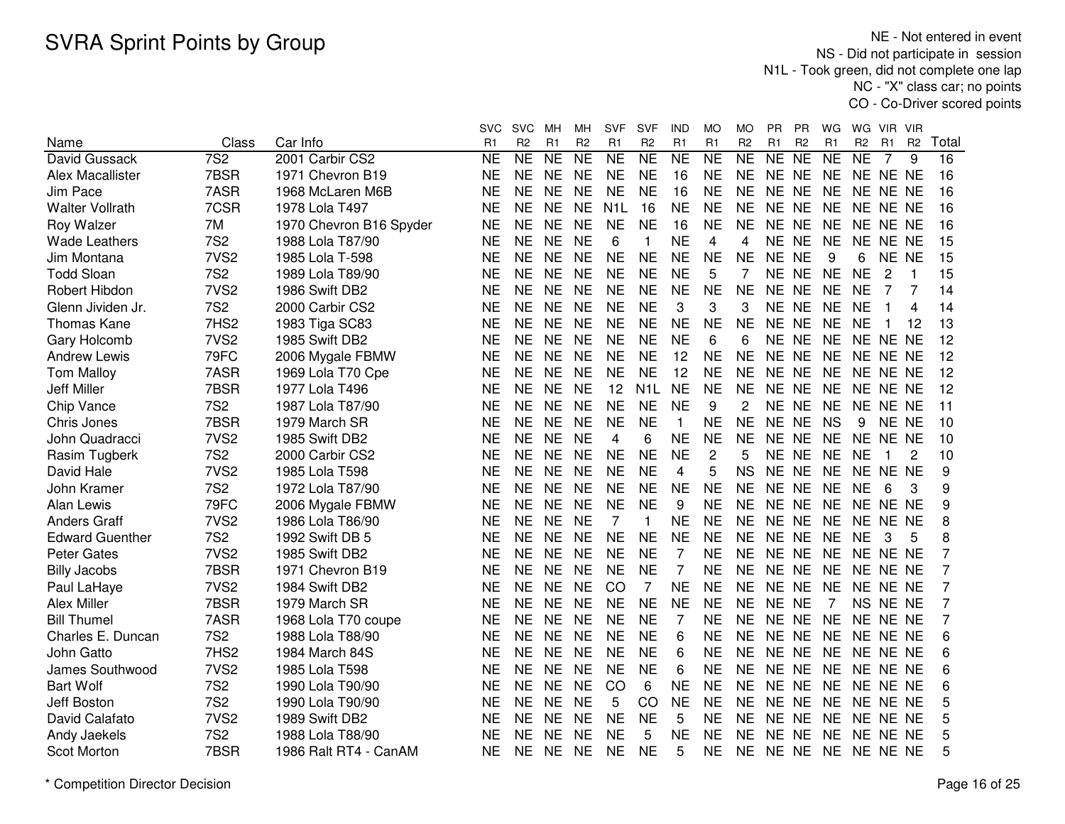# SVRA Sprint Points by Group

NE - Not entered in event
NS - Did not participate in session
N1L - Took green, did not complete one lap
NC - "X" class car; no points
CO - Co-Driver scored points

| Name | Class | Car Info | SVC R1 | SVC R2 | MH R1 | MH R2 | SVF R1 | SVF R2 | IND R1 | MO R1 | MO R2 | PR R1 | PR R2 | WG R1 | WG R2 | VIR R1 | VIR R2 | Total |
|---|---|---|---|---|---|---|---|---|---|---|---|---|---|---|---|---|---|---|
| David Gussack | 7S2 | 2001 Carbir CS2 | NE | NE | NE | NE | NE | NE | NE | NE | NE | NE | NE | NE | NE | 7 | 9 | 16 |
| Alex Macallister | 7BSR | 1971 Chevron B19 | NE | NE | NE | NE | NE | NE | 16 | NE | NE | NE | NE | NE | NE | NE | NE | 16 |
| Jim Pace | 7ASR | 1968 McLaren M6B | NE | NE | NE | NE | NE | NE | 16 | NE | NE | NE | NE | NE | NE | NE | NE | 16 |
| Walter Vollrath | 7CSR | 1978 Lola T497 | NE | NE | NE | NE | N1L | 16 | NE | NE | NE | NE | NE | NE | NE | NE | NE | 16 |
| Roy Walzer | 7M | 1970 Chevron B16 Spyder | NE | NE | NE | NE | NE | NE | 16 | NE | NE | NE | NE | NE | NE | NE | NE | 16 |
| Wade Leathers | 7S2 | 1988 Lola T87/90 | NE | NE | NE | NE | 6 | 1 | NE | 4 | 4 | NE | NE | NE | NE | NE | NE | 15 |
| Jim Montana | 7VS2 | 1985 Lola T-598 | NE | NE | NE | NE | NE | NE | NE | NE | NE | NE | NE | 9 | 6 | NE | NE | 15 |
| Todd Sloan | 7S2 | 1989 Lola T89/90 | NE | NE | NE | NE | NE | NE | NE | 5 | 7 | NE | NE | NE | NE | 2 | 1 | 15 |
| Robert Hibdon | 7VS2 | 1986 Swift DB2 | NE | NE | NE | NE | NE | NE | NE | NE | NE | NE | NE | NE | NE | 7 | 7 | 14 |
| Glenn Jividen Jr. | 7S2 | 2000 Carbir CS2 | NE | NE | NE | NE | NE | NE | 3 | 3 | 3 | NE | NE | NE | NE | 1 | 4 | 14 |
| Thomas Kane | 7HS2 | 1983 Tiga SC83 | NE | NE | NE | NE | NE | NE | NE | NE | NE | NE | NE | NE | NE | 1 | 12 | 13 |
| Gary Holcomb | 7VS2 | 1985 Swift DB2 | NE | NE | NE | NE | NE | NE | NE | 6 | 6 | NE | NE | NE | NE | NE | NE | 12 |
| Andrew Lewis | 79FC | 2006 Mygale FBMW | NE | NE | NE | NE | NE | NE | 12 | NE | NE | NE | NE | NE | NE | NE | NE | 12 |
| Tom Malloy | 7ASR | 1969 Lola T70 Cpe | NE | NE | NE | NE | NE | NE | 12 | NE | NE | NE | NE | NE | NE | NE | NE | 12 |
| Jeff Miller | 7BSR | 1977 Lola T496 | NE | NE | NE | NE | 12 | N1L | NE | NE | NE | NE | NE | NE | NE | NE | NE | 12 |
| Chip Vance | 7S2 | 1987 Lola T87/90 | NE | NE | NE | NE | NE | NE | NE | 9 | 2 | NE | NE | NE | NE | NE | NE | 11 |
| Chris Jones | 7BSR | 1979 March SR | NE | NE | NE | NE | NE | NE | 1 | NE | NE | NE | NE | NS | 9 | NE | NE | 10 |
| John Quadracci | 7VS2 | 1985 Swift DB2 | NE | NE | NE | NE | 4 | 6 | NE | NE | NE | NE | NE | NE | NE | NE | NE | 10 |
| Rasim Tugberk | 7S2 | 2000 Carbir CS2 | NE | NE | NE | NE | NE | NE | NE | 2 | 5 | NE | NE | NE | NE | 1 | 2 | 10 |
| David Hale | 7VS2 | 1985 Lola T598 | NE | NE | NE | NE | NE | NE | 4 | 5 | NS | NE | NE | NE | NE | NE | NE | 9 |
| John Kramer | 7S2 | 1972 Lola T87/90 | NE | NE | NE | NE | NE | NE | NE | NE | NE | NE | NE | NE | NE | 6 | 3 | 9 |
| Alan Lewis | 79FC | 2006 Mygale FBMW | NE | NE | NE | NE | NE | NE | 9 | NE | NE | NE | NE | NE | NE | NE | NE | 9 |
| Anders Graff | 7VS2 | 1986 Lola T86/90 | NE | NE | NE | NE | 7 | 1 | NE | NE | NE | NE | NE | NE | NE | NE | NE | 8 |
| Edward Guenther | 7S2 | 1992 Swift DB 5 | NE | NE | NE | NE | NE | NE | NE | NE | NE | NE | NE | NE | NE | 3 | 5 | 8 |
| Peter Gates | 7VS2 | 1985 Swift DB2 | NE | NE | NE | NE | NE | NE | 7 | NE | NE | NE | NE | NE | NE | NE | NE | 7 |
| Billy Jacobs | 7BSR | 1971 Chevron B19 | NE | NE | NE | NE | NE | NE | 7 | NE | NE | NE | NE | NE | NE | NE | NE | 7 |
| Paul LaHaye | 7VS2 | 1984 Swift DB2 | NE | NE | NE | NE | CO | 7 | NE | NE | NE | NE | NE | NE | NE | NE | NE | 7 |
| Alex Miller | 7BSR | 1979 March SR | NE | NE | NE | NE | NE | NE | NE | NE | NE | NE | NE | 7 | NS | NE | NE | 7 |
| Bill Thumel | 7ASR | 1968 Lola T70 coupe | NE | NE | NE | NE | NE | NE | 7 | NE | NE | NE | NE | NE | NE | NE | NE | 7 |
| Charles E. Duncan | 7S2 | 1988 Lola T88/90 | NE | NE | NE | NE | NE | NE | 6 | NE | NE | NE | NE | NE | NE | NE | NE | 6 |
| John Gatto | 7HS2 | 1984 March 84S | NE | NE | NE | NE | NE | NE | 6 | NE | NE | NE | NE | NE | NE | NE | NE | 6 |
| James Southwood | 7VS2 | 1985 Lola T598 | NE | NE | NE | NE | NE | NE | 6 | NE | NE | NE | NE | NE | NE | NE | NE | 6 |
| Bart Wolf | 7S2 | 1990 Lola T90/90 | NE | NE | NE | NE | CO | 6 | NE | NE | NE | NE | NE | NE | NE | NE | NE | 6 |
| Jeff Boston | 7S2 | 1990 Lola T90/90 | NE | NE | NE | NE | 5 | CO | NE | NE | NE | NE | NE | NE | NE | NE | NE | 5 |
| David Calafato | 7VS2 | 1989 Swift DB2 | NE | NE | NE | NE | NE | NE | 5 | NE | NE | NE | NE | NE | NE | NE | NE | 5 |
| Andy Jaekels | 7S2 | 1988 Lola T88/90 | NE | NE | NE | NE | NE | 5 | NE | NE | NE | NE | NE | NE | NE | NE | NE | 5 |
| Scot Morton | 7BSR | 1986 Ralt RT4 - CanAM | NE | NE | NE | NE | NE | NE | 5 | NE | NE | NE | NE | NE | NE | NE | NE | 5 |

* Competition Director Decision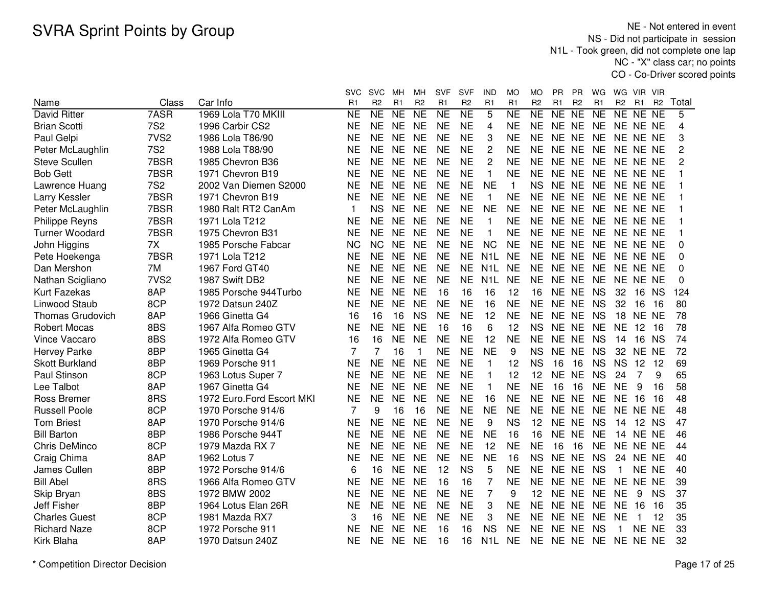# SVRA Sprint Points by Group

NE - Not entered in event
NS - Did not participate in session
N1L - Took green, did not complete one lap
NC - "X" class car; no points
CO - Co-Driver scored points

| Name | Class | Car Info | SVC R1 | SVC R2 | MH R1 | MH R2 | SVF R1 | SVF R2 | IND R1 | MO R1 | MO R2 | PR R1 | PR R2 | WG R1 | WG R2 | VIR R1 | VIR R2 | Total |
|---|---|---|---|---|---|---|---|---|---|---|---|---|---|---|---|---|---|---|
| David Ritter | 7ASR | 1969 Lola T70 MKIII | NE | NE | NE | NE | NE | NE | 5 | NE | NE | NE | NE | NE | NE | NE | NE | 5 |
| Brian Scotti | 7S2 | 1996 Carbir CS2 | NE | NE | NE | NE | NE | NE | 4 | NE | NE | NE | NE | NE | NE | NE | NE | 4 |
| Paul Gelpi | 7VS2 | 1986 Lola T86/90 | NE | NE | NE | NE | NE | NE | 3 | NE | NE | NE | NE | NE | NE | NE | NE | 3 |
| Peter McLaughlin | 7S2 | 1988 Lola T88/90 | NE | NE | NE | NE | NE | NE | 2 | NE | NE | NE | NE | NE | NE | NE | NE | 2 |
| Steve Scullen | 7BSR | 1985 Chevron B36 | NE | NE | NE | NE | NE | NE | 2 | NE | NE | NE | NE | NE | NE | NE | NE | 2 |
| Bob Gett | 7BSR | 1971 Chevron B19 | NE | NE | NE | NE | NE | NE | 1 | NE | NE | NE | NE | NE | NE | NE | NE | 1 |
| Lawrence Huang | 7S2 | 2002 Van Diemen S2000 | NE | NE | NE | NE | NE | NE | NE | 1 | NS | NE | NE | NE | NE | NE | NE | 1 |
| Larry Kessler | 7BSR | 1971 Chevron B19 | NE | NE | NE | NE | NE | NE | 1 | NE | NE | NE | NE | NE | NE | NE | NE | 1 |
| Peter McLaughlin | 7BSR | 1980 Ralt RT2 CanAm | 1 | NS | NE | NE | NE | NE | NE | NE | NE | NE | NE | NE | NE | NE | NE | 1 |
| Philippe Reyns | 7BSR | 1971 Lola T212 | NE | NE | NE | NE | NE | NE | 1 | NE | NE | NE | NE | NE | NE | NE | NE | 1 |
| Turner Woodard | 7BSR | 1975 Chevron B31 | NE | NE | NE | NE | NE | NE | 1 | NE | NE | NE | NE | NE | NE | NE | NE | 1 |
| John Higgins | 7X | 1985 Porsche Fabcar | NC | NC | NE | NE | NE | NE | NC | NE | NE | NE | NE | NE | NE | NE | NE | 0 |
| Pete Hoekenga | 7BSR | 1971 Lola T212 | NE | NE | NE | NE | NE | NE | N1L | NE | NE | NE | NE | NE | NE | NE | NE | 0 |
| Dan Mershon | 7M | 1967 Ford GT40 | NE | NE | NE | NE | NE | NE | N1L | NE | NE | NE | NE | NE | NE | NE | NE | 0 |
| Nathan Scigliano | 7VS2 | 1987 Swift DB2 | NE | NE | NE | NE | NE | NE | N1L | NE | NE | NE | NE | NE | NE | NE | NE | 0 |
| Kurt Fazekas | 8AP | 1985 Porsche 944Turbo | NE | NE | NE | NE | 16 | 16 | 16 | 12 | 16 | NE | NE | NS | 32 | 16 | NS | 124 |
| Linwood Staub | 8CP | 1972 Datsun 240Z | NE | NE | NE | NE | NE | NE | 16 | NE | NE | NE | NE | NS | 32 | 16 | 16 | 80 |
| Thomas Grudovich | 8AP | 1966 Ginetta G4 | 16 | 16 | 16 | NS | NE | NE | 12 | NE | NE | NE | NE | NS | 18 | NE | NE | 78 |
| Robert Mocas | 8BS | 1967 Alfa Romeo GTV | NE | NE | NE | NE | 16 | 16 | 6 | 12 | NS | NE | NE | NE | NE | 12 | 16 | 78 |
| Vince Vaccaro | 8BS | 1972 Alfa Romeo GTV | 16 | 16 | NE | NE | NE | NE | 12 | NE | NE | NE | NE | NS | 14 | 16 | NS | 74 |
| Hervey Parke | 8BP | 1965 Ginetta G4 | 7 | 7 | 16 | 1 | NE | NE | NE | 9 | NS | NE | NE | NS | 32 | NE | NE | 72 |
| Skott Burkland | 8BP | 1969 Porsche 911 | NE | NE | NE | NE | NE | NE | 1 | 12 | NS | 16 | 16 | NS | NS | 12 | 12 | 69 |
| Paul Stinson | 8CP | 1963 Lotus Super 7 | NE | NE | NE | NE | NE | NE | 1 | 12 | 12 | NE | NE | NS | 24 | 7 | 9 | 65 |
| Lee Talbot | 8AP | 1967 Ginetta G4 | NE | NE | NE | NE | NE | NE | 1 | NE | NE | 16 | 16 | NE | NE | 9 | 16 | 58 |
| Ross Bremer | 8RS | 1972 Euro.Ford Escort MKI | NE | NE | NE | NE | NE | NE | 16 | NE | NE | NE | NE | NE | NE | 16 | 16 | 48 |
| Russell Poole | 8CP | 1970 Porsche 914/6 | 7 | 9 | 16 | 16 | NE | NE | NE | NE | NE | NE | NE | NE | NE | NE | NE | 48 |
| Tom Briest | 8AP | 1970 Porsche 914/6 | NE | NE | NE | NE | NE | NE | 9 | NS | 12 | NE | NE | NS | 14 | 12 | NS | 47 |
| Bill Barton | 8BP | 1986 Porsche 944T | NE | NE | NE | NE | NE | NE | NE | 16 | 16 | NE | NE | NE | 14 | NE | NE | 46 |
| Chris DeMinco | 8CP | 1979 Mazda RX 7 | NE | NE | NE | NE | NE | NE | 12 | NE | NE | 16 | 16 | NE | NE | NE | NE | 44 |
| Craig Chima | 8AP | 1962 Lotus 7 | NE | NE | NE | NE | NE | NE | NE | 16 | NS | NE | NE | NS | 24 | NE | NE | 40 |
| James Cullen | 8BP | 1972 Porsche 914/6 | 6 | 16 | NE | NE | 12 | NS | 5 | NE | NE | NE | NE | NS | 1 | NE | NE | 40 |
| Bill Abel | 8RS | 1966 Alfa Romeo GTV | NE | NE | NE | NE | 16 | 16 | 7 | NE | NE | NE | NE | NE | NE | NE | NE | 39 |
| Skip Bryan | 8BS | 1972 BMW 2002 | NE | NE | NE | NE | NE | NE | 7 | 9 | 12 | NE | NE | NE | NE | 9 | NS | 37 |
| Jeff Fisher | 8BP | 1964 Lotus Elan 26R | NE | NE | NE | NE | NE | NE | 3 | NE | NE | NE | NE | NE | NE | 16 | 16 | 35 |
| Charles Guest | 8CP | 1981 Mazda RX7 | 3 | 16 | NE | NE | NE | NE | 3 | NE | NE | NE | NE | NE | NE | 1 | 12 | 35 |
| Richard Naze | 8CP | 1972 Porsche 911 | NE | NE | NE | NE | 16 | 16 | NS | NE | NE | NE | NE | NS | 1 | NE | NE | 33 |
| Kirk Blaha | 8AP | 1970 Datsun 240Z | NE | NE | NE | NE | 16 | 16 | N1L | NE | NE | NE | NE | NE | NE | NE | NE | 32 |

* Competition Director Decision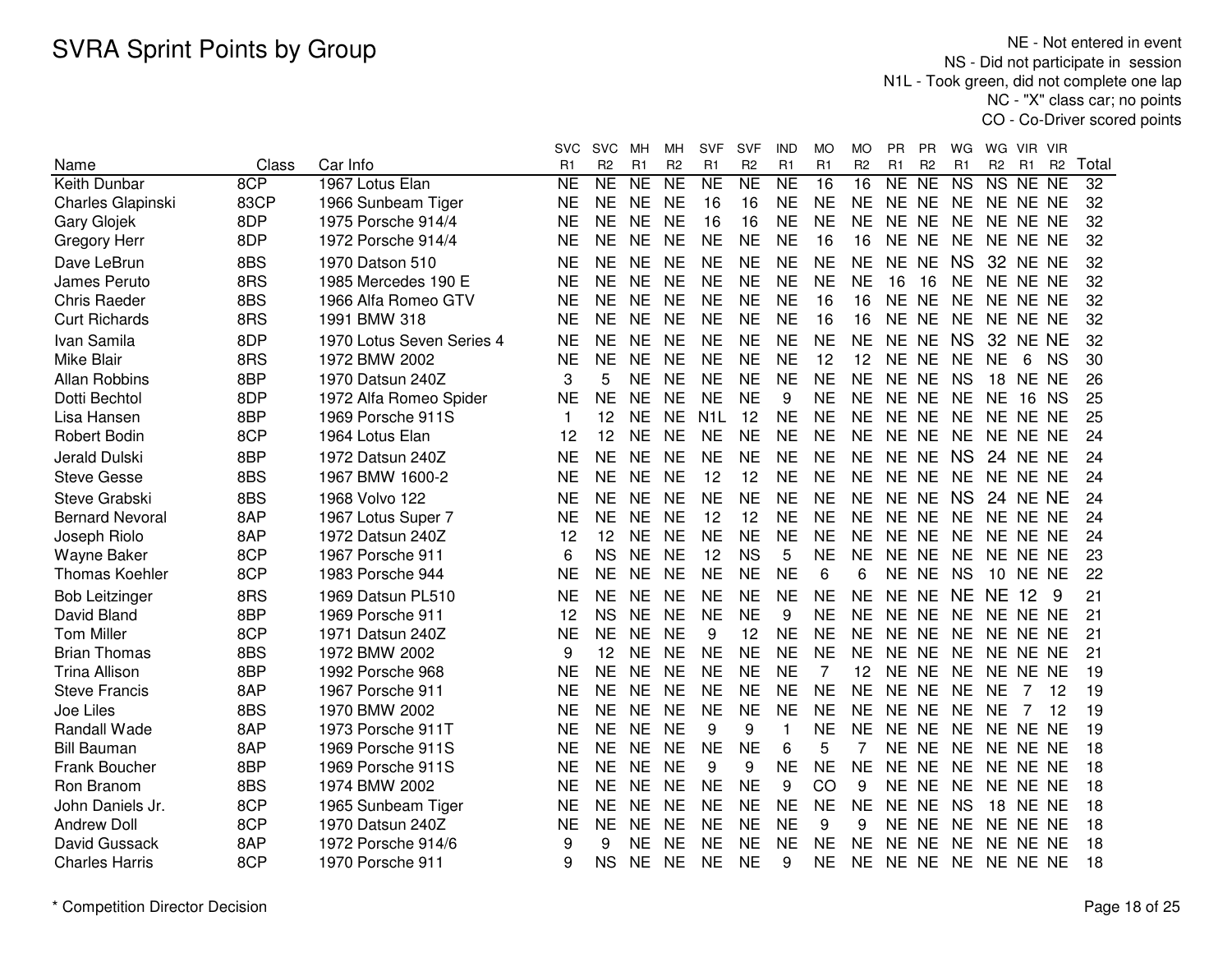# SVRA Sprint Points by Group

NE - Not entered in event
NS - Did not participate in session
N1L - Took green, did not complete one lap
NC - "X" class car; no points
CO - Co-Driver scored points

| Name | Class | Car Info | SVC R1 | SVC R2 | MH R1 | MH R2 | SVF R1 | SVF R2 | IND R1 | MO R1 | MO R2 | PR R1 | PR R2 | WG R1 | WG R2 | VIR R1 | VIR R2 | Total |
|---|---|---|---|---|---|---|---|---|---|---|---|---|---|---|---|---|---|---|
| Keith Dunbar | 8CP | 1967 Lotus Elan | NE | NE | NE | NE | NE | NE | NE | 16 | 16 | NE | NE | NS | NS | NE | NE | 32 |
| Charles Glapinski | 83CP | 1966 Sunbeam Tiger | NE | NE | NE | NE | 16 | 16 | NE | NE | NE | NE | NE | NE | NE | NE | NE | 32 |
| Gary Glojek | 8DP | 1975 Porsche 914/4 | NE | NE | NE | NE | 16 | 16 | NE | NE | NE | NE | NE | NE | NE | NE | NE | 32 |
| Gregory Herr | 8DP | 1972 Porsche 914/4 | NE | NE | NE | NE | NE | NE | NE | 16 | 16 | NE | NE | NE | NE | NE | NE | 32 |
| Dave LeBrun | 8BS | 1970 Datson 510 | NE | NE | NE | NE | NE | NE | NE | NE | NE | NE | NE | NS | 32 | NE | NE | 32 |
| James Peruto | 8RS | 1985 Mercedes 190 E | NE | NE | NE | NE | NE | NE | NE | NE | NE | 16 | 16 | NE | NE | NE | NE | 32 |
| Chris Raeder | 8BS | 1966 Alfa Romeo GTV | NE | NE | NE | NE | NE | NE | NE | 16 | 16 | NE | NE | NE | NE | NE | NE | 32 |
| Curt Richards | 8RS | 1991 BMW 318 | NE | NE | NE | NE | NE | NE | NE | 16 | 16 | NE | NE | NE | NE | NE | NE | 32 |
| Ivan Samila | 8DP | 1970 Lotus Seven Series 4 | NE | NE | NE | NE | NE | NE | NE | NE | NE | NE | NE | NS | 32 | NE | NE | 32 |
| Mike Blair | 8RS | 1972 BMW 2002 | NE | NE | NE | NE | NE | NE | NE | 12 | 12 | NE | NE | NE | NE | 6 | NS | 30 |
| Allan Robbins | 8BP | 1970 Datsun 240Z | 3 | 5 | NE | NE | NE | NE | NE | NE | NE | NE | NE | NS | 18 | NE | NE | 26 |
| Dotti Bechtol | 8DP | 1972 Alfa Romeo Spider | NE | NE | NE | NE | NE | NE | 9 | NE | NE | NE | NE | NE | NE | 16 | NS | 25 |
| Lisa Hansen | 8BP | 1969 Porsche 911S | 1 | 12 | NE | NE | N1L | 12 | NE | NE | NE | NE | NE | NE | NE | NE | NE | 25 |
| Robert Bodin | 8CP | 1964 Lotus Elan | 12 | 12 | NE | NE | NE | NE | NE | NE | NE | NE | NE | NE | NE | NE | NE | 24 |
| Jerald Dulski | 8BP | 1972 Datsun 240Z | NE | NE | NE | NE | NE | NE | NE | NE | NE | NE | NE | NS | 24 | NE | NE | 24 |
| Steve Gesse | 8BS | 1967 BMW 1600-2 | NE | NE | NE | NE | 12 | 12 | NE | NE | NE | NE | NE | NE | NE | NE | NE | 24 |
| Steve Grabski | 8BS | 1968 Volvo 122 | NE | NE | NE | NE | NE | NE | NE | NE | NE | NE | NE | NS | 24 | NE | NE | 24 |
| Bernard Nevoral | 8AP | 1967 Lotus Super 7 | NE | NE | NE | NE | 12 | 12 | NE | NE | NE | NE | NE | NE | NE | NE | NE | 24 |
| Joseph Riolo | 8AP | 1972 Datsun 240Z | 12 | 12 | NE | NE | NE | NE | NE | NE | NE | NE | NE | NE | NE | NE | NE | 24 |
| Wayne Baker | 8CP | 1967 Porsche 911 | 6 | NS | NE | NE | 12 | NS | 5 | NE | NE | NE | NE | NE | NE | NE | NE | 23 |
| Thomas Koehler | 8CP | 1983 Porsche 944 | NE | NE | NE | NE | NE | NE | NE | 6 | 6 | NE | NE | NS | 10 | NE | NE | 22 |
| Bob Leitzinger | 8RS | 1969 Datsun PL510 | NE | NE | NE | NE | NE | NE | NE | NE | NE | NE | NE | NE | NE | 12 | 9 | 21 |
| David Bland | 8BP | 1969 Porsche 911 | 12 | NS | NE | NE | NE | NE | 9 | NE | NE | NE | NE | NE | NE | NE | NE | 21 |
| Tom Miller | 8CP | 1971 Datsun 240Z | NE | NE | NE | NE | 9 | 12 | NE | NE | NE | NE | NE | NE | NE | NE | NE | 21 |
| Brian Thomas | 8BS | 1972 BMW 2002 | 9 | 12 | NE | NE | NE | NE | NE | NE | NE | NE | NE | NE | NE | NE | NE | 21 |
| Trina Allison | 8BP | 1992 Porsche 968 | NE | NE | NE | NE | NE | NE | NE | 7 | 12 | NE | NE | NE | NE | NE | NE | 19 |
| Steve Francis | 8AP | 1967 Porsche 911 | NE | NE | NE | NE | NE | NE | NE | NE | NE | NE | NE | NE | NE | 7 | 12 | 19 |
| Joe Liles | 8BS | 1970 BMW 2002 | NE | NE | NE | NE | NE | NE | NE | NE | NE | NE | NE | NE | NE | 7 | 12 | 19 |
| Randall Wade | 8AP | 1973 Porsche 911T | NE | NE | NE | NE | 9 | 9 | 1 | NE | NE | NE | NE | NE | NE | NE | NE | 19 |
| Bill Bauman | 8AP | 1969 Porsche 911S | NE | NE | NE | NE | NE | NE | 6 | 5 | 7 | NE | NE | NE | NE | NE | NE | 18 |
| Frank Boucher | 8BP | 1969 Porsche 911S | NE | NE | NE | NE | 9 | 9 | NE | NE | NE | NE | NE | NE | NE | NE | NE | 18 |
| Ron Branom | 8BS | 1974 BMW 2002 | NE | NE | NE | NE | NE | NE | 9 | CO | 9 | NE | NE | NE | NE | NE | NE | 18 |
| John Daniels Jr. | 8CP | 1965 Sunbeam Tiger | NE | NE | NE | NE | NE | NE | NE | NE | NE | NE | NE | NS | 18 | NE | NE | 18 |
| Andrew Doll | 8CP | 1970 Datsun 240Z | NE | NE | NE | NE | NE | NE | NE | 9 | 9 | NE | NE | NE | NE | NE | NE | 18 |
| David Gussack | 8AP | 1972 Porsche 914/6 | 9 | 9 | NE | NE | NE | NE | NE | NE | NE | NE | NE | NE | NE | NE | NE | 18 |
| Charles Harris | 8CP | 1970 Porsche 911 | 9 | NS | NE | NE | NE | NE | 9 | NE | NE | NE | NE | NE | NE | NE | NE | 18 |

\* Competition Director Decision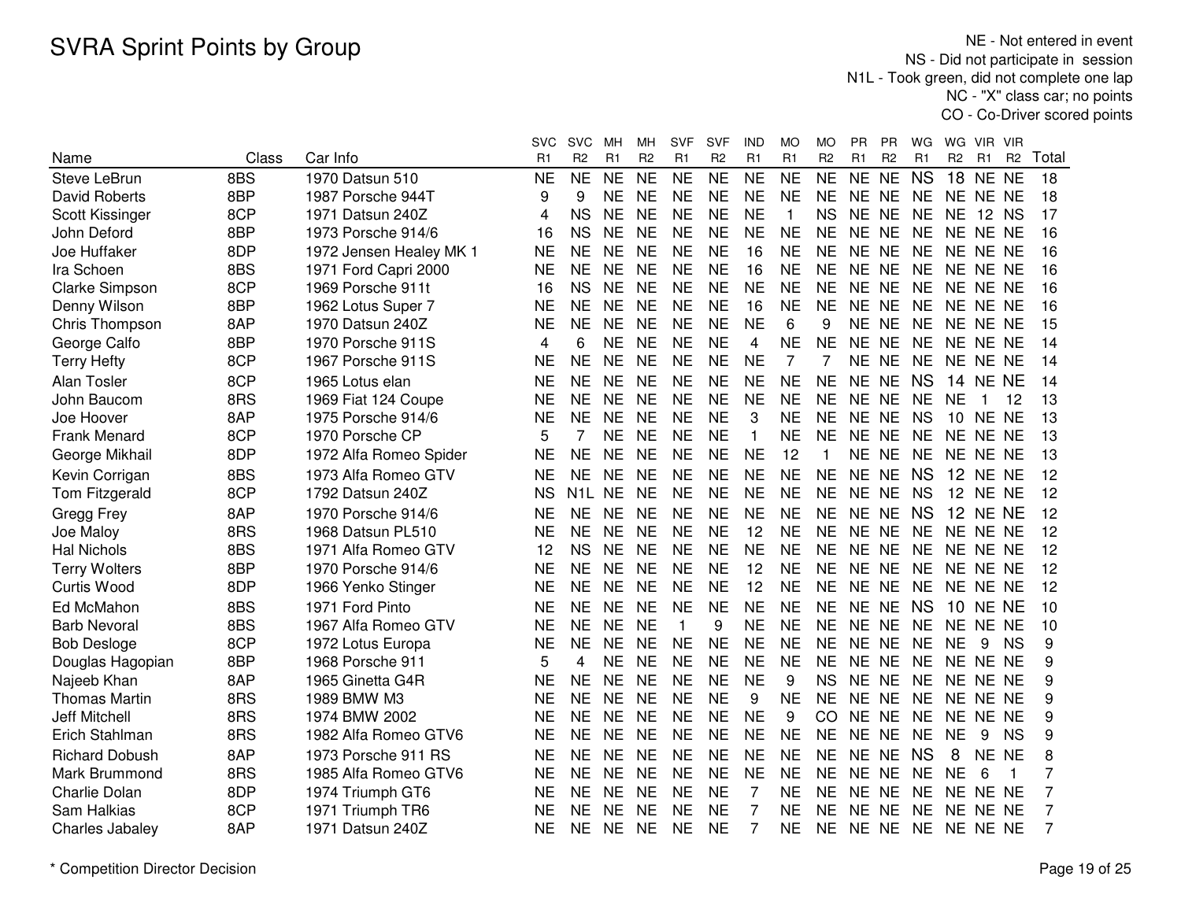# SVRA Sprint Points by Group

NE - Not entered in event
NS - Did not participate in session
N1L - Took green, did not complete one lap
NC - "X" class car; no points
CO - Co-Driver scored points

| Name | Class | Car Info | SVC R1 | SVC R2 | MH R1 | MH R2 | SVF R1 | SVF R2 | IND R1 | MO R1 | MO R2 | PR R1 | PR R2 | WG R1 | WG R2 | VIR R1 | VIR R2 | Total |
|---|---|---|---|---|---|---|---|---|---|---|---|---|---|---|---|---|---|---|
| Steve LeBrun | 8BS | 1970 Datsun 510 | NE | NE | NE | NE | NE | NE | NE | NE | NE | NE | NE | NS | 18 | NE | NE | 18 |
| David Roberts | 8BP | 1987 Porsche 944T | 9 | 9 | NE | NE | NE | NE | NE | NE | NE | NE | NE | NE | NE | NE | NE | 18 |
| Scott Kissinger | 8CP | 1971 Datsun 240Z | 4 | NS | NE | NE | NE | NE | NE | 1 | NS | NE | NE | NE | NE | 12 | NS | 17 |
| John Deford | 8BP | 1973 Porsche 914/6 | 16 | NS | NE | NE | NE | NE | NE | NE | NE | NE | NE | NE | NE | NE | NE | 16 |
| Joe Huffaker | 8DP | 1972 Jensen Healey MK 1 | NE | NE | NE | NE | NE | NE | 16 | NE | NE | NE | NE | NE | NE | NE | NE | 16 |
| Ira Schoen | 8BS | 1971 Ford Capri 2000 | NE | NE | NE | NE | NE | NE | 16 | NE | NE | NE | NE | NE | NE | NE | NE | 16 |
| Clarke Simpson | 8CP | 1969 Porsche 911t | 16 | NS | NE | NE | NE | NE | NE | NE | NE | NE | NE | NE | NE | NE | NE | 16 |
| Denny Wilson | 8BP | 1962 Lotus Super 7 | NE | NE | NE | NE | NE | NE | 16 | NE | NE | NE | NE | NE | NE | NE | NE | 16 |
| Chris Thompson | 8AP | 1970 Datsun 240Z | NE | NE | NE | NE | NE | NE | NE | 6 | 9 | NE | NE | NE | NE | NE | NE | 15 |
| George Calfo | 8BP | 1970 Porsche 911S | 4 | 6 | NE | NE | NE | NE | 4 | NE | NE | NE | NE | NE | NE | NE | NE | 14 |
| Terry Hefty | 8CP | 1967 Porsche 911S | NE | NE | NE | NE | NE | NE | NE | 7 | 7 | NE | NE | NE | NE | NE | NE | 14 |
| Alan Tosler | 8CP | 1965 Lotus elan | NE | NE | NE | NE | NE | NE | NE | NE | NE | NE | NE | NS | 14 | NE | NE | 14 |
| John Baucom | 8RS | 1969 Fiat 124 Coupe | NE | NE | NE | NE | NE | NE | NE | NE | NE | NE | NE | NE | NE | 1 | 12 | 13 |
| Joe Hoover | 8AP | 1975 Porsche 914/6 | NE | NE | NE | NE | NE | NE | 3 | NE | NE | NE | NE | NS | 10 | NE | NE | 13 |
| Frank Menard | 8CP | 1970 Porsche CP | 5 | 7 | NE | NE | NE | NE | 1 | NE | NE | NE | NE | NE | NE | NE | NE | 13 |
| George Mikhail | 8DP | 1972 Alfa Romeo Spider | NE | NE | NE | NE | NE | NE | NE | 12 | 1 | NE | NE | NE | NE | NE | NE | 13 |
| Kevin Corrigan | 8BS | 1973 Alfa Romeo GTV | NE | NE | NE | NE | NE | NE | NE | NE | NE | NE | NE | NS | 12 | NE | NE | 12 |
| Tom Fitzgerald | 8CP | 1792 Datsun 240Z | NS | N1L | NE | NE | NE | NE | NE | NE | NE | NE | NE | NS | 12 | NE | NE | 12 |
| Gregg Frey | 8AP | 1970 Porsche 914/6 | NE | NE | NE | NE | NE | NE | NE | NE | NE | NE | NE | NS | 12 | NE | NE | 12 |
| Joe Maloy | 8RS | 1968 Datsun PL510 | NE | NE | NE | NE | NE | NE | 12 | NE | NE | NE | NE | NE | NE | NE | NE | 12 |
| Hal Nichols | 8BS | 1971 Alfa Romeo GTV | 12 | NS | NE | NE | NE | NE | NE | NE | NE | NE | NE | NE | NE | NE | NE | 12 |
| Terry Wolters | 8BP | 1970 Porsche 914/6 | NE | NE | NE | NE | NE | NE | 12 | NE | NE | NE | NE | NE | NE | NE | NE | 12 |
| Curtis Wood | 8DP | 1966 Yenko Stinger | NE | NE | NE | NE | NE | NE | 12 | NE | NE | NE | NE | NE | NE | NE | NE | 12 |
| Ed McMahon | 8BS | 1971 Ford Pinto | NE | NE | NE | NE | NE | NE | NE | NE | NE | NE | NE | NS | 10 | NE | NE | 10 |
| Barb Nevoral | 8BS | 1967 Alfa Romeo GTV | NE | NE | NE | NE | 1 | 9 | NE | NE | NE | NE | NE | NE | NE | NE | NE | 10 |
| Bob Desloge | 8CP | 1972 Lotus Europa | NE | NE | NE | NE | NE | NE | NE | NE | NE | NE | NE | NE | NE | 9 | NS | 9 |
| Douglas Hagopian | 8BP | 1968 Porsche 911 | 5 | 4 | NE | NE | NE | NE | NE | NE | NE | NE | NE | NE | NE | NE | NE | 9 |
| Najeeb Khan | 8AP | 1965 Ginetta G4R | NE | NE | NE | NE | NE | NE | NE | 9 | NS | NE | NE | NE | NE | NE | NE | 9 |
| Thomas Martin | 8RS | 1989 BMW M3 | NE | NE | NE | NE | NE | NE | 9 | NE | NE | NE | NE | NE | NE | NE | NE | 9 |
| Jeff Mitchell | 8RS | 1974 BMW 2002 | NE | NE | NE | NE | NE | NE | NE | 9 | CO | NE | NE | NE | NE | NE | NE | 9 |
| Erich Stahlman | 8RS | 1982 Alfa Romeo GTV6 | NE | NE | NE | NE | NE | NE | NE | NE | NE | NE | NE | NE | NE | 9 | NS | 9 |
| Richard Dobush | 8AP | 1973 Porsche 911 RS | NE | NE | NE | NE | NE | NE | NE | NE | NE | NE | NE | NS | 8 | NE | NE | 8 |
| Mark Brummond | 8RS | 1985 Alfa Romeo GTV6 | NE | NE | NE | NE | NE | NE | NE | NE | NE | NE | NE | NE | NE | 6 | 1 | 7 |
| Charlie Dolan | 8DP | 1974 Triumph GT6 | NE | NE | NE | NE | NE | NE | 7 | NE | NE | NE | NE | NE | NE | NE | NE | 7 |
| Sam Halkias | 8CP | 1971 Triumph TR6 | NE | NE | NE | NE | NE | NE | 7 | NE | NE | NE | NE | NE | NE | NE | NE | 7 |
| Charles Jabaley | 8AP | 1971 Datsun 240Z | NE | NE | NE | NE | NE | NE | 7 | NE | NE | NE | NE | NE | NE | NE | NE | 7 |

* Competition Director Decision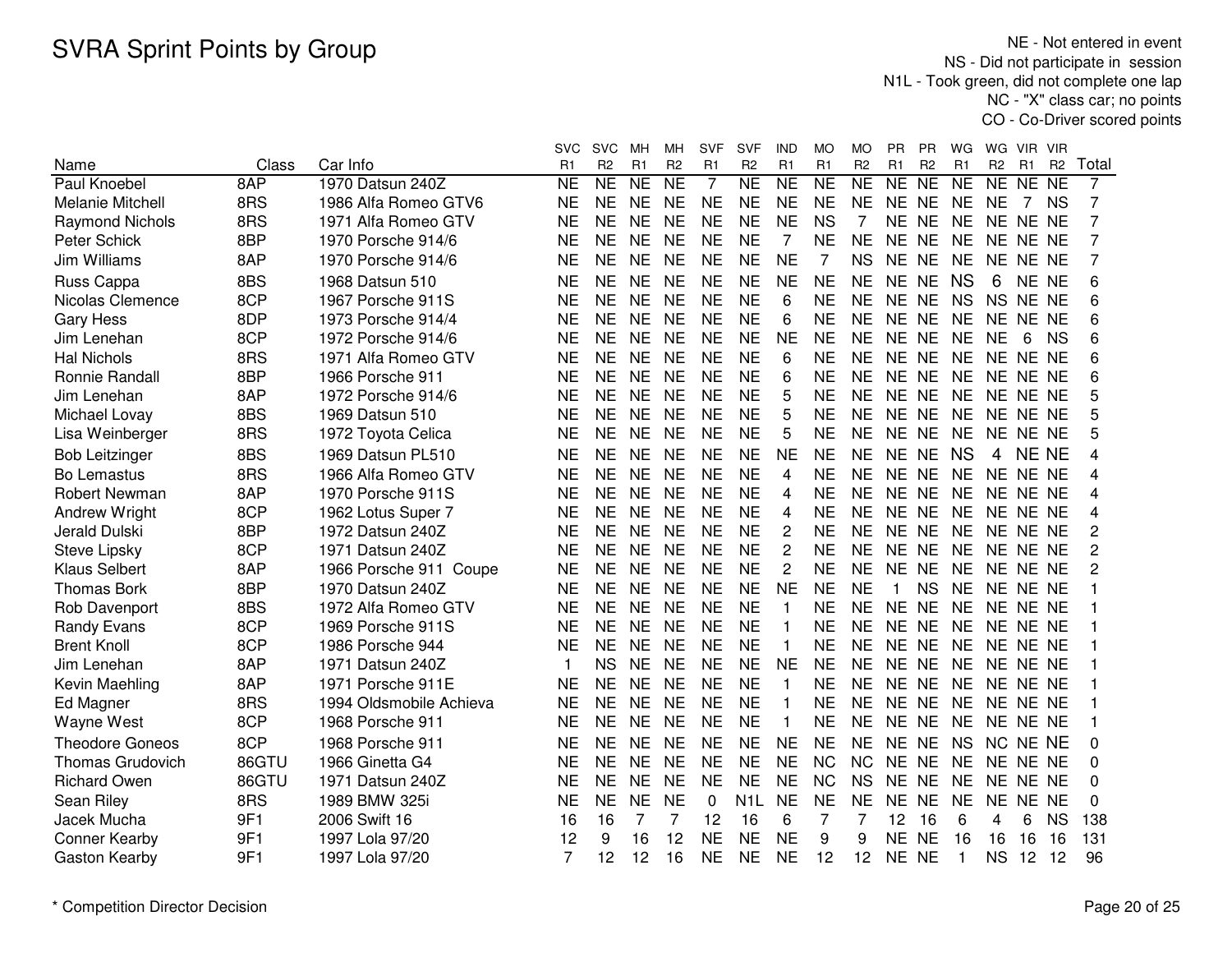# SVRA Sprint Points by Group

NE - Not entered in event
NS - Did not participate in session
N1L - Took green, did not complete one lap
NC - "X" class car; no points
CO - Co-Driver scored points

| Name | Class | Car Info | SVC R1 | SVC R2 | MH R1 | MH R2 | SVF R1 | SVF R2 | IND R1 | MO R1 | MO R2 | PR R1 | PR R2 | WG R1 | WG R2 | VIR R1 | VIR R2 | Total |
|---|---|---|---|---|---|---|---|---|---|---|---|---|---|---|---|---|---|---|
| Paul Knoebel | 8AP | 1970 Datsun 240Z | NE | NE | NE | NE | 7 | NE | NE | NE | NE | NE | NE | NE | NE | NE | NE | 7 |
| Melanie Mitchell | 8RS | 1986 Alfa Romeo GTV6 | NE | NE | NE | NE | NE | NE | NE | NE | NE | NE | NE | NE | NE | 7 | NS | 7 |
| Raymond Nichols | 8RS | 1971 Alfa Romeo GTV | NE | NE | NE | NE | NE | NE | NE | NS | 7 | NE | NE | NE | NE | NE | NE | 7 |
| Peter Schick | 8BP | 1970 Porsche 914/6 | NE | NE | NE | NE | NE | NE | 7 | NE | NE | NE | NE | NE | NE | NE | NE | 7 |
| Jim Williams | 8AP | 1970 Porsche 914/6 | NE | NE | NE | NE | NE | NE | NE | 7 | NS | NE | NE | NE | NE | NE | NE | 7 |
| Russ Cappa | 8BS | 1968 Datsun 510 | NE | NE | NE | NE | NE | NE | NE | NE | NE | NE | NE | NS | 6 | NE | NE | 6 |
| Nicolas Clemence | 8CP | 1967 Porsche 911S | NE | NE | NE | NE | NE | NE | 6 | NE | NE | NE | NE | NS | NS | NE | NE | 6 |
| Gary Hess | 8DP | 1973 Porsche 914/4 | NE | NE | NE | NE | NE | NE | 6 | NE | NE | NE | NE | NE | NE | NE | NE | 6 |
| Jim Lenehan | 8CP | 1972 Porsche 914/6 | NE | NE | NE | NE | NE | NE | NE | NE | NE | NE | NE | NE | NE | 6 | NS | 6 |
| Hal Nichols | 8RS | 1971 Alfa Romeo GTV | NE | NE | NE | NE | NE | NE | 6 | NE | NE | NE | NE | NE | NE | NE | NE | 6 |
| Ronnie Randall | 8BP | 1966 Porsche 911 | NE | NE | NE | NE | NE | NE | 6 | NE | NE | NE | NE | NE | NE | NE | NE | 6 |
| Jim Lenehan | 8AP | 1972 Porsche 914/6 | NE | NE | NE | NE | NE | NE | 5 | NE | NE | NE | NE | NE | NE | NE | NE | 5 |
| Michael Lovay | 8BS | 1969 Datsun 510 | NE | NE | NE | NE | NE | NE | 5 | NE | NE | NE | NE | NE | NE | NE | NE | 5 |
| Lisa Weinberger | 8RS | 1972 Toyota Celica | NE | NE | NE | NE | NE | NE | 5 | NE | NE | NE | NE | NE | NE | NE | NE | 5 |
| Bob Leitzinger | 8BS | 1969 Datsun PL510 | NE | NE | NE | NE | NE | NE | NE | NE | NE | NE | NE | NS | 4 | NE | NE | 4 |
| Bo Lemastus | 8RS | 1966 Alfa Romeo GTV | NE | NE | NE | NE | NE | NE | 4 | NE | NE | NE | NE | NE | NE | NE | NE | 4 |
| Robert Newman | 8AP | 1970 Porsche 911S | NE | NE | NE | NE | NE | NE | 4 | NE | NE | NE | NE | NE | NE | NE | NE | 4 |
| Andrew Wright | 8CP | 1962 Lotus Super 7 | NE | NE | NE | NE | NE | NE | 4 | NE | NE | NE | NE | NE | NE | NE | NE | 4 |
| Jerald Dulski | 8BP | 1972 Datsun 240Z | NE | NE | NE | NE | NE | NE | 2 | NE | NE | NE | NE | NE | NE | NE | NE | 2 |
| Steve Lipsky | 8CP | 1971 Datsun 240Z | NE | NE | NE | NE | NE | NE | 2 | NE | NE | NE | NE | NE | NE | NE | NE | 2 |
| Klaus Selbert | 8AP | 1966 Porsche 911 Coupe | NE | NE | NE | NE | NE | NE | 2 | NE | NE | NE | NE | NE | NE | NE | NE | 2 |
| Thomas Bork | 8BP | 1970 Datsun 240Z | NE | NE | NE | NE | NE | NE | NE | NE | NE | 1 | NS | NE | NE | NE | NE | 1 |
| Rob Davenport | 8BS | 1972 Alfa Romeo GTV | NE | NE | NE | NE | NE | NE | 1 | NE | NE | NE | NE | NE | NE | NE | NE | 1 |
| Randy Evans | 8CP | 1969 Porsche 911S | NE | NE | NE | NE | NE | NE | 1 | NE | NE | NE | NE | NE | NE | NE | NE | 1 |
| Brent Knoll | 8CP | 1986 Porsche 944 | NE | NE | NE | NE | NE | NE | 1 | NE | NE | NE | NE | NE | NE | NE | NE | 1 |
| Jim Lenehan | 8AP | 1971 Datsun 240Z | 1 | NS | NE | NE | NE | NE | NE | NE | NE | NE | NE | NE | NE | NE | NE | 1 |
| Kevin Maehling | 8AP | 1971 Porsche 911E | NE | NE | NE | NE | NE | NE | 1 | NE | NE | NE | NE | NE | NE | NE | NE | 1 |
| Ed Magner | 8RS | 1994 Oldsmobile Achieva | NE | NE | NE | NE | NE | NE | 1 | NE | NE | NE | NE | NE | NE | NE | NE | 1 |
| Wayne West | 8CP | 1968 Porsche 911 | NE | NE | NE | NE | NE | NE | 1 | NE | NE | NE | NE | NE | NE | NE | NE | 1 |
| Theodore Goneos | 8CP | 1968 Porsche 911 | NE | NE | NE | NE | NE | NE | NE | NE | NE | NE | NE | NS | NC | NE | NE | 0 |
| Thomas Grudovich | 86GTU | 1966 Ginetta G4 | NE | NE | NE | NE | NE | NE | NE | NC | NC | NE | NE | NE | NE | NE | NE | 0 |
| Richard Owen | 86GTU | 1971 Datsun 240Z | NE | NE | NE | NE | NE | NE | NE | NC | NS | NE | NE | NE | NE | NE | NE | 0 |
| Sean Riley | 8RS | 1989 BMW 325i | NE | NE | NE | NE | 0 | N1L | NE | NE | NE | NE | NE | NE | NE | NE | NE | 0 |
| Jacek Mucha | 9F1 | 2006 Swift 16 | 16 | 16 | 7 | 7 | 12 | 16 | 6 | 7 | 7 | 12 | 16 | 6 | 4 | 6 | NS | 138 |
| Conner Kearby | 9F1 | 1997 Lola 97/20 | 12 | 9 | 16 | 12 | NE | NE | NE | 9 | 9 | NE | NE | 16 | 16 | 16 | 16 | 131 |
| Gaston Kearby | 9F1 | 1997 Lola 97/20 | 7 | 12 | 12 | 16 | NE | NE | NE | 12 | 12 | NE | NE | 1 | NS | 12 | 12 | 96 |

* Competition Director Decision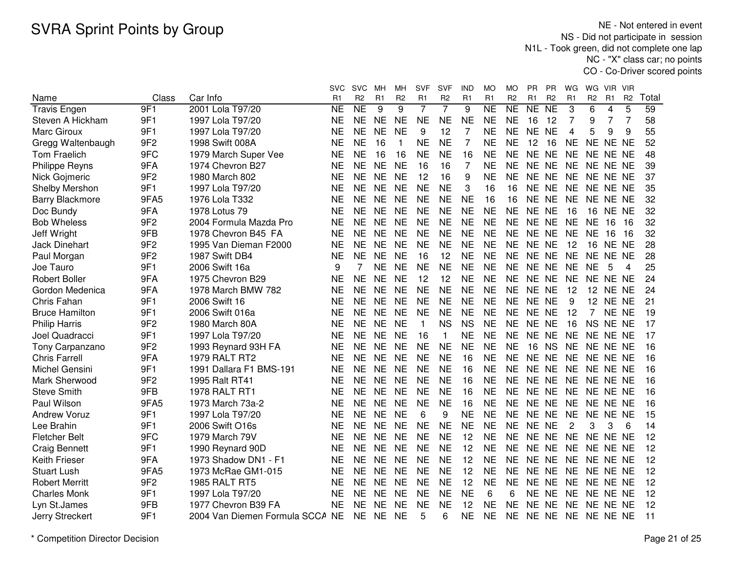# SVRA Sprint Points by Group

NE - Not entered in event
NS - Did not participate in session
N1L - Took green, did not complete one lap
NC - "X" class car; no points
CO - Co-Driver scored points

| Name | Class | Car Info | SVC R1 | SVC R2 | MH R1 | MH R2 | SVF R1 | SVF R2 | IND R1 | MO R1 | MO R2 | PR R1 | PR R2 | WG R1 | WG R2 | VIR R1 | VIR R2 | Total |
|---|---|---|---|---|---|---|---|---|---|---|---|---|---|---|---|---|---|---|
| Travis Engen | 9F1 | 2001 Lola T97/20 | NE | NE | 9 | 9 | 7 | 7 | 9 | NE | NE | NE | NE | 3 | 6 | 4 | 5 | 59 |
| Steven A Hickham | 9F1 | 1997 Lola T97/20 | NE | NE | NE | NE | NE | NE | NE | NE | NE | 16 | 12 | 7 | 9 | 7 | 7 | 58 |
| Marc Giroux | 9F1 | 1997 Lola T97/20 | NE | NE | NE | NE | 9 | 12 | 7 | NE | NE | NE | NE | 4 | 5 | 9 | 9 | 55 |
| Gregg Waltenbaugh | 9F2 | 1998 Swift 008A | NE | NE | 16 | 1 | NE | NE | 7 | NE | NE | 12 | 16 | NE | NE | NE | NE | 52 |
| Tom Fraelich | 9FC | 1979 March Super Vee | NE | NE | 16 | 16 | NE | NE | 16 | NE | NE | NE | NE | NE | NE | NE | NE | 48 |
| Philippe Reyns | 9FA | 1974 Chevron B27 | NE | NE | NE | NE | 16 | 16 | 7 | NE | NE | NE | NE | NE | NE | NE | NE | 39 |
| Nick Gojmeric | 9F2 | 1980 March 802 | NE | NE | NE | NE | 12 | 16 | 9 | NE | NE | NE | NE | NE | NE | NE | NE | 37 |
| Shelby Mershon | 9F1 | 1997 Lola T97/20 | NE | NE | NE | NE | NE | NE | 3 | 16 | 16 | NE | NE | NE | NE | NE | NE | 35 |
| Barry Blackmore | 9FA5 | 1976 Lola T332 | NE | NE | NE | NE | NE | NE | NE | 16 | 16 | NE | NE | NE | NE | NE | NE | 32 |
| Doc Bundy | 9FA | 1978 Lotus 79 | NE | NE | NE | NE | NE | NE | NE | NE | NE | NE | NE | 16 | 16 | NE | NE | 32 |
| Bob Wheless | 9F2 | 2004 Formula Mazda Pro | NE | NE | NE | NE | NE | NE | NE | NE | NE | NE | NE | NE | NE | 16 | 16 | 32 |
| Jeff Wright | 9FB | 1978 Chevron B45 FA | NE | NE | NE | NE | NE | NE | NE | NE | NE | NE | NE | NE | NE | 16 | 16 | 32 |
| Jack Dinehart | 9F2 | 1995 Van Dieman F2000 | NE | NE | NE | NE | NE | NE | NE | NE | NE | NE | NE | 12 | 16 | NE | NE | 28 |
| Paul Morgan | 9F2 | 1987 Swift DB4 | NE | NE | NE | NE | 16 | 12 | NE | NE | NE | NE | NE | NE | NE | NE | NE | 28 |
| Joe Tauro | 9F1 | 2006 Swift 16a | 9 | 7 | NE | NE | NE | NE | NE | NE | NE | NE | NE | NE | NE | 5 | 4 | 25 |
| Robert Boller | 9FA | 1975 Chevron B29 | NE | NE | NE | NE | 12 | 12 | NE | NE | NE | NE | NE | NE | NE | NE | NE | 24 |
| Gordon Medenica | 9FA | 1978 March BMW 782 | NE | NE | NE | NE | NE | NE | NE | NE | NE | NE | NE | 12 | 12 | NE | NE | 24 |
| Chris Fahan | 9F1 | 2006 Swift 16 | NE | NE | NE | NE | NE | NE | NE | NE | NE | NE | NE | 9 | 12 | NE | NE | 21 |
| Bruce Hamilton | 9F1 | 2006 Swift 016a | NE | NE | NE | NE | NE | NE | NE | NE | NE | NE | NE | 12 | 7 | NE | NE | 19 |
| Philip Harris | 9F2 | 1980 March 80A | NE | NE | NE | NE | 1 | NS | NS | NE | NE | NE | NE | 16 | NS | NE | NE | 17 |
| Joel Quadracci | 9F1 | 1997 Lola T97/20 | NE | NE | NE | NE | 16 | 1 | NE | NE | NE | NE | NE | NE | NE | NE | NE | 17 |
| Tony Carpanzano | 9F2 | 1993 Reynard 93H FA | NE | NE | NE | NE | NE | NE | NE | NE | NE | 16 | NS | NE | NE | NE | NE | 16 |
| Chris Farrell | 9FA | 1979 RALT RT2 | NE | NE | NE | NE | NE | NE | 16 | NE | NE | NE | NE | NE | NE | NE | NE | 16 |
| Michel Gensini | 9F1 | 1991 Dallara F1 BMS-191 | NE | NE | NE | NE | NE | NE | 16 | NE | NE | NE | NE | NE | NE | NE | NE | 16 |
| Mark Sherwood | 9F2 | 1995 Ralt RT41 | NE | NE | NE | NE | NE | NE | 16 | NE | NE | NE | NE | NE | NE | NE | NE | 16 |
| Steve Smith | 9FB | 1978 RALT RT1 | NE | NE | NE | NE | NE | NE | 16 | NE | NE | NE | NE | NE | NE | NE | NE | 16 |
| Paul Wilson | 9FA5 | 1973 March 73a-2 | NE | NE | NE | NE | NE | NE | 16 | NE | NE | NE | NE | NE | NE | NE | NE | 16 |
| Andrew Voruz | 9F1 | 1997 Lola T97/20 | NE | NE | NE | NE | 6 | 9 | NE | NE | NE | NE | NE | NE | NE | NE | NE | 15 |
| Lee Brahin | 9F1 | 2006 Swift O16s | NE | NE | NE | NE | NE | NE | NE | NE | NE | NE | NE | 2 | 3 | 3 | 6 | 14 |
| Fletcher Belt | 9FC | 1979 March 79V | NE | NE | NE | NE | NE | NE | 12 | NE | NE | NE | NE | NE | NE | NE | NE | 12 |
| Craig Bennett | 9F1 | 1990 Reynard 90D | NE | NE | NE | NE | NE | NE | 12 | NE | NE | NE | NE | NE | NE | NE | NE | 12 |
| Keith Frieser | 9FA | 1973 Shadow DN1 - F1 | NE | NE | NE | NE | NE | NE | 12 | NE | NE | NE | NE | NE | NE | NE | NE | 12 |
| Stuart Lush | 9FA5 | 1973 McRae GM1-015 | NE | NE | NE | NE | NE | NE | 12 | NE | NE | NE | NE | NE | NE | NE | NE | 12 |
| Robert Merritt | 9F2 | 1985 RALT RT5 | NE | NE | NE | NE | NE | NE | 12 | NE | NE | NE | NE | NE | NE | NE | NE | 12 |
| Charles Monk | 9F1 | 1997 Lola T97/20 | NE | NE | NE | NE | NE | NE | NE | 6 | 6 | NE | NE | NE | NE | NE | NE | 12 |
| Lyn St.James | 9FB | 1977 Chevron B39 FA | NE | NE | NE | NE | NE | NE | 12 | NE | NE | NE | NE | NE | NE | NE | NE | 12 |
| Jerry Streckert | 9F1 | 2004 Van Diemen Formula SCCA | NE | NE | NE | NE | 5 | 6 | NE | NE | NE | NE | NE | NE | NE | NE | NE | 11 |

* Competition Director Decision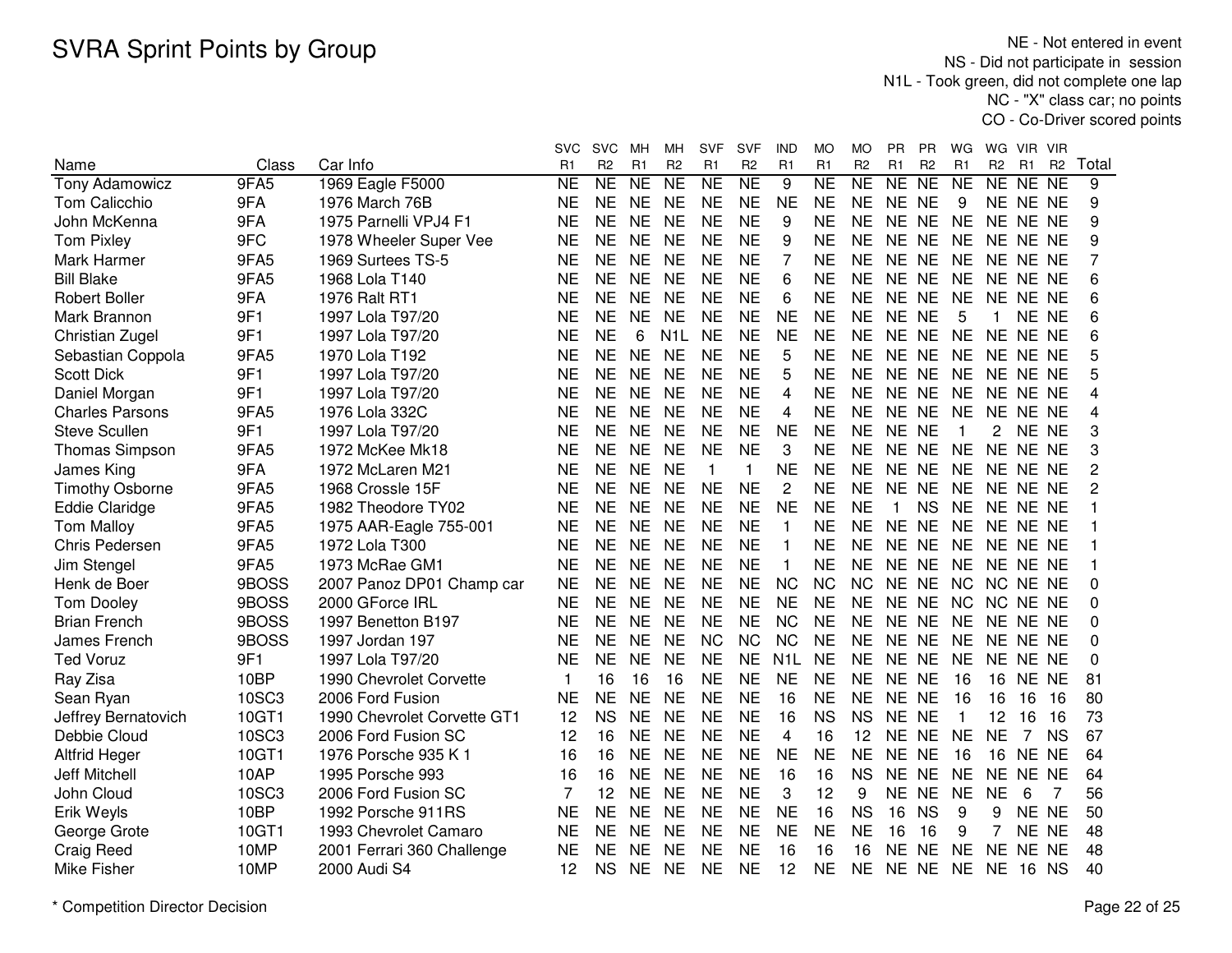# SVRA Sprint Points by Group

NE - Not entered in event
NS - Did not participate in session
N1L - Took green, did not complete one lap
NC - "X" class car; no points
CO - Co-Driver scored points

| Name | Class | Car Info | SVC R1 | SVC R2 | MH R1 | MH R2 | SVF R1 | SVF R2 | IND R1 | MO R1 | MO R2 | PR R1 | PR R2 | WG R1 | WG R2 | VIR R1 | VIR R2 | Total |
|---|---|---|---|---|---|---|---|---|---|---|---|---|---|---|---|---|---|---|
| Tony Adamowicz | 9FA5 | 1969 Eagle F5000 | NE | NE | NE | NE | NE | NE | 9 | NE | NE | NE | NE | NE | NE | NE | NE | 9 |
| Tom Calicchio | 9FA | 1976 March 76B | NE | NE | NE | NE | NE | NE | NE | NE | NE | NE | NE | 9 | NE | NE | NE | 9 |
| John McKenna | 9FA | 1975 Parnelli VPJ4 F1 | NE | NE | NE | NE | NE | NE | 9 | NE | NE | NE | NE | NE | NE | NE | NE | 9 |
| Tom Pixley | 9FC | 1978 Wheeler Super Vee | NE | NE | NE | NE | NE | NE | 9 | NE | NE | NE | NE | NE | NE | NE | NE | 9 |
| Mark Harmer | 9FA5 | 1969 Surtees TS-5 | NE | NE | NE | NE | NE | NE | 7 | NE | NE | NE | NE | NE | NE | NE | NE | 7 |
| Bill Blake | 9FA5 | 1968 Lola T140 | NE | NE | NE | NE | NE | NE | 6 | NE | NE | NE | NE | NE | NE | NE | NE | 6 |
| Robert Boller | 9FA | 1976 Ralt RT1 | NE | NE | NE | NE | NE | NE | 6 | NE | NE | NE | NE | NE | NE | NE | NE | 6 |
| Mark Brannon | 9F1 | 1997 Lola T97/20 | NE | NE | NE | NE | NE | NE | NE | NE | NE | NE | NE | 5 | 1 | NE | NE | 6 |
| Christian Zugel | 9F1 | 1997 Lola T97/20 | NE | NE | 6 | N1L | NE | NE | NE | NE | NE | NE | NE | NE | NE | NE | NE | 6 |
| Sebastian Coppola | 9FA5 | 1970 Lola T192 | NE | NE | NE | NE | NE | NE | 5 | NE | NE | NE | NE | NE | NE | NE | NE | 5 |
| Scott Dick | 9F1 | 1997 Lola T97/20 | NE | NE | NE | NE | NE | NE | 5 | NE | NE | NE | NE | NE | NE | NE | NE | 5 |
| Daniel Morgan | 9F1 | 1997 Lola T97/20 | NE | NE | NE | NE | NE | NE | 4 | NE | NE | NE | NE | NE | NE | NE | NE | 4 |
| Charles Parsons | 9FA5 | 1976 Lola 332C | NE | NE | NE | NE | NE | NE | 4 | NE | NE | NE | NE | NE | NE | NE | NE | 4 |
| Steve Scullen | 9F1 | 1997 Lola T97/20 | NE | NE | NE | NE | NE | NE | NE | NE | NE | NE | NE | 1 | 2 | NE | NE | 3 |
| Thomas Simpson | 9FA5 | 1972 McKee Mk18 | NE | NE | NE | NE | NE | NE | 3 | NE | NE | NE | NE | NE | NE | NE | NE | 3 |
| James King | 9FA | 1972 McLaren M21 | NE | NE | NE | NE | 1 | 1 | NE | NE | NE | NE | NE | NE | NE | NE | NE | 2 |
| Timothy Osborne | 9FA5 | 1968 Crossle 15F | NE | NE | NE | NE | NE | NE | 2 | NE | NE | NE | NE | NE | NE | NE | NE | 2 |
| Eddie Claridge | 9FA5 | 1982 Theodore TY02 | NE | NE | NE | NE | NE | NE | NE | NE | NE | 1 | NS | NE | NE | NE | NE | 1 |
| Tom Malloy | 9FA5 | 1975 AAR-Eagle 755-001 | NE | NE | NE | NE | NE | NE | 1 | NE | NE | NE | NE | NE | NE | NE | NE | 1 |
| Chris Pedersen | 9FA5 | 1972 Lola T300 | NE | NE | NE | NE | NE | NE | 1 | NE | NE | NE | NE | NE | NE | NE | NE | 1 |
| Jim Stengel | 9FA5 | 1973 McRae GM1 | NE | NE | NE | NE | NE | NE | 1 | NE | NE | NE | NE | NE | NE | NE | NE | 1 |
| Henk de Boer | 9BOSS | 2007 Panoz DP01 Champ car | NE | NE | NE | NE | NE | NE | NC | NC | NC | NE | NE | NC | NC | NE | NE | 0 |
| Tom Dooley | 9BOSS | 2000 GForce IRL | NE | NE | NE | NE | NE | NE | NE | NE | NE | NE | NE | NC | NC | NE | NE | 0 |
| Brian French | 9BOSS | 1997 Benetton B197 | NE | NE | NE | NE | NE | NE | NC | NE | NE | NE | NE | NE | NE | NE | NE | 0 |
| James French | 9BOSS | 1997 Jordan 197 | NE | NE | NE | NE | NC | NC | NC | NE | NE | NE | NE | NE | NE | NE | NE | 0 |
| Ted Voruz | 9F1 | 1997 Lola T97/20 | NE | NE | NE | NE | NE | NE | N1L | NE | NE | NE | NE | NE | NE | NE | NE | 0 |
| Ray Zisa | 10BP | 1990 Chevrolet Corvette | 1 | 16 | 16 | 16 | NE | NE | NE | NE | NE | NE | NE | 16 | 16 | NE | NE | 81 |
| Sean Ryan | 10SC3 | 2006 Ford Fusion | NE | NE | NE | NE | NE | NE | 16 | NE | NE | NE | NE | 16 | 16 | 16 | 16 | 80 |
| Jeffrey Bernatovich | 10GT1 | 1990 Chevrolet Corvette GT1 | 12 | NS | NE | NE | NE | NE | 16 | NS | NS | NE | NE | 1 | 12 | 16 | 16 | 73 |
| Debbie Cloud | 10SC3 | 2006 Ford Fusion SC | 12 | 16 | NE | NE | NE | NE | 4 | 16 | 12 | NE | NE | NE | NE | 7 | NS | 67 |
| Altfrid Heger | 10GT1 | 1976 Porsche 935 K 1 | 16 | 16 | NE | NE | NE | NE | NE | NE | NE | NE | NE | 16 | 16 | NE | NE | 64 |
| Jeff Mitchell | 10AP | 1995 Porsche 993 | 16 | 16 | NE | NE | NE | NE | 16 | 16 | NS | NE | NE | NE | NE | NE | NE | 64 |
| John Cloud | 10SC3 | 2006 Ford Fusion SC | 7 | 12 | NE | NE | NE | NE | 3 | 12 | 9 | NE | NE | NE | NE | 6 | 7 | 56 |
| Erik Weyls | 10BP | 1992 Porsche 911RS | NE | NE | NE | NE | NE | NE | NE | 16 | NS | 16 | NS | 9 | 9 | NE | NE | 50 |
| George Grote | 10GT1 | 1993 Chevrolet Camaro | NE | NE | NE | NE | NE | NE | NE | NE | NE | 16 | 16 | 9 | 7 | NE | NE | 48 |
| Craig Reed | 10MP | 2001 Ferrari 360 Challenge | NE | NE | NE | NE | NE | NE | 16 | 16 | 16 | NE | NE | NE | NE | NE | NE | 48 |
| Mike Fisher | 10MP | 2000 Audi S4 | 12 | NS | NE | NE | NE | NE | 12 | NE | NE | NE | NE | NE | NE | 16 | NS | 40 |

\* Competition Director Decision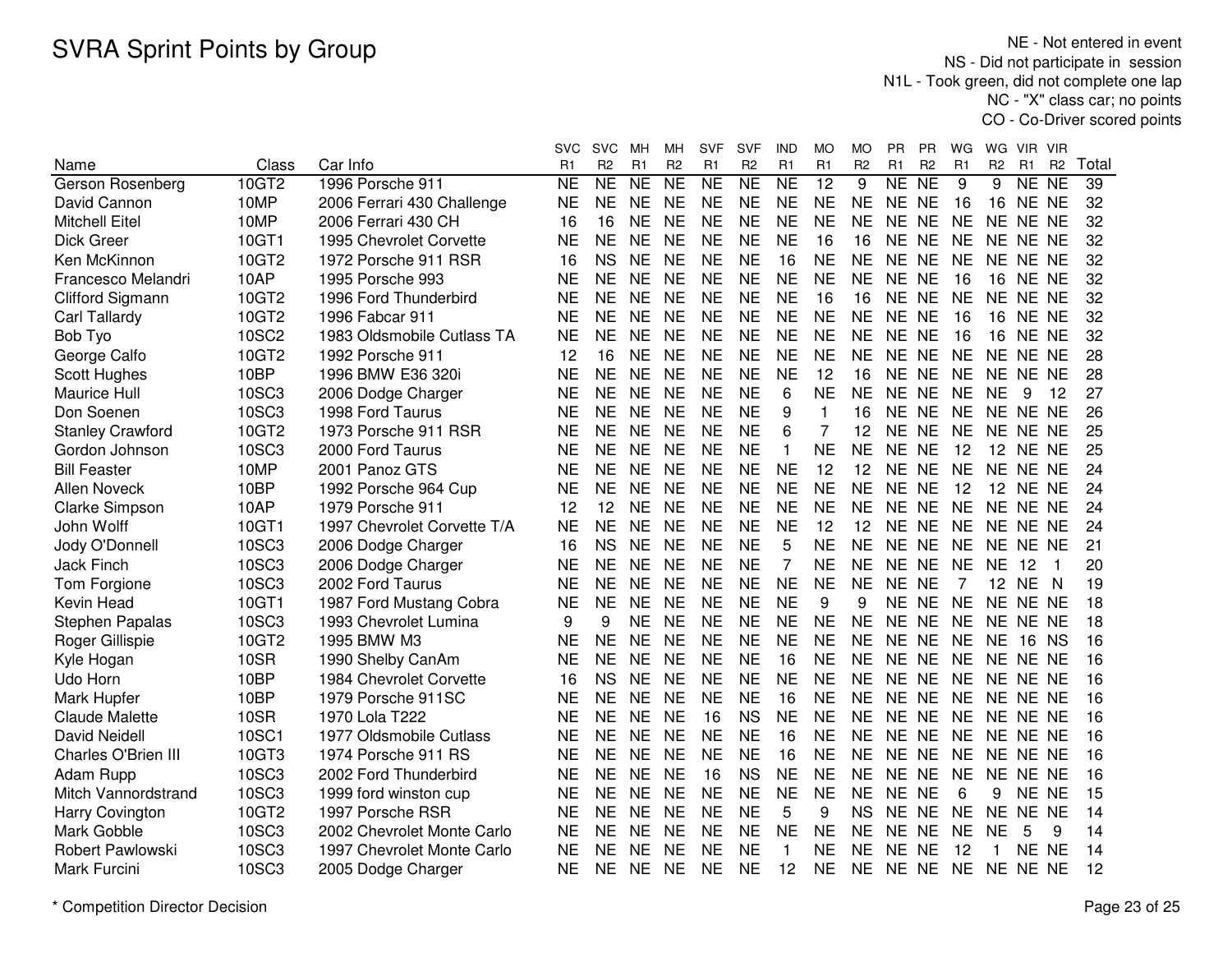# SVRA Sprint Points by Group

NE - Not entered in event
NS - Did not participate in session
N1L - Took green, did not complete one lap
NC - "X" class car; no points
CO - Co-Driver scored points

| Name | Class | Car Info | SVC R1 | SVC R2 | MH R1 | MH R2 | SVF R1 | SVF R2 | IND R1 | MO R1 | MO R2 | PR R1 | PR R2 | WG R1 | WG R2 | VIR R1 | VIR R2 | Total |
|---|---|---|---|---|---|---|---|---|---|---|---|---|---|---|---|---|---|---|
| Gerson Rosenberg | 10GT2 | 1996 Porsche 911 | NE | NE | NE | NE | NE | NE | NE | 12 | 9 | NE | NE | 9 | 9 | NE | NE | 39 |
| David Cannon | 10MP | 2006 Ferrari 430 Challenge | NE | NE | NE | NE | NE | NE | NE | NE | NE | NE | NE | 16 | 16 | NE | NE | 32 |
| Mitchell Eitel | 10MP | 2006 Ferrari 430 CH | 16 | 16 | NE | NE | NE | NE | NE | NE | NE | NE | NE | NE | NE | NE | NE | 32 |
| Dick Greer | 10GT1 | 1995 Chevrolet Corvette | NE | NE | NE | NE | NE | NE | NE | 16 | 16 | NE | NE | NE | NE | NE | NE | 32 |
| Ken McKinnon | 10GT2 | 1972 Porsche 911 RSR | 16 | NS | NE | NE | NE | NE | 16 | NE | NE | NE | NE | NE | NE | NE | NE | 32 |
| Francesco Melandri | 10AP | 1995 Porsche 993 | NE | NE | NE | NE | NE | NE | NE | NE | NE | NE | NE | 16 | 16 | NE | NE | 32 |
| Clifford Sigmann | 10GT2 | 1996 Ford Thunderbird | NE | NE | NE | NE | NE | NE | NE | 16 | 16 | NE | NE | NE | NE | NE | NE | 32 |
| Carl Tallardy | 10GT2 | 1996 Fabcar 911 | NE | NE | NE | NE | NE | NE | NE | NE | NE | NE | NE | 16 | 16 | NE | NE | 32 |
| Bob Tyo | 10SC2 | 1983 Oldsmobile Cutlass TA | NE | NE | NE | NE | NE | NE | NE | NE | NE | NE | NE | 16 | 16 | NE | NE | 32 |
| George Calfo | 10GT2 | 1992 Porsche 911 | 12 | 16 | NE | NE | NE | NE | NE | NE | NE | NE | NE | NE | NE | NE | NE | 28 |
| Scott Hughes | 10BP | 1996 BMW E36 320i | NE | NE | NE | NE | NE | NE | NE | 12 | 16 | NE | NE | NE | NE | NE | NE | 28 |
| Maurice Hull | 10SC3 | 2006 Dodge Charger | NE | NE | NE | NE | NE | NE | 6 | NE | NE | NE | NE | NE | NE | 9 | 12 | 27 |
| Don Soenen | 10SC3 | 1998 Ford Taurus | NE | NE | NE | NE | NE | NE | 9 | 1 | 16 | NE | NE | NE | NE | NE | NE | 26 |
| Stanley Crawford | 10GT2 | 1973 Porsche 911 RSR | NE | NE | NE | NE | NE | NE | 6 | 7 | 12 | NE | NE | NE | NE | NE | NE | 25 |
| Gordon Johnson | 10SC3 | 2000 Ford Taurus | NE | NE | NE | NE | NE | NE | 1 | NE | NE | NE | NE | 12 | 12 | NE | NE | 25 |
| Bill Feaster | 10MP | 2001 Panoz GTS | NE | NE | NE | NE | NE | NE | NE | 12 | 12 | NE | NE | NE | NE | NE | NE | 24 |
| Allen Noveck | 10BP | 1992 Porsche 964 Cup | NE | NE | NE | NE | NE | NE | NE | NE | NE | NE | NE | 12 | 12 | NE | NE | 24 |
| Clarke Simpson | 10AP | 1979 Porsche 911 | 12 | 12 | NE | NE | NE | NE | NE | NE | NE | NE | NE | NE | NE | NE | NE | 24 |
| John Wolff | 10GT1 | 1997 Chevrolet Corvette T/A | NE | NE | NE | NE | NE | NE | NE | 12 | 12 | NE | NE | NE | NE | NE | NE | 24 |
| Jody O'Donnell | 10SC3 | 2006 Dodge Charger | 16 | NS | NE | NE | NE | NE | 5 | NE | NE | NE | NE | NE | NE | NE | NE | 21 |
| Jack Finch | 10SC3 | 2006 Dodge Charger | NE | NE | NE | NE | NE | NE | 7 | NE | NE | NE | NE | NE | NE | 12 | 1 | 20 |
| Tom Forgione | 10SC3 | 2002 Ford Taurus | NE | NE | NE | NE | NE | NE | NE | NE | NE | NE | NE | 7 | 12 | NE | N | 19 |
| Kevin Head | 10GT1 | 1987 Ford Mustang Cobra | NE | NE | NE | NE | NE | NE | NE | 9 | 9 | NE | NE | NE | NE | NE | NE | 18 |
| Stephen Papalas | 10SC3 | 1993 Chevrolet Lumina | 9 | 9 | NE | NE | NE | NE | NE | NE | NE | NE | NE | NE | NE | NE | NE | 18 |
| Roger Gillispie | 10GT2 | 1995 BMW M3 | NE | NE | NE | NE | NE | NE | NE | NE | NE | NE | NE | NE | NE | 16 | NS | 16 |
| Kyle Hogan | 10SR | 1990 Shelby CanAm | NE | NE | NE | NE | NE | NE | 16 | NE | NE | NE | NE | NE | NE | NE | NE | 16 |
| Udo Horn | 10BP | 1984 Chevrolet Corvette | 16 | NS | NE | NE | NE | NE | NE | NE | NE | NE | NE | NE | NE | NE | NE | 16 |
| Mark Hupfer | 10BP | 1979 Porsche 911SC | NE | NE | NE | NE | NE | NE | 16 | NE | NE | NE | NE | NE | NE | NE | NE | 16 |
| Claude Malette | 10SR | 1970 Lola T222 | NE | NE | NE | NE | 16 | NS | NE | NE | NE | NE | NE | NE | NE | NE | NE | 16 |
| David Neidell | 10SC1 | 1977 Oldsmobile Cutlass | NE | NE | NE | NE | NE | NE | 16 | NE | NE | NE | NE | NE | NE | NE | NE | 16 |
| Charles O'Brien III | 10GT3 | 1974 Porsche 911 RS | NE | NE | NE | NE | NE | NE | 16 | NE | NE | NE | NE | NE | NE | NE | NE | 16 |
| Adam Rupp | 10SC3 | 2002 Ford Thunderbird | NE | NE | NE | NE | 16 | NS | NE | NE | NE | NE | NE | NE | NE | NE | NE | 16 |
| Mitch Vannordstrand | 10SC3 | 1999 ford winston cup | NE | NE | NE | NE | NE | NE | NE | NE | NE | NE | NE | 6 | 9 | NE | NE | 15 |
| Harry Covington | 10GT2 | 1997 Porsche RSR | NE | NE | NE | NE | NE | NE | 5 | 9 | NS | NE | NE | NE | NE | NE | NE | 14 |
| Mark Gobble | 10SC3 | 2002 Chevrolet Monte Carlo | NE | NE | NE | NE | NE | NE | NE | NE | NE | NE | NE | NE | NE | 5 | 9 | 14 |
| Robert Pawlowski | 10SC3 | 1997 Chevrolet Monte Carlo | NE | NE | NE | NE | NE | NE | 1 | NE | NE | NE | NE | 12 | 1 | NE | NE | 14 |
| Mark Furcini | 10SC3 | 2005 Dodge Charger | NE | NE | NE | NE | NE | NE | 12 | NE | NE | NE | NE | NE | NE | NE | NE | 12 |

\* Competition Director Decision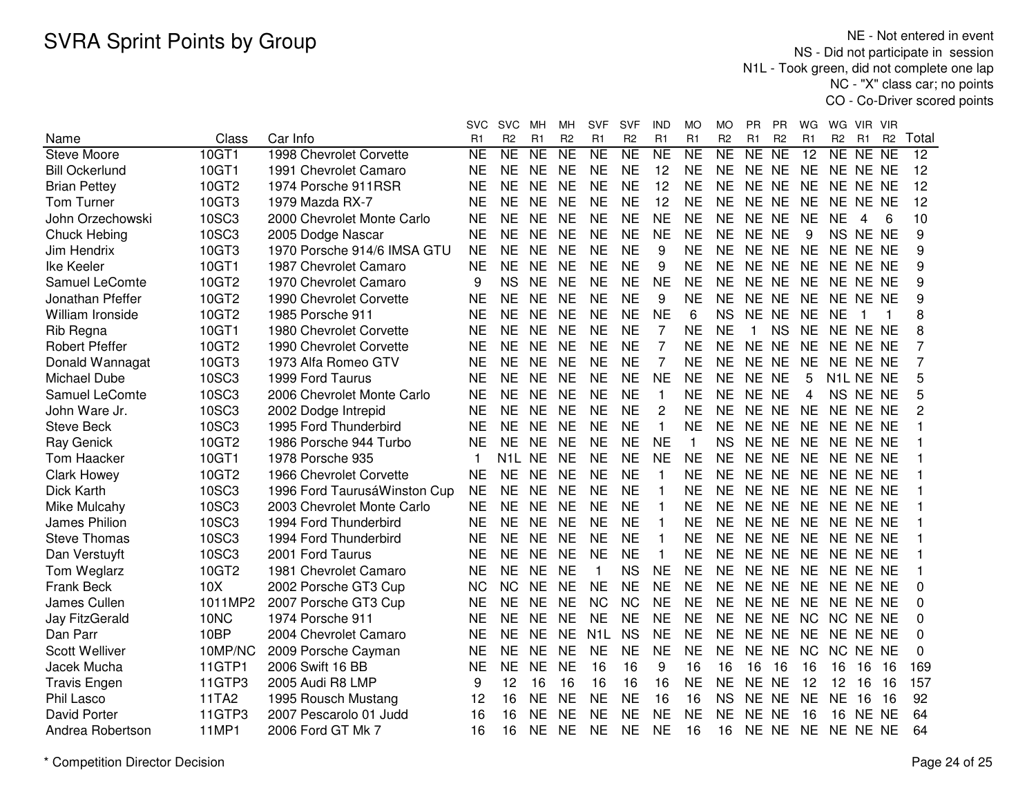# SVRA Sprint Points by Group

NE - Not entered in event
NS - Did not participate in session
N1L - Took green, did not complete one lap
NC - "X" class car; no points
CO - Co-Driver scored points

| Name | Class | Car Info | SVC R1 | SVC R2 | MH R1 | MH R2 | SVF R1 | SVF R2 | IND R1 | MO R1 | MO R2 | PR R1 | PR R2 | WG R1 | WG R2 | VIR R1 | VIR R2 | Total |
|---|---|---|---|---|---|---|---|---|---|---|---|---|---|---|---|---|---|---|
| Steve Moore | 10GT1 | 1998 Chevrolet Corvette | NE | NE | NE | NE | NE | NE | NE | NE | NE | NE | NE | 12 | NE | NE | NE | 12 |
| Bill Ockerlund | 10GT1 | 1991 Chevrolet Camaro | NE | NE | NE | NE | NE | NE | 12 | NE | NE | NE | NE | NE | NE | NE | NE | 12 |
| Brian Pettey | 10GT2 | 1974 Porsche 911RSR | NE | NE | NE | NE | NE | NE | 12 | NE | NE | NE | NE | NE | NE | NE | NE | 12 |
| Tom Turner | 10GT3 | 1979 Mazda RX-7 | NE | NE | NE | NE | NE | NE | 12 | NE | NE | NE | NE | NE | NE | NE | NE | 12 |
| John Orzechowski | 10SC3 | 2000 Chevrolet Monte Carlo | NE | NE | NE | NE | NE | NE | NE | NE | NE | NE | NE | NE | NE | 4 | 6 | 10 |
| Chuck Hebing | 10SC3 | 2005 Dodge Nascar | NE | NE | NE | NE | NE | NE | NE | NE | NE | NE | NE | 9 | NS | NE | NE | 9 |
| Jim Hendrix | 10GT3 | 1970 Porsche 914/6 IMSA GTU | NE | NE | NE | NE | NE | NE | 9 | NE | NE | NE | NE | NE | NE | NE | NE | 9 |
| Ike Keeler | 10GT1 | 1987 Chevrolet Camaro | NE | NE | NE | NE | NE | NE | 9 | NE | NE | NE | NE | NE | NE | NE | NE | 9 |
| Samuel LeComte | 10GT2 | 1970 Chevrolet Camaro | 9 | NS | NE | NE | NE | NE | NE | NE | NE | NE | NE | NE | NE | NE | NE | 9 |
| Jonathan Pfeffer | 10GT2 | 1990 Chevrolet Corvette | NE | NE | NE | NE | NE | NE | 9 | NE | NE | NE | NE | NE | NE | NE | NE | 9 |
| William Ironside | 10GT2 | 1985 Porsche 911 | NE | NE | NE | NE | NE | NE | NE | 6 | NS | NE | NE | NE | NE | 1 | 1 | 8 |
| Rib Regna | 10GT1 | 1980 Chevrolet Corvette | NE | NE | NE | NE | NE | NE | 7 | NE | NE | 1 | NS | NE | NE | NE | NE | 8 |
| Robert Pfeffer | 10GT2 | 1990 Chevrolet Corvette | NE | NE | NE | NE | NE | NE | 7 | NE | NE | NE | NE | NE | NE | NE | NE | 7 |
| Donald Wannagat | 10GT3 | 1973 Alfa Romeo GTV | NE | NE | NE | NE | NE | NE | 7 | NE | NE | NE | NE | NE | NE | NE | NE | 7 |
| Michael Dube | 10SC3 | 1999 Ford Taurus | NE | NE | NE | NE | NE | NE | NE | NE | NE | NE | NE | 5 | N1L | NE | NE | 5 |
| Samuel LeComte | 10SC3 | 2006 Chevrolet Monte Carlo | NE | NE | NE | NE | NE | NE | 1 | NE | NE | NE | NE | 4 | NS | NE | NE | 5 |
| John Ware Jr. | 10SC3 | 2002 Dodge Intrepid | NE | NE | NE | NE | NE | NE | 2 | NE | NE | NE | NE | NE | NE | NE | NE | 2 |
| Steve Beck | 10SC3 | 1995 Ford Thunderbird | NE | NE | NE | NE | NE | NE | 1 | NE | NE | NE | NE | NE | NE | NE | NE | 1 |
| Ray Genick | 10GT2 | 1986 Porsche 944 Turbo | NE | NE | NE | NE | NE | NE | NE | 1 | NS | NE | NE | NE | NE | NE | NE | 1 |
| Tom Haacker | 10GT1 | 1978 Porsche 935 | 1 | N1L | NE | NE | NE | NE | NE | NE | NE | NE | NE | NE | NE | NE | NE | 1 |
| Clark Howey | 10GT2 | 1966 Chevrolet Corvette | NE | NE | NE | NE | NE | NE | 1 | NE | NE | NE | NE | NE | NE | NE | NE | 1 |
| Dick Karth | 10SC3 | 1996 Ford TaurusáWinston Cup | NE | NE | NE | NE | NE | NE | 1 | NE | NE | NE | NE | NE | NE | NE | NE | 1 |
| Mike Mulcahy | 10SC3 | 2003 Chevrolet Monte Carlo | NE | NE | NE | NE | NE | NE | 1 | NE | NE | NE | NE | NE | NE | NE | NE | 1 |
| James Philion | 10SC3 | 1994 Ford Thunderbird | NE | NE | NE | NE | NE | NE | 1 | NE | NE | NE | NE | NE | NE | NE | NE | 1 |
| Steve Thomas | 10SC3 | 1994 Ford Thunderbird | NE | NE | NE | NE | NE | NE | 1 | NE | NE | NE | NE | NE | NE | NE | NE | 1 |
| Dan Verstuyft | 10SC3 | 2001 Ford Taurus | NE | NE | NE | NE | NE | NE | 1 | NE | NE | NE | NE | NE | NE | NE | NE | 1 |
| Tom Weglarz | 10GT2 | 1981 Chevrolet Camaro | NE | NE | NE | NE | 1 | NS | NE | NE | NE | NE | NE | NE | NE | NE | NE | 1 |
| Frank Beck | 10X | 2002 Porsche GT3 Cup | NC | NC | NE | NE | NE | NE | NE | NE | NE | NE | NE | NE | NE | NE | NE | 0 |
| James Cullen | 1011MP2 | 2007 Porsche GT3 Cup | NE | NE | NE | NE | NC | NC | NE | NE | NE | NE | NE | NE | NE | NE | NE | 0 |
| Jay FitzGerald | 10NC | 1974 Porsche 911 | NE | NE | NE | NE | NE | NE | NE | NE | NE | NE | NE | NC | NC | NE | NE | 0 |
| Dan Parr | 10BP | 2004 Chevrolet Camaro | NE | NE | NE | NE | N1L | NS | NE | NE | NE | NE | NE | NE | NE | NE | NE | 0 |
| Scott Welliver | 10MP/NC | 2009 Porsche Cayman | NE | NE | NE | NE | NE | NE | NE | NE | NE | NE | NE | NC | NC | NE | NE | 0 |
| Jacek Mucha | 11GTP1 | 2006 Swift 16 BB | NE | NE | NE | NE | 16 | 16 | 9 | 16 | 16 | 16 | 16 | 16 | 16 | 16 | 16 | 169 |
| Travis Engen | 11GTP3 | 2005 Audi R8 LMP | 9 | 12 | 16 | 16 | 16 | 16 | 16 | NE | NE | NE | NE | 12 | 12 | 16 | 16 | 157 |
| Phil Lasco | 11TA2 | 1995 Rousch Mustang | 12 | 16 | NE | NE | NE | NE | 16 | 16 | NS | NE | NE | NE | NE | 16 | 16 | 92 |
| David Porter | 11GTP3 | 2007 Pescarolo 01 Judd | 16 | 16 | NE | NE | NE | NE | NE | NE | NE | NE | NE | 16 | 16 | NE | NE | 64 |
| Andrea Robertson | 11MP1 | 2006 Ford GT Mk 7 | 16 | 16 | NE | NE | NE | NE | NE | 16 | 16 | NE | NE | NE | NE | NE | NE | 64 |

\* Competition Director Decision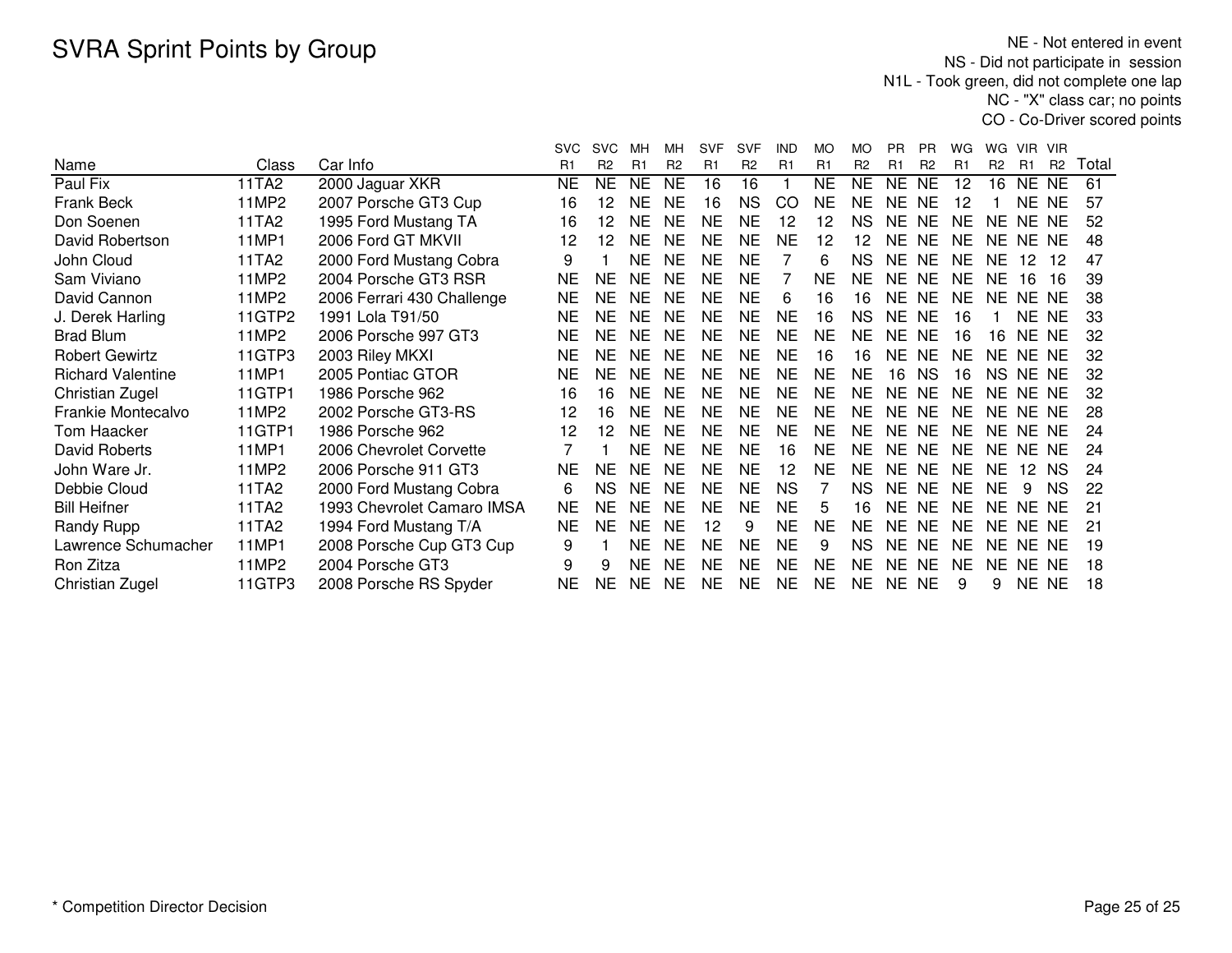# SVRA Sprint Points by Group

NE - Not entered in event
NS - Did not participate in session
N1L - Took green, did not complete one lap
NC - "X" class car; no points
CO - Co-Driver scored points

| Name | Class | Car Info | SVC R1 | SVC R2 | MH R1 | MH R2 | SVF R1 | SVF R2 | IND R1 | MO R1 | MO R2 | PR R1 | PR R2 | WG R1 | WG R2 | VIR R1 | VIR R2 | Total |
|---|---|---|---|---|---|---|---|---|---|---|---|---|---|---|---|---|---|---|
| Paul Fix | 11TA2 | 2000 Jaguar XKR | NE | NE | NE | NE | 16 | 16 | 1 | NE | NE | NE | NE | 12 | 16 | NE | NE | 61 |
| Frank Beck | 11MP2 | 2007 Porsche GT3 Cup | 16 | 12 | NE | NE | 16 | NS | CO | NE | NE | NE | NE | 12 | 1 | NE | NE | 57 |
| Don Soenen | 11TA2 | 1995 Ford Mustang TA | 16 | 12 | NE | NE | NE | NE | 12 | 12 | NS | NE | NE | NE | NE | NE | NE | 52 |
| David Robertson | 11MP1 | 2006 Ford GT MKVII | 12 | 12 | NE | NE | NE | NE | NE | 12 | 12 | NE | NE | NE | NE | NE | NE | 48 |
| John Cloud | 11TA2 | 2000 Ford Mustang Cobra | 9 | 1 | NE | NE | NE | NE | 7 | 6 | NS | NE | NE | NE | NE | 12 | 12 | 47 |
| Sam Viviano | 11MP2 | 2004 Porsche GT3 RSR | NE | NE | NE | NE | NE | NE | 7 | NE | NE | NE | NE | NE | NE | 16 | 16 | 39 |
| David Cannon | 11MP2 | 2006 Ferrari 430 Challenge | NE | NE | NE | NE | NE | NE | 6 | 16 | 16 | NE | NE | NE | NE | NE | NE | 38 |
| J. Derek Harling | 11GTP2 | 1991 Lola T91/50 | NE | NE | NE | NE | NE | NE | NE | 16 | NS | NE | NE | 16 | 1 | NE | NE | 33 |
| Brad Blum | 11MP2 | 2006 Porsche 997 GT3 | NE | NE | NE | NE | NE | NE | NE | NE | NE | NE | NE | 16 | 16 | NE | NE | 32 |
| Robert Gewirtz | 11GTP3 | 2003 Riley MKXI | NE | NE | NE | NE | NE | NE | NE | 16 | 16 | NE | NE | NE | NE | NE | NE | 32 |
| Richard Valentine | 11MP1 | 2005 Pontiac GTOR | NE | NE | NE | NE | NE | NE | NE | NE | NE | 16 | NS | 16 | NS | NE | NE | 32 |
| Christian Zugel | 11GTP1 | 1986 Porsche 962 | 16 | 16 | NE | NE | NE | NE | NE | NE | NE | NE | NE | NE | NE | NE | NE | 32 |
| Frankie Montecalvo | 11MP2 | 2002 Porsche GT3-RS | 12 | 16 | NE | NE | NE | NE | NE | NE | NE | NE | NE | NE | NE | NE | NE | 28 |
| Tom Haacker | 11GTP1 | 1986 Porsche 962 | 12 | 12 | NE | NE | NE | NE | NE | NE | NE | NE | NE | NE | NE | NE | NE | 24 |
| David Roberts | 11MP1 | 2006 Chevrolet Corvette | 7 | 1 | NE | NE | NE | NE | 16 | NE | NE | NE | NE | NE | NE | NE | NE | 24 |
| John Ware Jr. | 11MP2 | 2006 Porsche 911 GT3 | NE | NE | NE | NE | NE | NE | 12 | NE | NE | NE | NE | NE | NE | 12 | NS | 24 |
| Debbie Cloud | 11TA2 | 2000 Ford Mustang Cobra | 6 | NS | NE | NE | NE | NE | NS | 7 | NS | NE | NE | NE | NE | 9 | NS | 22 |
| Bill Heifner | 11TA2 | 1993 Chevrolet Camaro IMSA | NE | NE | NE | NE | NE | NE | NE | 5 | 16 | NE | NE | NE | NE | NE | NE | 21 |
| Randy Rupp | 11TA2 | 1994 Ford Mustang T/A | NE | NE | NE | NE | 12 | 9 | NE | NE | NE | NE | NE | NE | NE | NE | NE | 21 |
| Lawrence Schumacher | 11MP1 | 2008 Porsche Cup GT3 Cup | 9 | 1 | NE | NE | NE | NE | NE | 9 | NS | NE | NE | NE | NE | NE | NE | 19 |
| Ron Zitza | 11MP2 | 2004 Porsche GT3 | 9 | 9 | NE | NE | NE | NE | NE | NE | NE | NE | NE | NE | NE | NE | NE | 18 |
| Christian Zugel | 11GTP3 | 2008 Porsche RS Spyder | NE | NE | NE | NE | NE | NE | NE | NE | NE | NE | NE | 9 | 9 | NE | NE | 18 |

\* Competition Director Decision